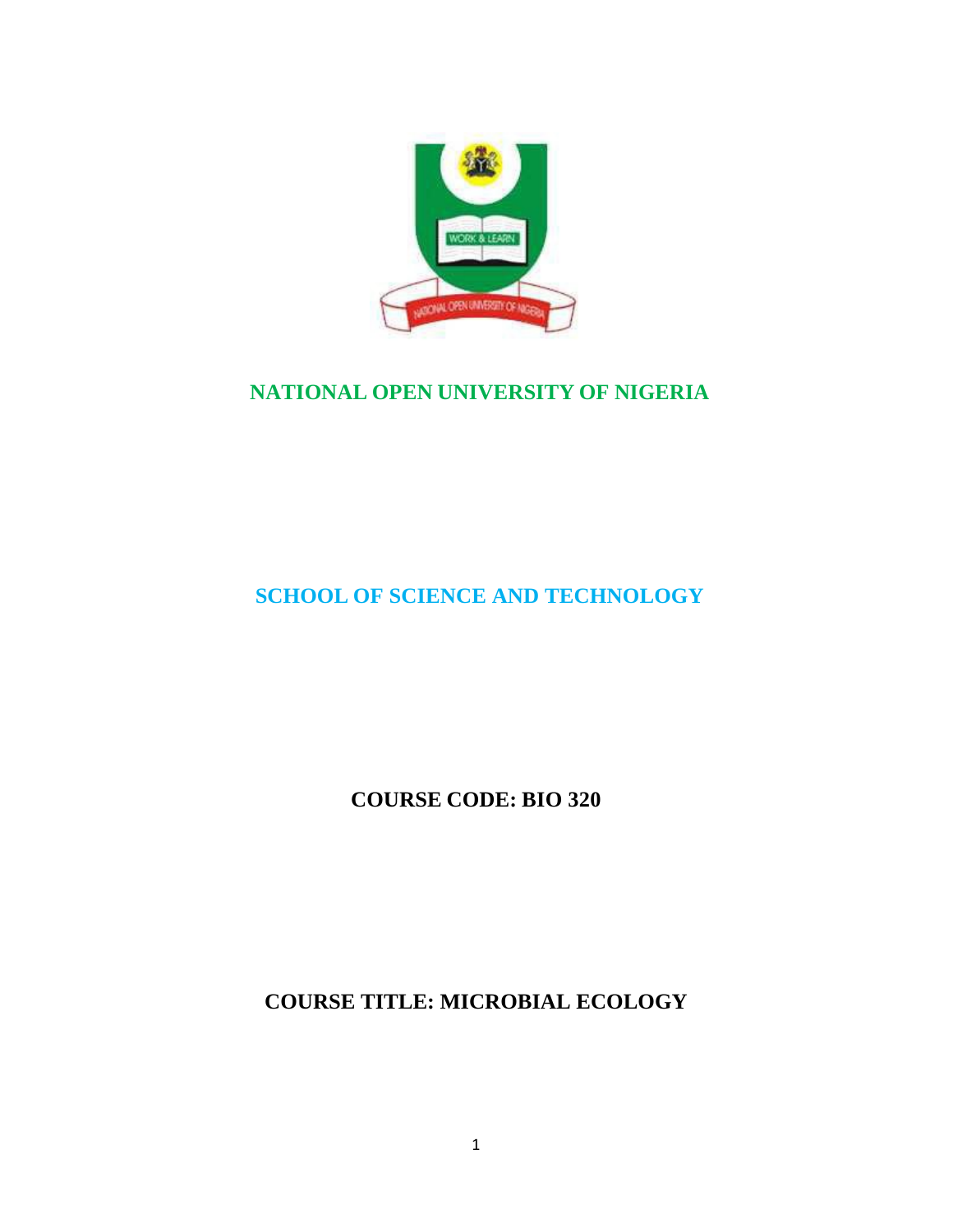# NATIONAL OPEN UNIVERSITY OF NIGERIA

## SCHOOL OF SCIENCE AND TECHNOLOGY

**COURSE CODE: BIO 320**

**COURSE TITLE: MICROBIAL ECOLOGY**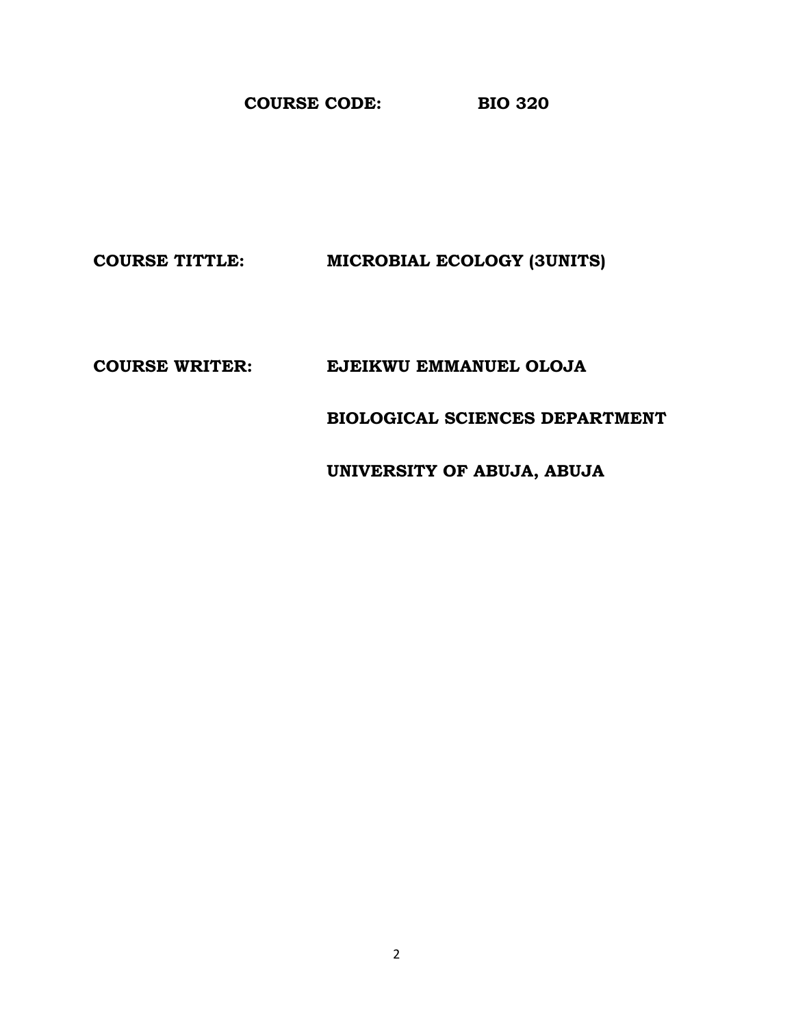**COURSE CODE:** **BIO 320**

**COURSE TITTLE:** **MICROBIAL ECOLOGY (3UNITS)**

**COURSE WRITER:** **EJEIKWU EMMANUEL OLOJA**

**BIOLOGICAL SCIENCES DEPARTMENT**

**UNIVERSITY OF ABUJA, ABUJA**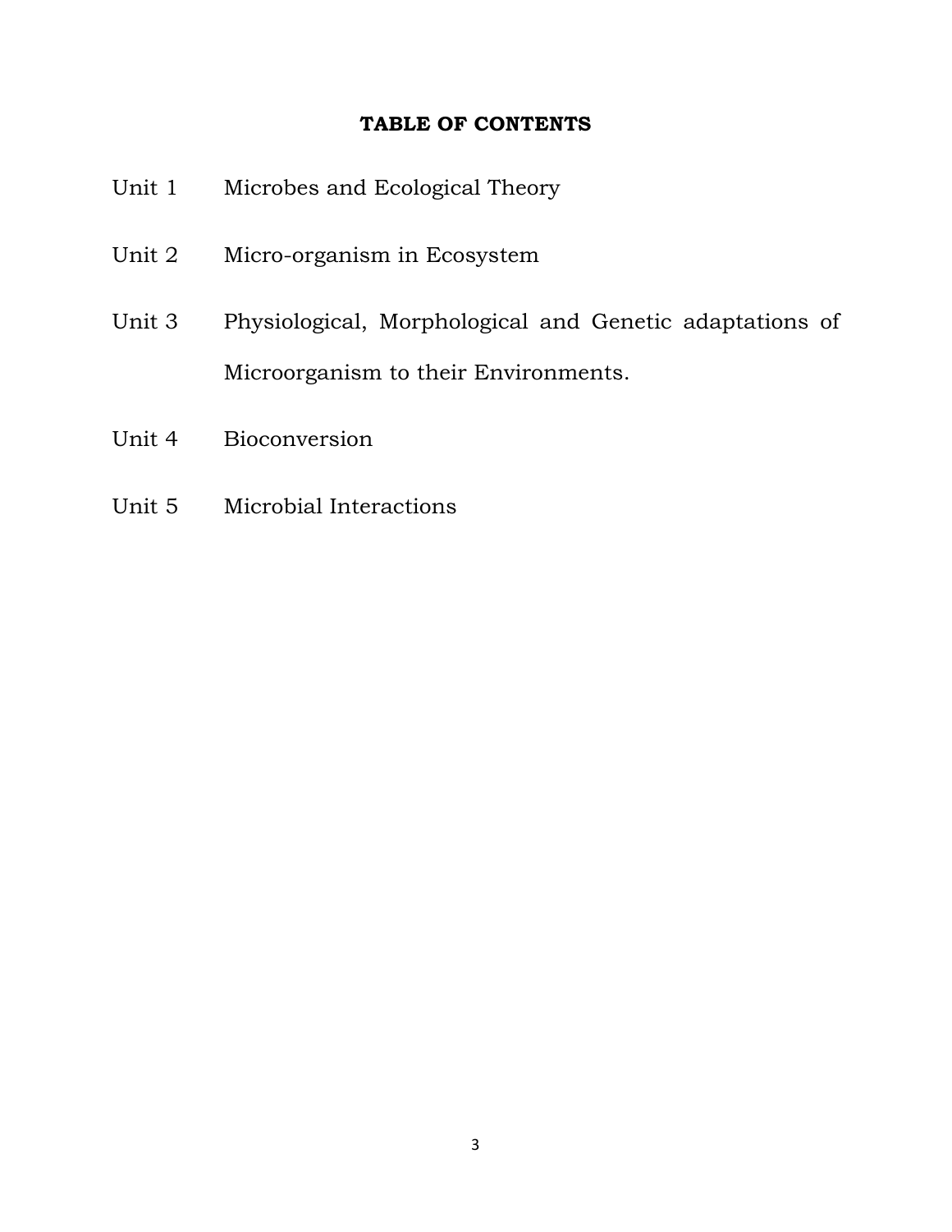## TABLE OF CONTENTS

| | |
|---|---|
| Unit 1 | Microbes and Ecological Theory |
| Unit 2 | Micro-organism in Ecosystem |
| Unit 3 | Physiological, Morphological and Genetic adaptations of Microorganism to their Environments. |
| Unit 4 | Bioconversion |
| Unit 5 | Microbial Interactions |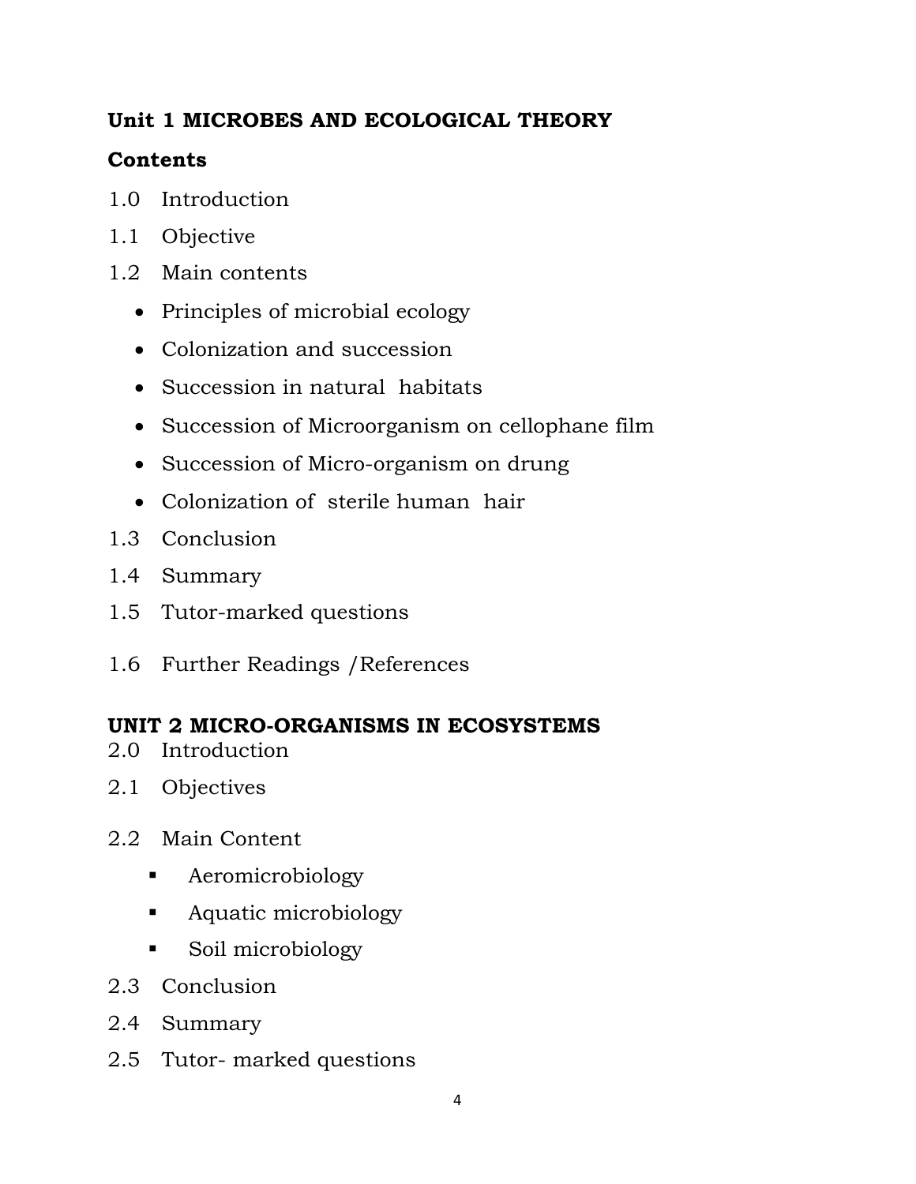## Unit 1 MICROBES AND ECOLOGICAL THEORY

### Contents

1.0 Introduction

1.1 Objective

1.2 Main contents

- Principles of microbial ecology
- Colonization and succession
- Succession in natural habitats
- Succession of Microorganism on cellophane film
- Succession of Micro-organism on drung
- Colonization of sterile human hair

1.3 Conclusion

1.4 Summary

1.5 Tutor-marked questions

1.6 Further Readings /References

## UNIT 2 MICRO-ORGANISMS IN ECOSYSTEMS

2.0 Introduction

2.1 Objectives

2.2 Main Content

- Aeromicrobiology
- Aquatic microbiology
- Soil microbiology

2.3 Conclusion

2.4 Summary

2.5 Tutor- marked questions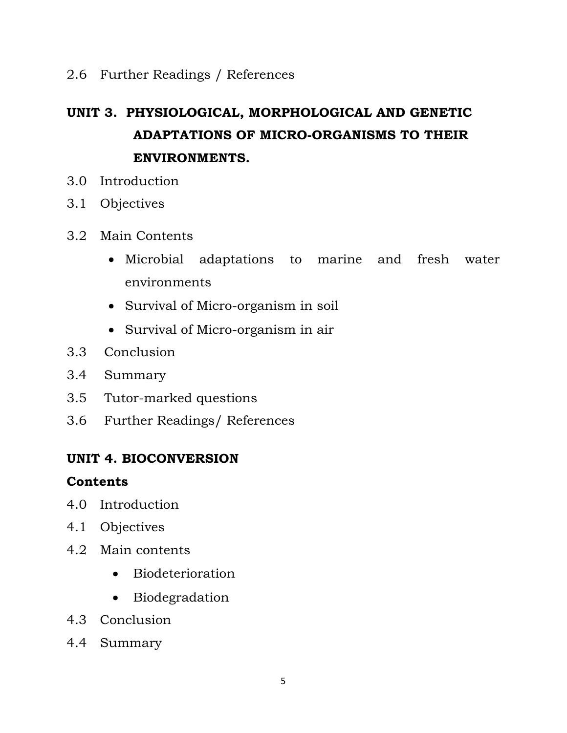2.6 Further Readings / References

## UNIT 3. PHYSIOLOGICAL, MORPHOLOGICAL AND GENETIC ADAPTATIONS OF MICRO-ORGANISMS TO THEIR ENVIRONMENTS.

3.0 Introduction

3.1 Objectives

3.2 Main Contents

- Microbial adaptations to marine and fresh water environments
- Survival of Micro-organism in soil
- Survival of Micro-organism in air

3.3 Conclusion

3.4 Summary

3.5 Tutor-marked questions

3.6 Further Readings/ References

## UNIT 4. BIOCONVERSION

**Contents**

4.0 Introduction

4.1 Objectives

4.2 Main contents

- Biodeterioration
- Biodegradation

4.3 Conclusion

4.4 Summary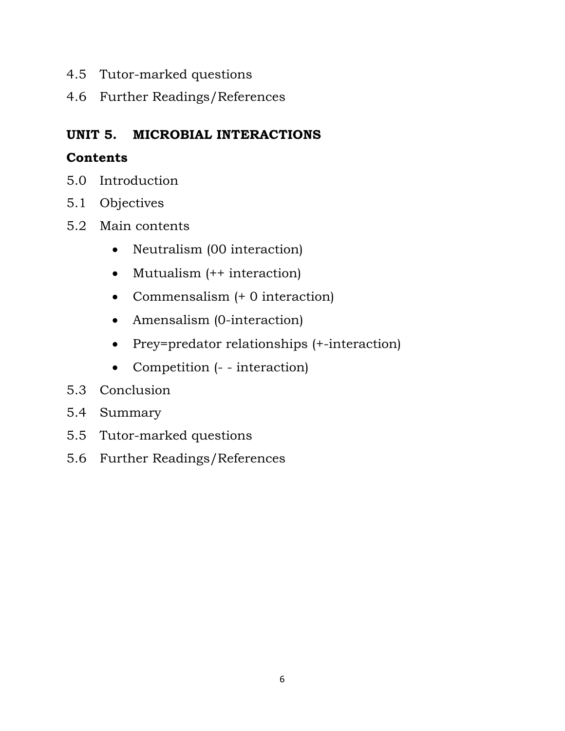4.5 Tutor-marked questions

4.6 Further Readings/References

## UNIT 5. MICROBIAL INTERACTIONS

**Contents**

5.0 Introduction

5.1 Objectives

5.2 Main contents

- Neutralism (00 interaction)
- Mutualism (++ interaction)
- Commensalism (+ 0 interaction)
- Amensalism (0-interaction)
- Prey=predator relationships (+-interaction)
- Competition (- - interaction)

5.3 Conclusion

5.4 Summary

5.5 Tutor-marked questions

5.6 Further Readings/References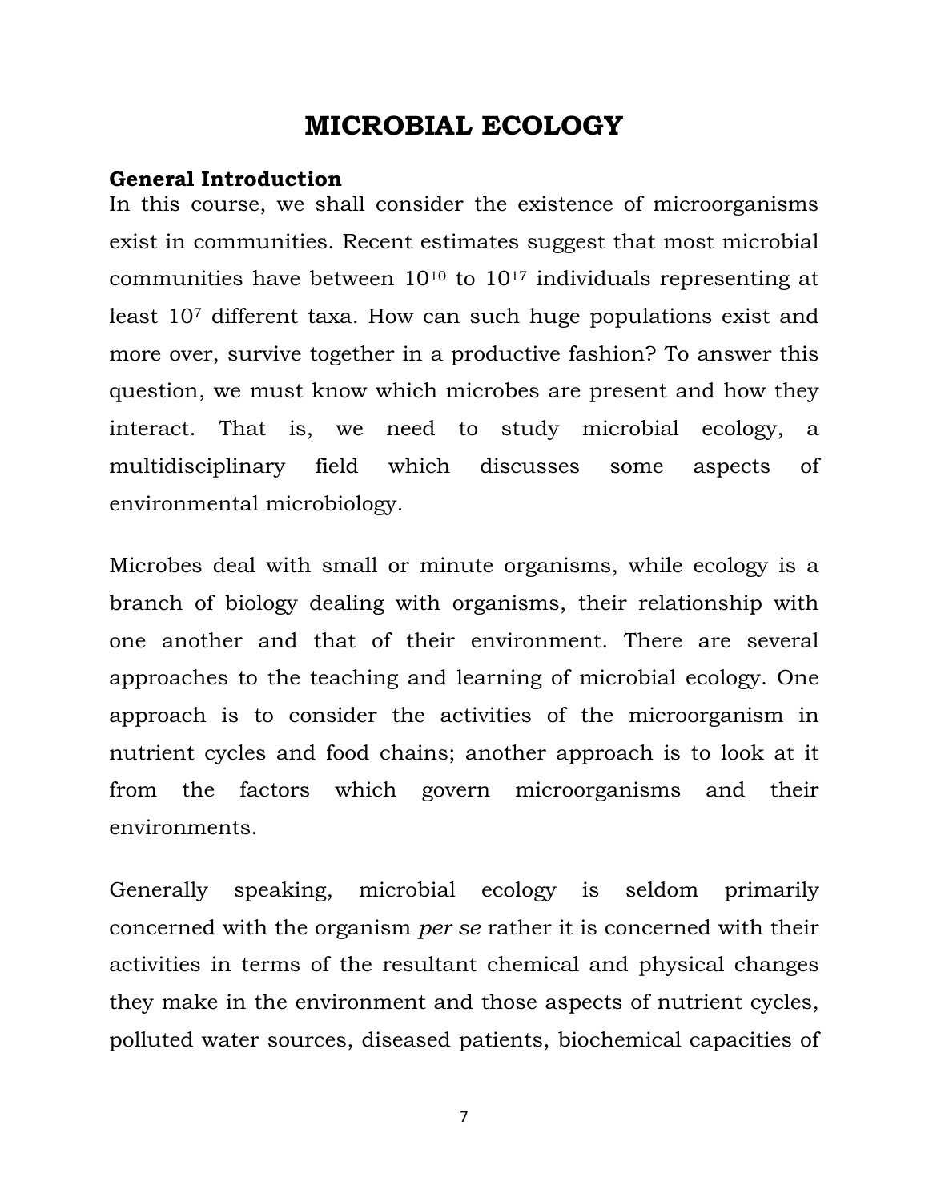# MICROBIAL ECOLOGY

**General Introduction**

In this course, we shall consider the existence of microorganisms exist in communities. Recent estimates suggest that most microbial communities have between $10^{10}$ to $10^{17}$ individuals representing at least $10^7$ different taxa. How can such huge populations exist and more over, survive together in a productive fashion? To answer this question, we must know which microbes are present and how they interact. That is, we need to study microbial ecology, a multidisciplinary field which discusses some aspects of environmental microbiology.

Microbes deal with small or minute organisms, while ecology is a branch of biology dealing with organisms, their relationship with one another and that of their environment. There are several approaches to the teaching and learning of microbial ecology. One approach is to consider the activities of the microorganism in nutrient cycles and food chains; another approach is to look at it from the factors which govern microorganisms and their environments.

Generally speaking, microbial ecology is seldom primarily concerned with the organism *per se* rather it is concerned with their activities in terms of the resultant chemical and physical changes they make in the environment and those aspects of nutrient cycles, polluted water sources, diseased patients, biochemical capacities of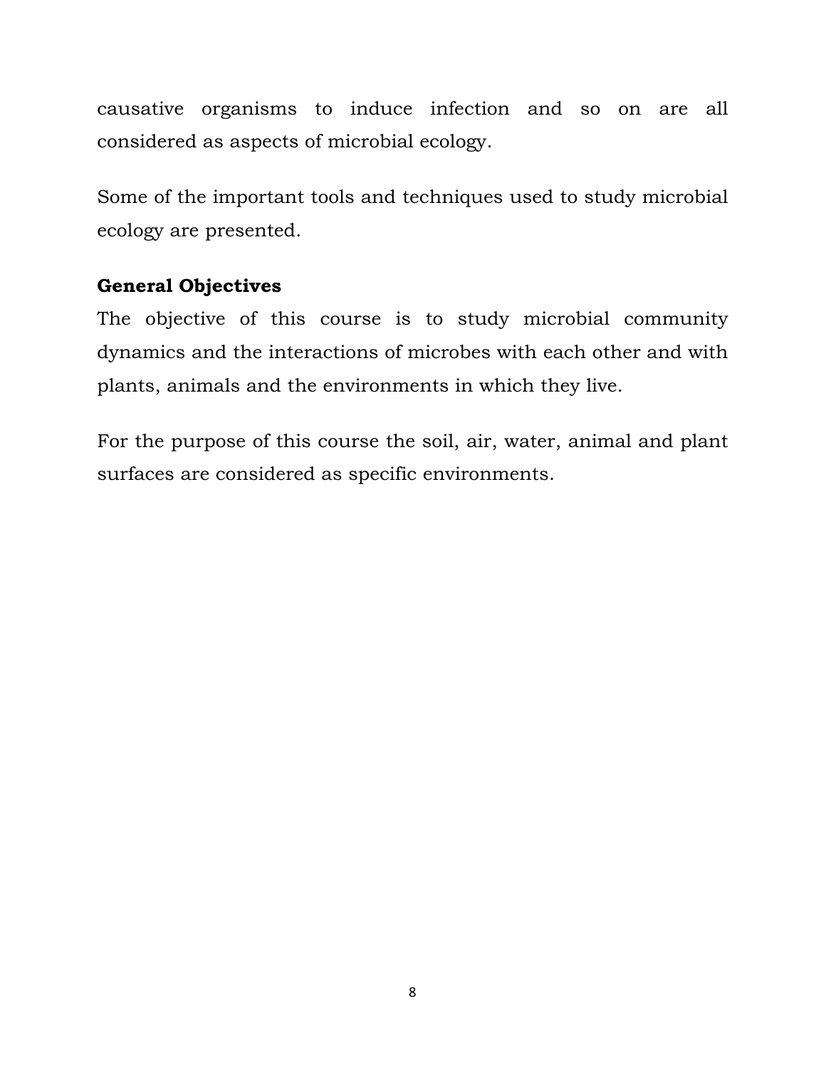causative organisms to induce infection and so on are all considered as aspects of microbial ecology.

Some of the important tools and techniques used to study microbial ecology are presented.

**General Objectives**

The objective of this course is to study microbial community dynamics and the interactions of microbes with each other and with plants, animals and the environments in which they live.

For the purpose of this course the soil, air, water, animal and plant surfaces are considered as specific environments.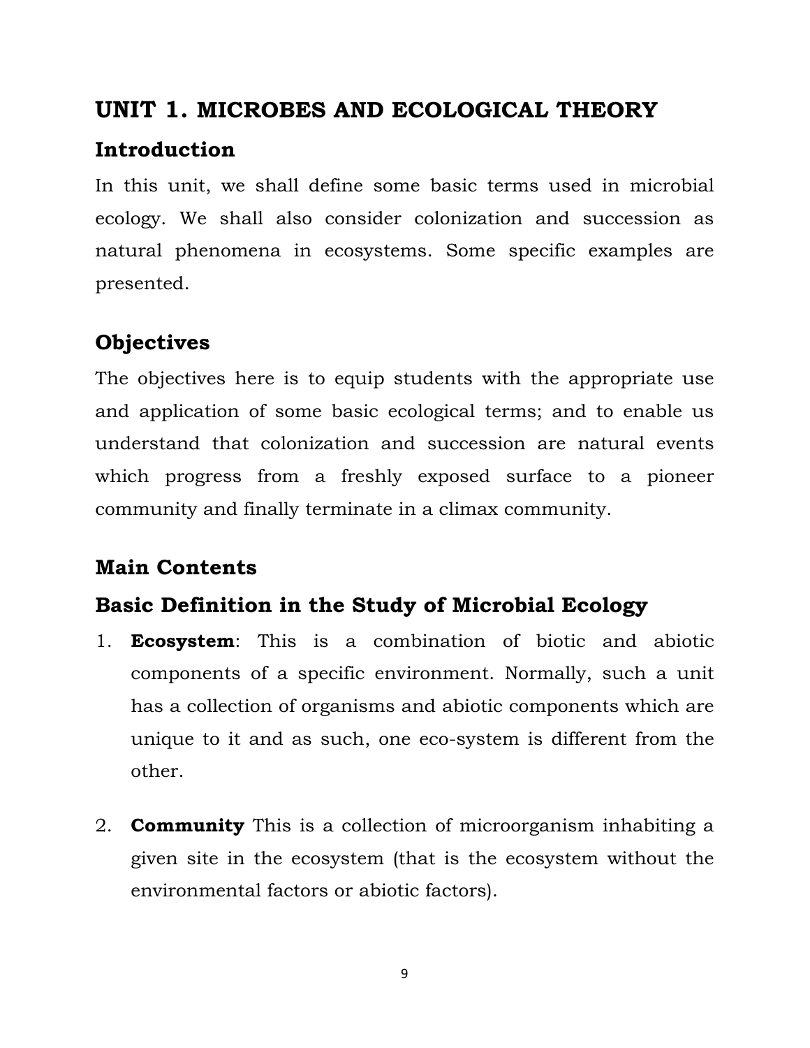# UNIT 1. MICROBES AND ECOLOGICAL THEORY

## Introduction

In this unit, we shall define some basic terms used in microbial ecology. We shall also consider colonization and succession as natural phenomena in ecosystems. Some specific examples are presented.

## Objectives

The objectives here is to equip students with the appropriate use and application of some basic ecological terms; and to enable us understand that colonization and succession are natural events which progress from a freshly exposed surface to a pioneer community and finally terminate in a climax community.

## Main Contents

## Basic Definition in the Study of Microbial Ecology

1. **Ecosystem**: This is a combination of biotic and abiotic components of a specific environment. Normally, such a unit has a collection of organisms and abiotic components which are unique to it and as such, one eco-system is different from the other.

2. **Community** This is a collection of microorganism inhabiting a given site in the ecosystem (that is the ecosystem without the environmental factors or abiotic factors).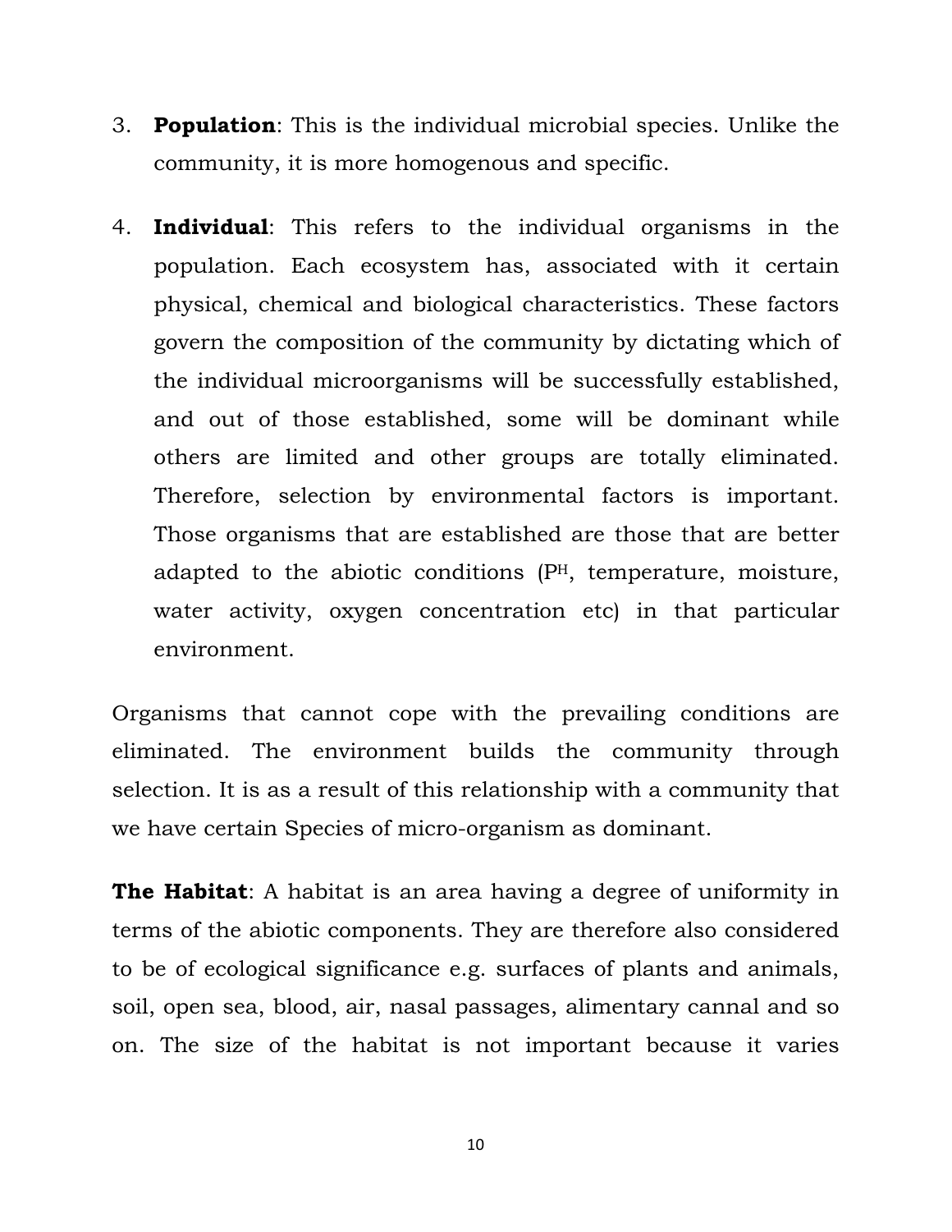3. **Population**: This is the individual microbial species. Unlike the community, it is more homogenous and specific.

4. **Individual**: This refers to the individual organisms in the population. Each ecosystem has, associated with it certain physical, chemical and biological characteristics. These factors govern the composition of the community by dictating which of the individual microorganisms will be successfully established, and out of those established, some will be dominant while others are limited and other groups are totally eliminated. Therefore, selection by environmental factors is important. Those organisms that are established are those that are better adapted to the abiotic conditions ($P^H$, temperature, moisture, water activity, oxygen concentration etc) in that particular environment.

Organisms that cannot cope with the prevailing conditions are eliminated. The environment builds the community through selection. It is as a result of this relationship with a community that we have certain Species of micro-organism as dominant.

**The Habitat**: A habitat is an area having a degree of uniformity in terms of the abiotic components. They are therefore also considered to be of ecological significance e.g. surfaces of plants and animals, soil, open sea, blood, air, nasal passages, alimentary cannal and so on. The size of the habitat is not important because it varies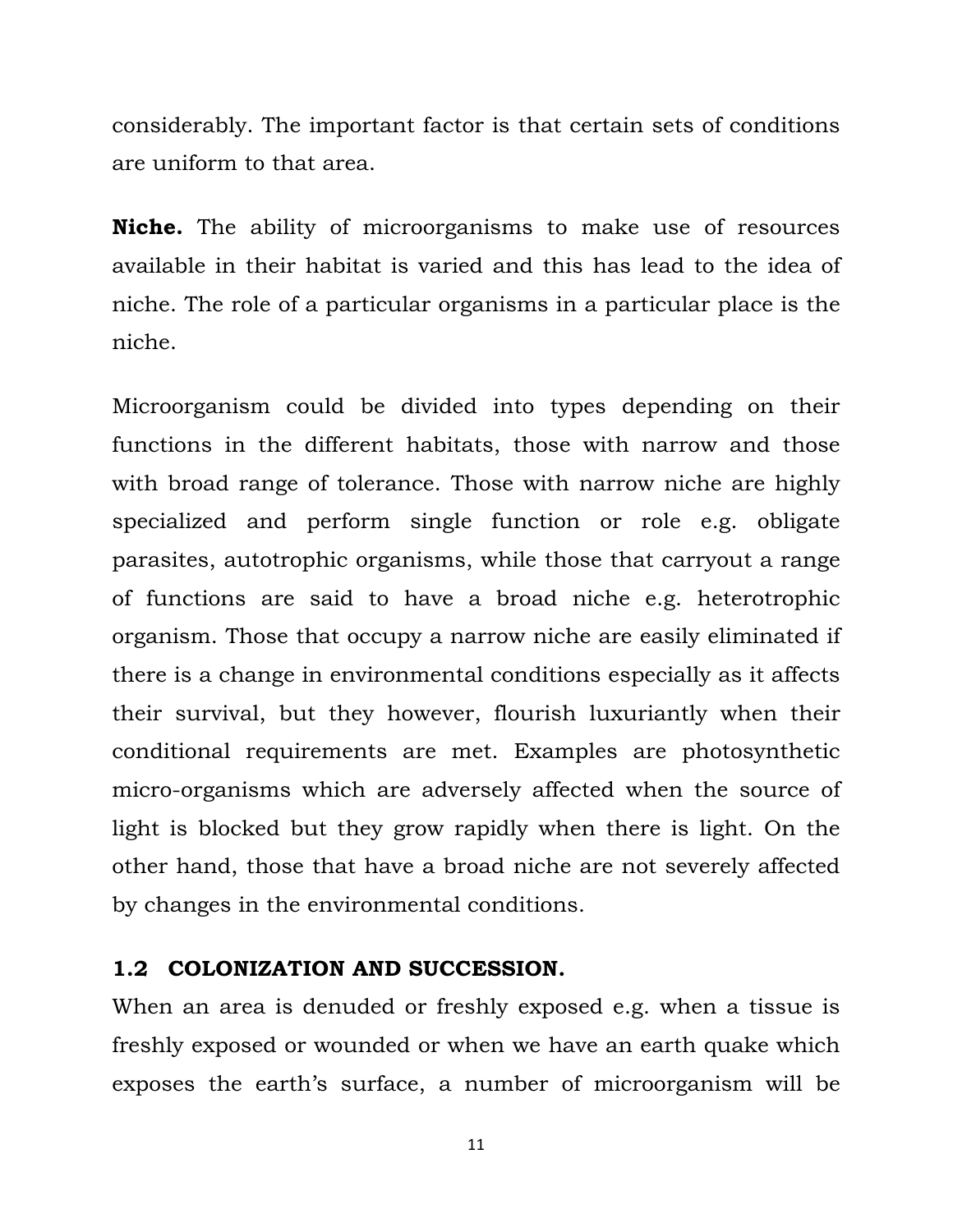considerably. The important factor is that certain sets of conditions are uniform to that area.

**Niche.** The ability of microorganisms to make use of resources available in their habitat is varied and this has lead to the idea of niche. The role of a particular organisms in a particular place is the niche.

Microorganism could be divided into types depending on their functions in the different habitats, those with narrow and those with broad range of tolerance. Those with narrow niche are highly specialized and perform single function or role e.g. obligate parasites, autotrophic organisms, while those that carryout a range of functions are said to have a broad niche e.g. heterotrophic organism. Those that occupy a narrow niche are easily eliminated if there is a change in environmental conditions especially as it affects their survival, but they however, flourish luxuriantly when their conditional requirements are met. Examples are photosynthetic micro-organisms which are adversely affected when the source of light is blocked but they grow rapidly when there is light. On the other hand, those that have a broad niche are not severely affected by changes in the environmental conditions.

## 1.2 COLONIZATION AND SUCCESSION.

When an area is denuded or freshly exposed e.g. when a tissue is freshly exposed or wounded or when we have an earth quake which exposes the earth's surface, a number of microorganism will be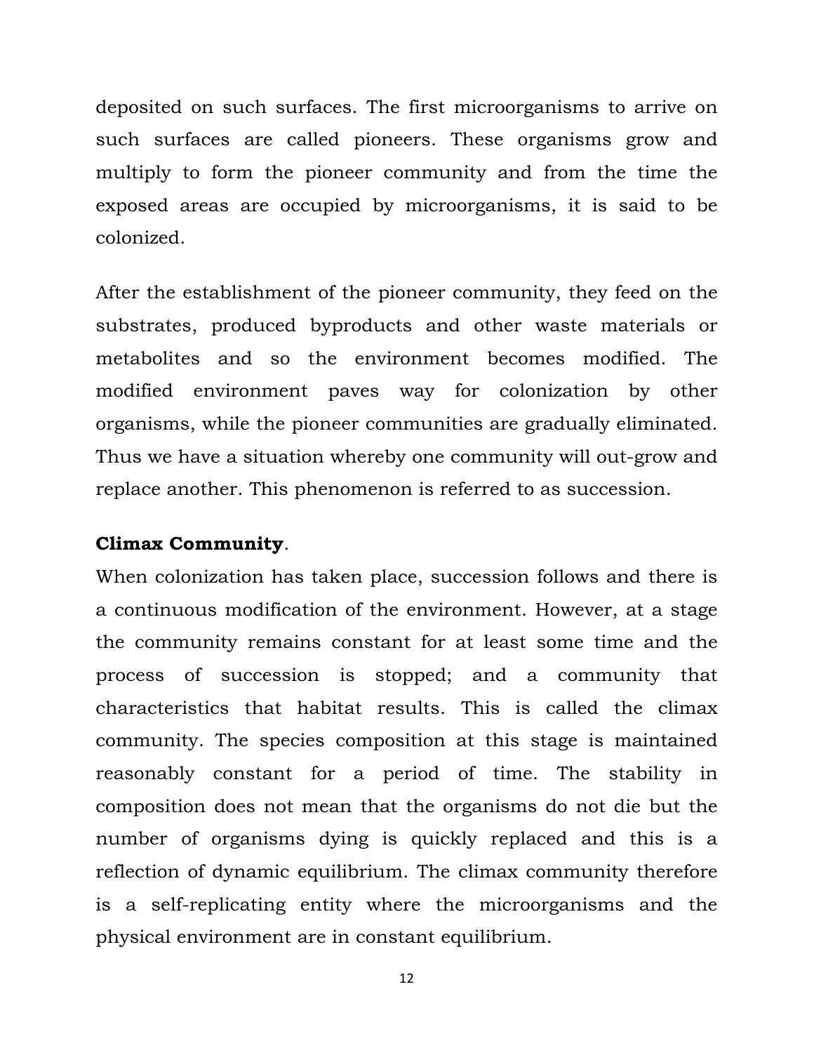deposited on such surfaces. The first microorganisms to arrive on such surfaces are called pioneers. These organisms grow and multiply to form the pioneer community and from the time the exposed areas are occupied by microorganisms, it is said to be colonized.

After the establishment of the pioneer community, they feed on the substrates, produced byproducts and other waste materials or metabolites and so the environment becomes modified. The modified environment paves way for colonization by other organisms, while the pioneer communities are gradually eliminated. Thus we have a situation whereby one community will out-grow and replace another. This phenomenon is referred to as succession.

**Climax Community**.

When colonization has taken place, succession follows and there is a continuous modification of the environment. However, at a stage the community remains constant for at least some time and the process of succession is stopped; and a community that characteristics that habitat results. This is called the climax community. The species composition at this stage is maintained reasonably constant for a period of time. The stability in composition does not mean that the organisms do not die but the number of organisms dying is quickly replaced and this is a reflection of dynamic equilibrium. The climax community therefore is a self-replicating entity where the microorganisms and the physical environment are in constant equilibrium.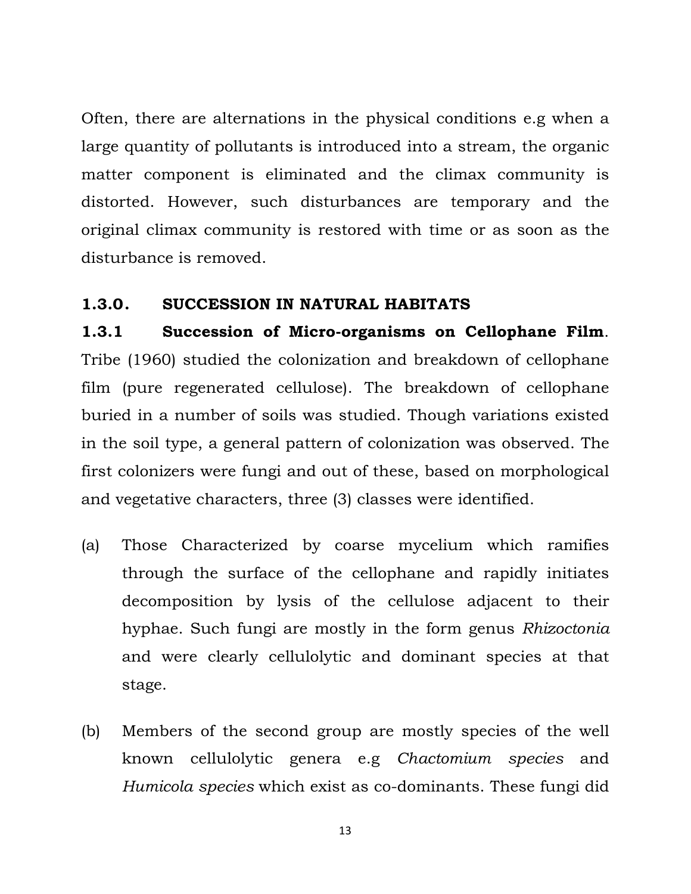Often, there are alternations in the physical conditions e.g when a large quantity of pollutants is introduced into a stream, the organic matter component is eliminated and the climax community is distorted. However, such disturbances are temporary and the original climax community is restored with time or as soon as the disturbance is removed.

## 1.3.0. SUCCESSION IN NATURAL HABITATS

### 1.3.1 Succession of Micro-organisms on Cellophane Film.

Tribe (1960) studied the colonization and breakdown of cellophane film (pure regenerated cellulose). The breakdown of cellophane buried in a number of soils was studied. Though variations existed in the soil type, a general pattern of colonization was observed. The first colonizers were fungi and out of these, based on morphological and vegetative characters, three (3) classes were identified.

(a) Those Characterized by coarse mycelium which ramifies through the surface of the cellophane and rapidly initiates decomposition by lysis of the cellulose adjacent to their hyphae. Such fungi are mostly in the form genus *Rhizoctonia* and were clearly cellulolytic and dominant species at that stage.

(b) Members of the second group are mostly species of the well known cellulolytic genera e.g *Chactomium species* and *Humicola species* which exist as co-dominants. These fungi did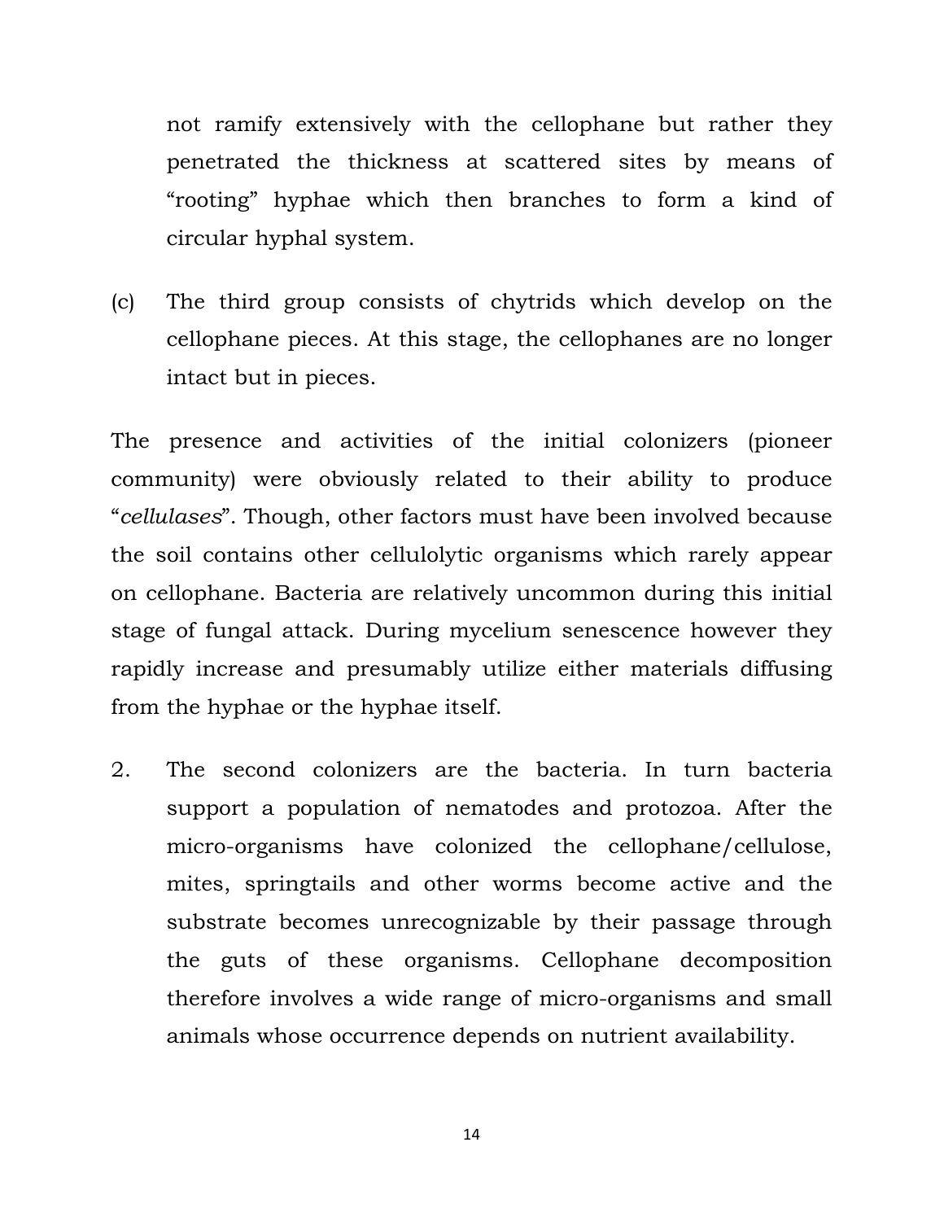not ramify extensively with the cellophane but rather they penetrated the thickness at scattered sites by means of "rooting" hyphae which then branches to form a kind of circular hyphal system.

(c) The third group consists of chytrids which develop on the cellophane pieces. At this stage, the cellophanes are no longer intact but in pieces.

The presence and activities of the initial colonizers (pioneer community) were obviously related to their ability to produce "*cellulases*". Though, other factors must have been involved because the soil contains other cellulolytic organisms which rarely appear on cellophane. Bacteria are relatively uncommon during this initial stage of fungal attack. During mycelium senescence however they rapidly increase and presumably utilize either materials diffusing from the hyphae or the hyphae itself.

2. The second colonizers are the bacteria. In turn bacteria support a population of nematodes and protozoa. After the micro-organisms have colonized the cellophane/cellulose, mites, springtails and other worms become active and the substrate becomes unrecognizable by their passage through the guts of these organisms. Cellophane decomposition therefore involves a wide range of micro-organisms and small animals whose occurrence depends on nutrient availability.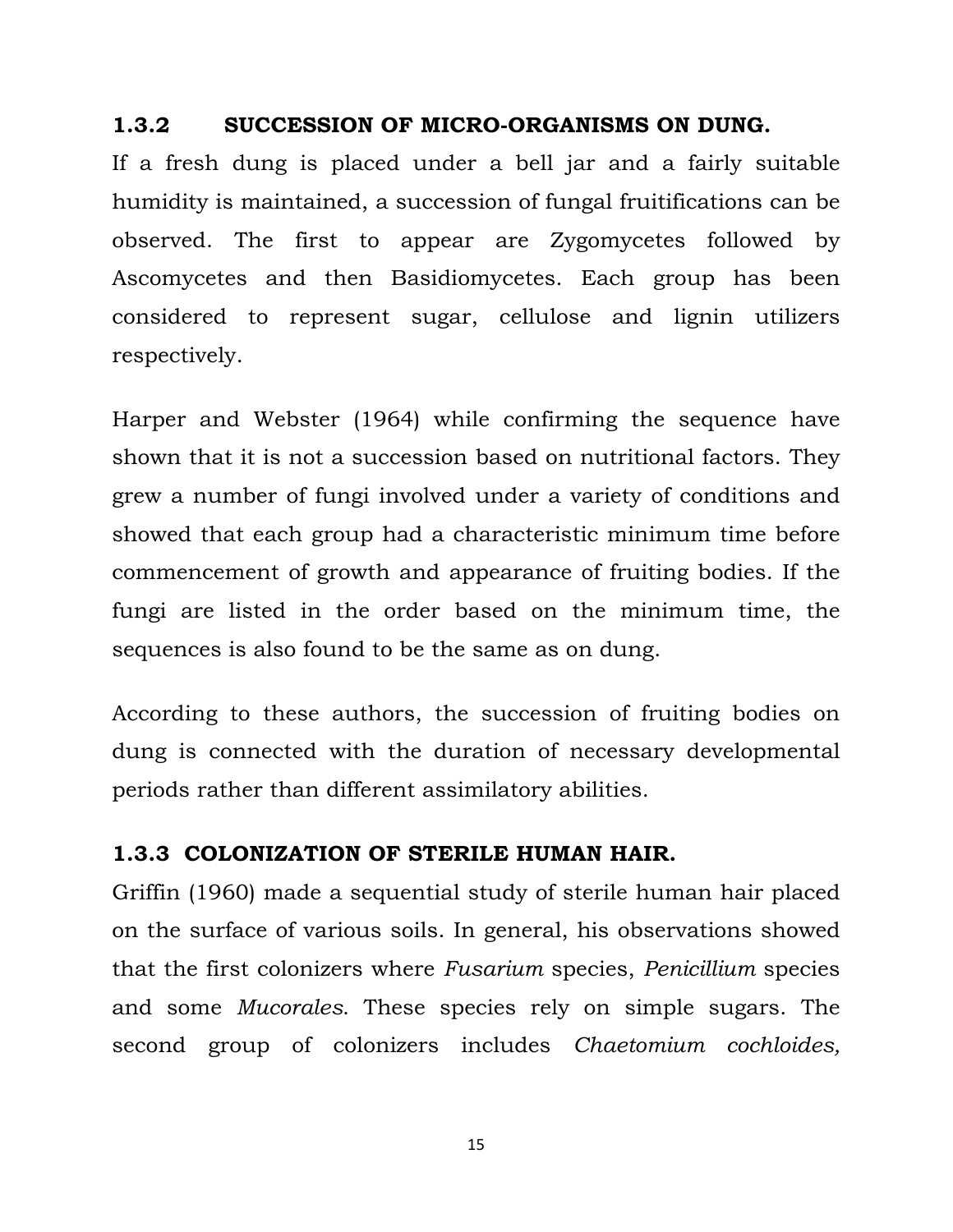### 1.3.2 SUCCESSION OF MICRO-ORGANISMS ON DUNG.

If a fresh dung is placed under a bell jar and a fairly suitable humidity is maintained, a succession of fungal fruitifications can be observed. The first to appear are Zygomycetes followed by Ascomycetes and then Basidiomycetes. Each group has been considered to represent sugar, cellulose and lignin utilizers respectively.

Harper and Webster (1964) while confirming the sequence have shown that it is not a succession based on nutritional factors. They grew a number of fungi involved under a variety of conditions and showed that each group had a characteristic minimum time before commencement of growth and appearance of fruiting bodies. If the fungi are listed in the order based on the minimum time, the sequences is also found to be the same as on dung.

According to these authors, the succession of fruiting bodies on dung is connected with the duration of necessary developmental periods rather than different assimilatory abilities.

### 1.3.3 COLONIZATION OF STERILE HUMAN HAIR.

Griffin (1960) made a sequential study of sterile human hair placed on the surface of various soils. In general, his observations showed that the first colonizers where *Fusarium* species, *Penicillium* species and some *Mucorales*. These species rely on simple sugars. The second group of colonizers includes *Chaetomium cochloides,*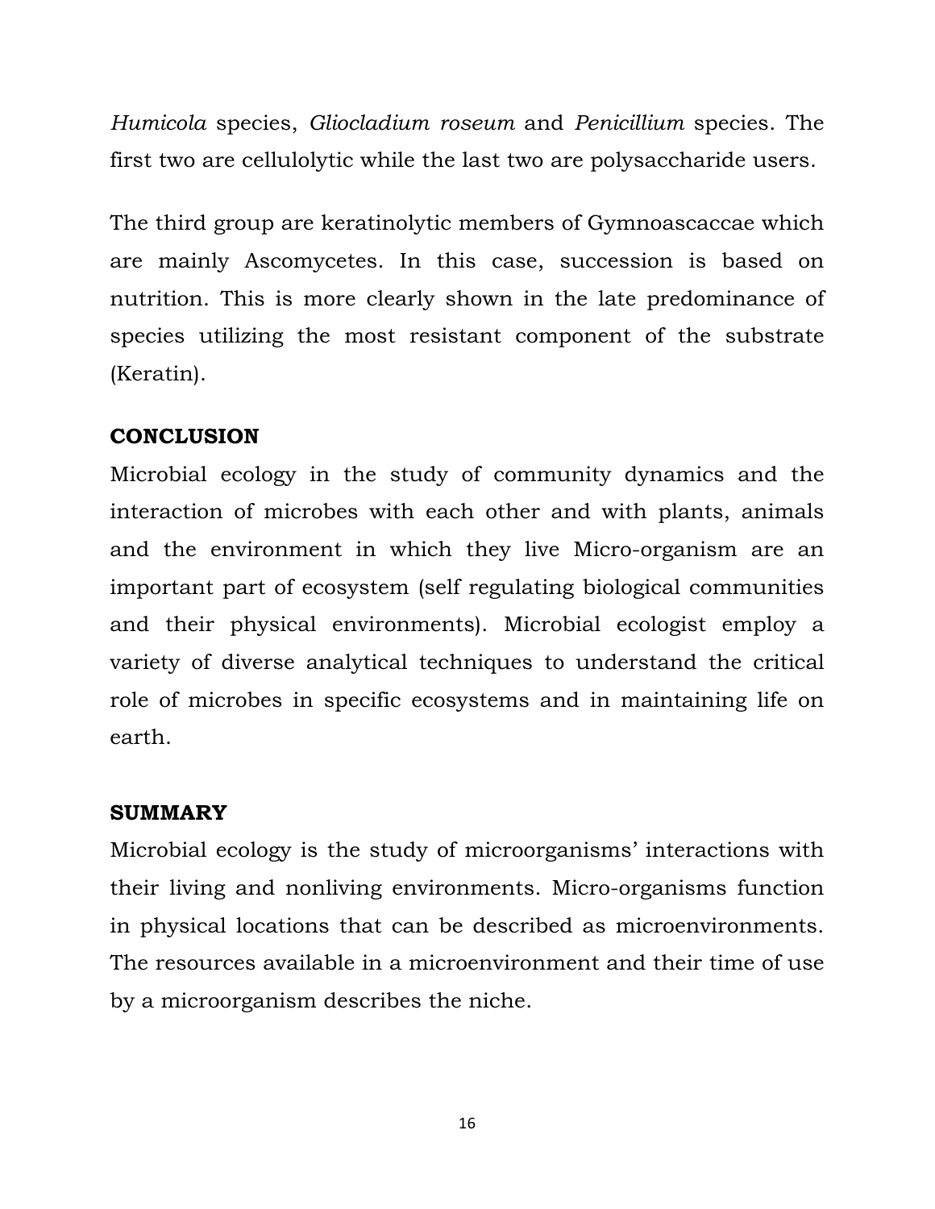*Humicola* species, *Gliocladium roseum* and *Penicillium* species. The first two are cellulolytic while the last two are polysaccharide users.

The third group are keratinolytic members of Gymnoascaccae which are mainly Ascomycetes. In this case, succession is based on nutrition. This is more clearly shown in the late predominance of species utilizing the most resistant component of the substrate (Keratin).

**CONCLUSION**

Microbial ecology in the study of community dynamics and the interaction of microbes with each other and with plants, animals and the environment in which they live Micro-organism are an important part of ecosystem (self regulating biological communities and their physical environments). Microbial ecologist employ a variety of diverse analytical techniques to understand the critical role of microbes in specific ecosystems and in maintaining life on earth.

**SUMMARY**

Microbial ecology is the study of microorganisms' interactions with their living and nonliving environments. Micro-organisms function in physical locations that can be described as microenvironments. The resources available in a microenvironment and their time of use by a microorganism describes the niche.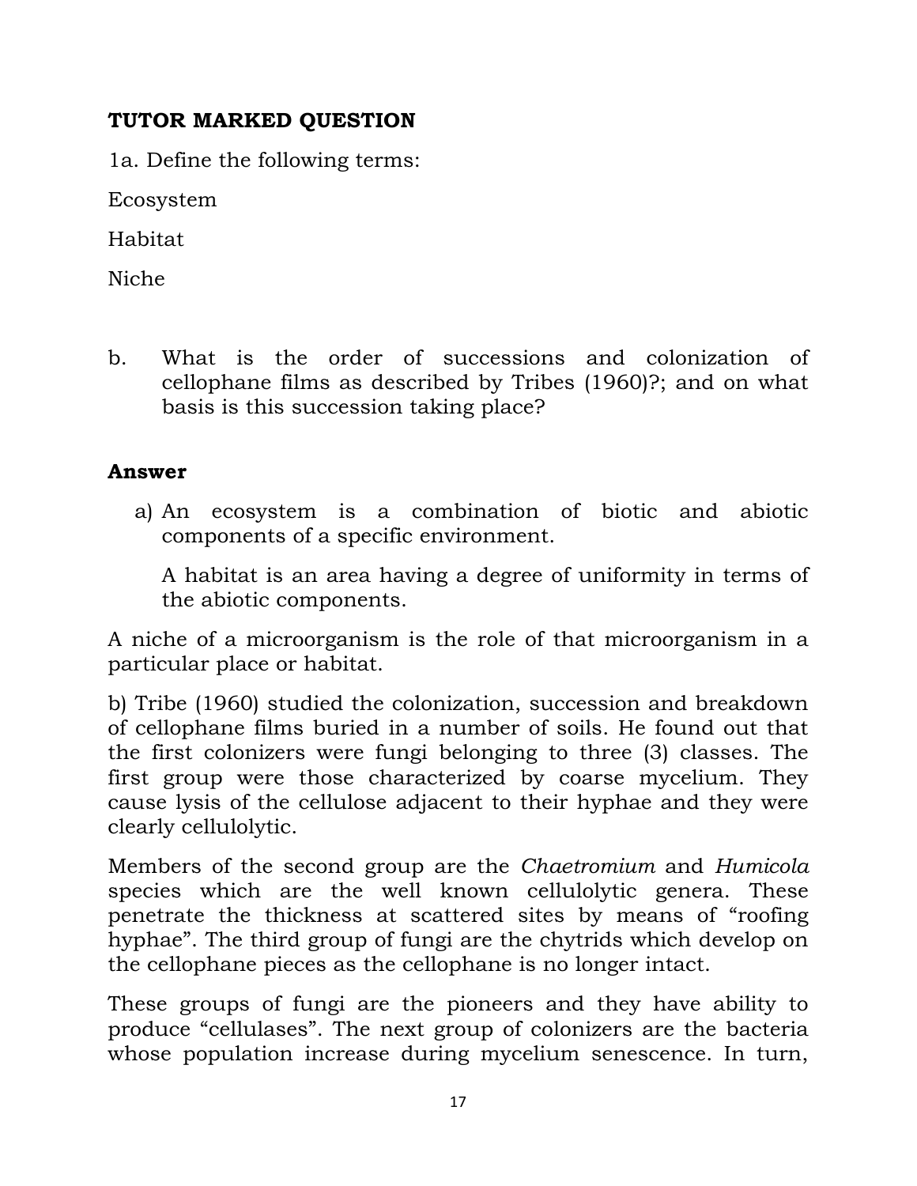**TUTOR MARKED QUESTION**

1a. Define the following terms:

Ecosystem

Habitat

Niche

b. What is the order of successions and colonization of cellophane films as described by Tribes (1960)?; and on what basis is this succession taking place?

**Answer**

a) An ecosystem is a combination of biotic and abiotic components of a specific environment.

A habitat is an area having a degree of uniformity in terms of the abiotic components.

A niche of a microorganism is the role of that microorganism in a particular place or habitat.

b) Tribe (1960) studied the colonization, succession and breakdown of cellophane films buried in a number of soils. He found out that the first colonizers were fungi belonging to three (3) classes. The first group were those characterized by coarse mycelium. They cause lysis of the cellulose adjacent to their hyphae and they were clearly cellulolytic.

Members of the second group are the *Chaetromium* and *Humicola* species which are the well known cellulolytic genera. These penetrate the thickness at scattered sites by means of "roofing hyphae". The third group of fungi are the chytrids which develop on the cellophane pieces as the cellophane is no longer intact.

These groups of fungi are the pioneers and they have ability to produce "cellulases". The next group of colonizers are the bacteria whose population increase during mycelium senescence. In turn,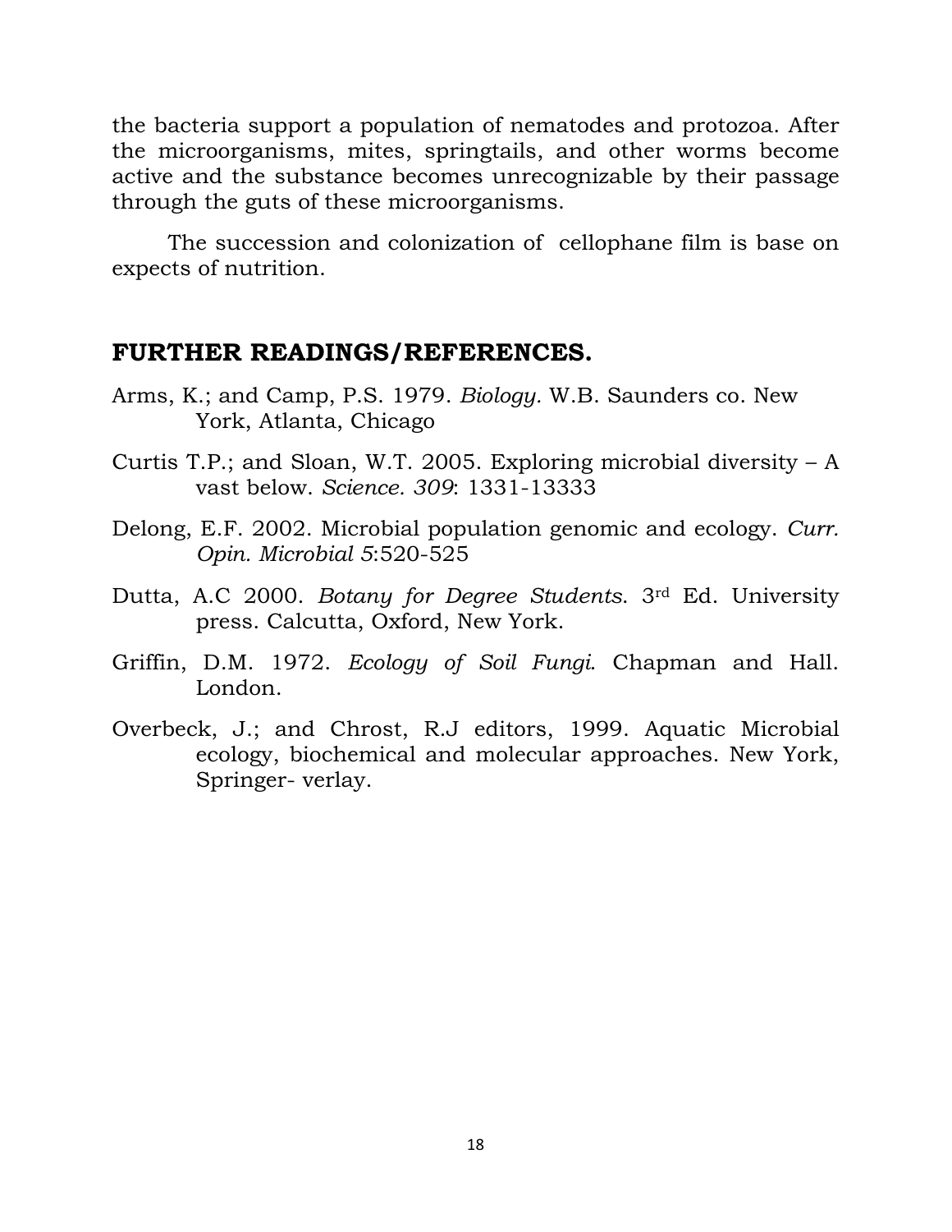the bacteria support a population of nematodes and protozoa. After the microorganisms, mites, springtails, and other worms become active and the substance becomes unrecognizable by their passage through the guts of these microorganisms.

The succession and colonization of cellophane film is base on expects of nutrition.

## FURTHER READINGS/REFERENCES.

Arms, K.; and Camp, P.S. 1979. *Biology.* W.B. Saunders co. New York, Atlanta, Chicago

Curtis T.P.; and Sloan, W.T. 2005. Exploring microbial diversity – A vast below. *Science. 309*: 1331-13333

Delong, E.F. 2002. Microbial population genomic and ecology. *Curr. Opin. Microbial 5*:520-525

Dutta, A.C 2000. *Botany for Degree Students*. 3rd Ed. University press. Calcutta, Oxford, New York.

Griffin, D.M. 1972. *Ecology of Soil Fungi*. Chapman and Hall. London.

Overbeck, J.; and Chrost, R.J editors, 1999. Aquatic Microbial ecology, biochemical and molecular approaches. New York, Springer- verlay.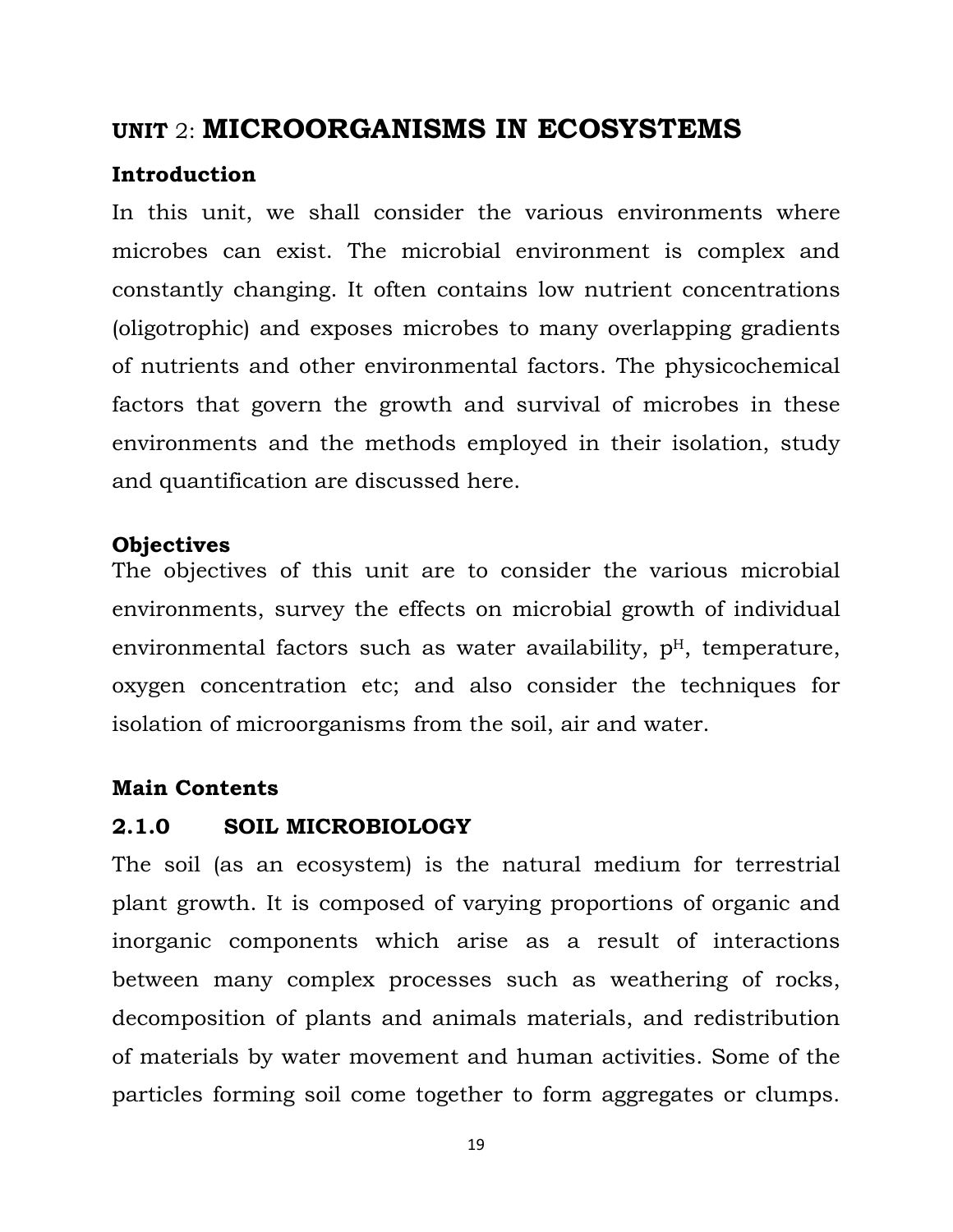# UNIT 2: MICROORGANISMS IN ECOSYSTEMS

## Introduction

In this unit, we shall consider the various environments where microbes can exist. The microbial environment is complex and constantly changing. It often contains low nutrient concentrations (oligotrophic) and exposes microbes to many overlapping gradients of nutrients and other environmental factors. The physicochemical factors that govern the growth and survival of microbes in these environments and the methods employed in their isolation, study and quantification are discussed here.

## Objectives

The objectives of this unit are to consider the various microbial environments, survey the effects on microbial growth of individual environmental factors such as water availability, $p^H$, temperature, oxygen concentration etc; and also consider the techniques for isolation of microorganisms from the soil, air and water.

## Main Contents

### 2.1.0 SOIL MICROBIOLOGY

The soil (as an ecosystem) is the natural medium for terrestrial plant growth. It is composed of varying proportions of organic and inorganic components which arise as a result of interactions between many complex processes such as weathering of rocks, decomposition of plants and animals materials, and redistribution of materials by water movement and human activities. Some of the particles forming soil come together to form aggregates or clumps.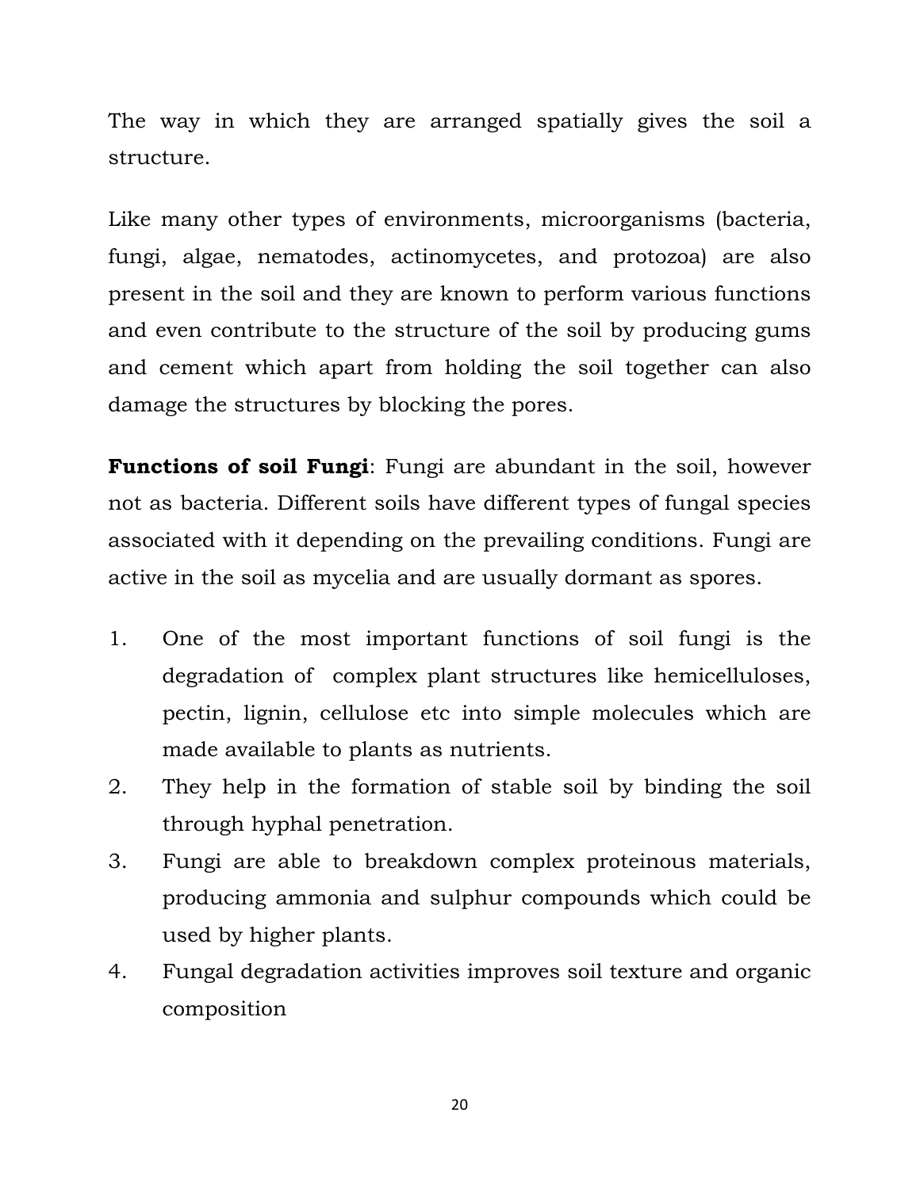The way in which they are arranged spatially gives the soil a structure.

Like many other types of environments, microorganisms (bacteria, fungi, algae, nematodes, actinomycetes, and protozoa) are also present in the soil and they are known to perform various functions and even contribute to the structure of the soil by producing gums and cement which apart from holding the soil together can also damage the structures by blocking the pores.

**Functions of soil Fungi**: Fungi are abundant in the soil, however not as bacteria. Different soils have different types of fungal species associated with it depending on the prevailing conditions. Fungi are active in the soil as mycelia and are usually dormant as spores.

1. One of the most important functions of soil fungi is the degradation of complex plant structures like hemicelluloses, pectin, lignin, cellulose etc into simple molecules which are made available to plants as nutrients.
2. They help in the formation of stable soil by binding the soil through hyphal penetration.
3. Fungi are able to breakdown complex proteinous materials, producing ammonia and sulphur compounds which could be used by higher plants.
4. Fungal degradation activities improves soil texture and organic composition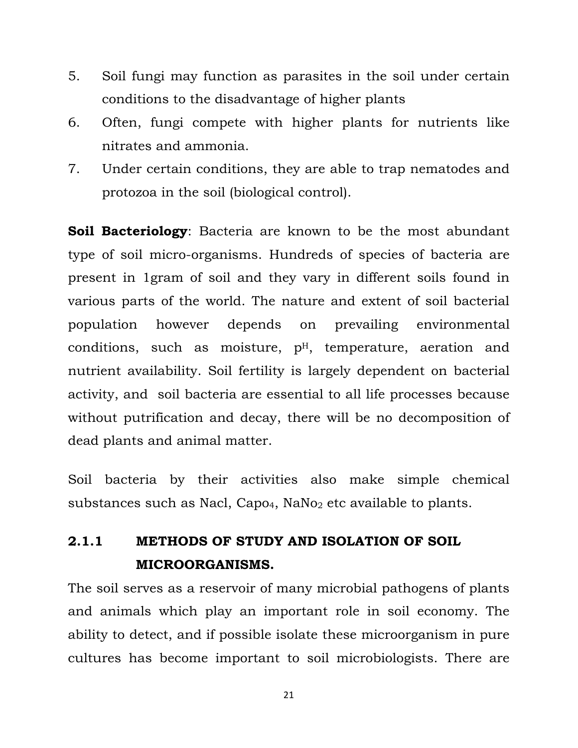5. Soil fungi may function as parasites in the soil under certain conditions to the disadvantage of higher plants
6. Often, fungi compete with higher plants for nutrients like nitrates and ammonia.
7. Under certain conditions, they are able to trap nematodes and protozoa in the soil (biological control).

**Soil Bacteriology**: Bacteria are known to be the most abundant type of soil micro-organisms. Hundreds of species of bacteria are present in 1gram of soil and they vary in different soils found in various parts of the world. The nature and extent of soil bacterial population however depends on prevailing environmental conditions, such as moisture, $p^H$, temperature, aeration and nutrient availability. Soil fertility is largely dependent on bacterial activity, and soil bacteria are essential to all life processes because without putrification and decay, there will be no decomposition of dead plants and animal matter.

Soil bacteria by their activities also make simple chemical substances such as Nacl, $Capo_4$, $NaNo_2$ etc available to plants.

### 2.1.1 METHODS OF STUDY AND ISOLATION OF SOIL MICROORGANISMS.

The soil serves as a reservoir of many microbial pathogens of plants and animals which play an important role in soil economy. The ability to detect, and if possible isolate these microorganism in pure cultures has become important to soil microbiologists. There are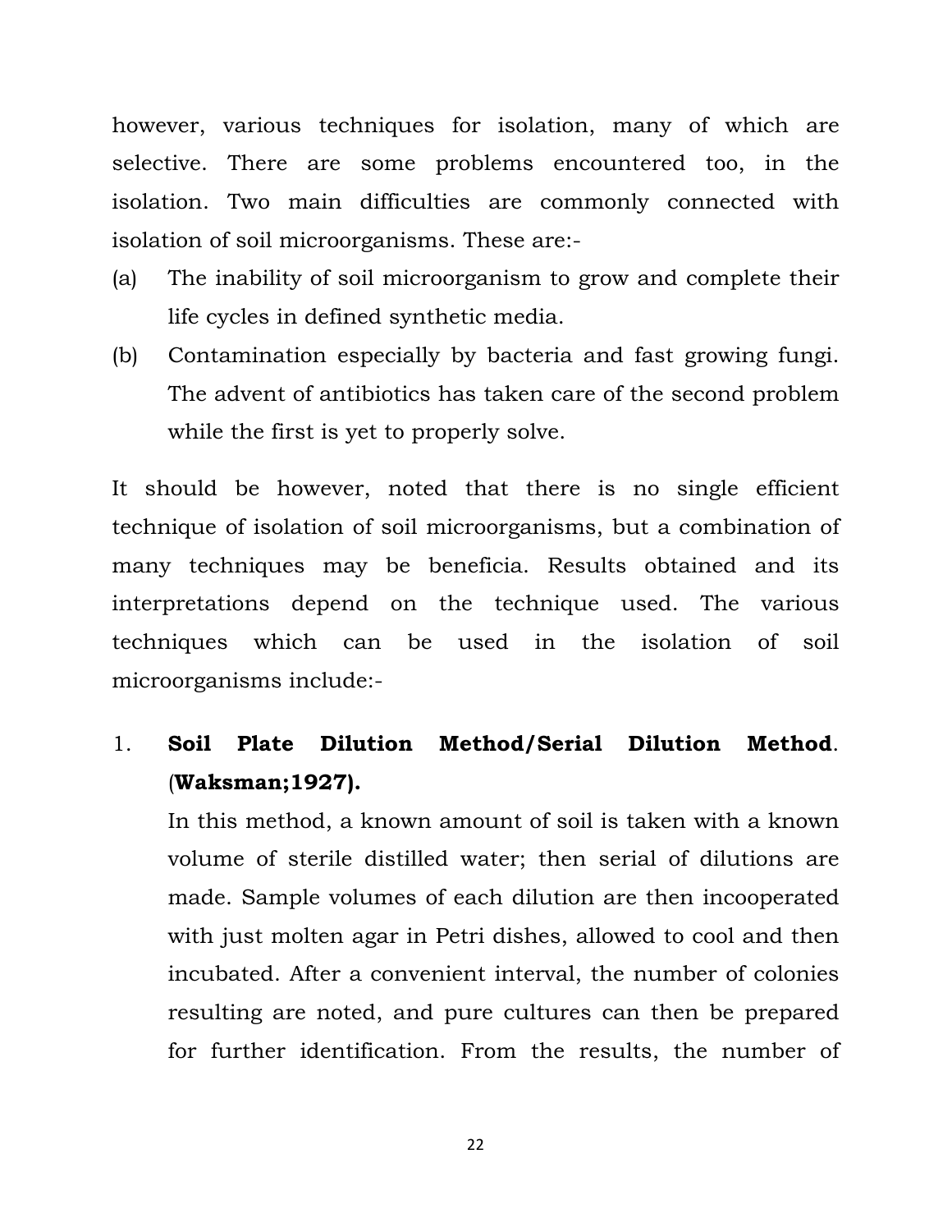however, various techniques for isolation, many of which are selective. There are some problems encountered too, in the isolation. Two main difficulties are commonly connected with isolation of soil microorganisms. These are:-

(a) The inability of soil microorganism to grow and complete their life cycles in defined synthetic media.

(b) Contamination especially by bacteria and fast growing fungi. The advent of antibiotics has taken care of the second problem while the first is yet to properly solve.

It should be however, noted that there is no single efficient technique of isolation of soil microorganisms, but a combination of many techniques may be beneficia. Results obtained and its interpretations depend on the technique used. The various techniques which can be used in the isolation of soil microorganisms include:-

1. **Soil Plate Dilution Method/Serial Dilution Method**. (**Waksman;1927).**

   In this method, a known amount of soil is taken with a known volume of sterile distilled water; then serial of dilutions are made. Sample volumes of each dilution are then incooperated with just molten agar in Petri dishes, allowed to cool and then incubated. After a convenient interval, the number of colonies resulting are noted, and pure cultures can then be prepared for further identification. From the results, the number of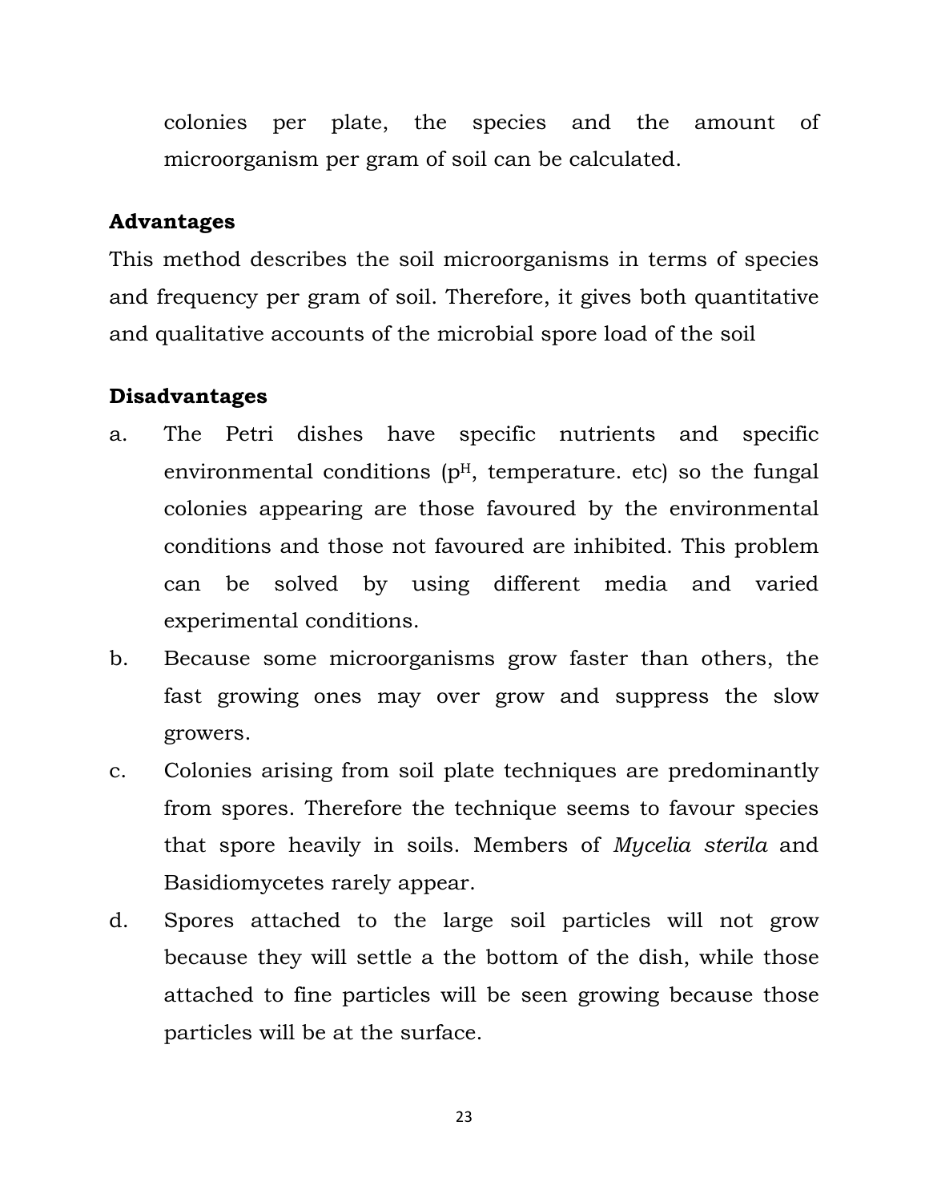colonies per plate, the species and the amount of microorganism per gram of soil can be calculated.

**Advantages**

This method describes the soil microorganisms in terms of species and frequency per gram of soil. Therefore, it gives both quantitative and qualitative accounts of the microbial spore load of the soil

**Disadvantages**

a. The Petri dishes have specific nutrients and specific environmental conditions ($p^H$, temperature. etc) so the fungal colonies appearing are those favoured by the environmental conditions and those not favoured are inhibited. This problem can be solved by using different media and varied experimental conditions.

b. Because some microorganisms grow faster than others, the fast growing ones may over grow and suppress the slow growers.

c. Colonies arising from soil plate techniques are predominantly from spores. Therefore the technique seems to favour species that spore heavily in soils. Members of *Mycelia sterila* and Basidiomycetes rarely appear.

d. Spores attached to the large soil particles will not grow because they will settle a the bottom of the dish, while those attached to fine particles will be seen growing because those particles will be at the surface.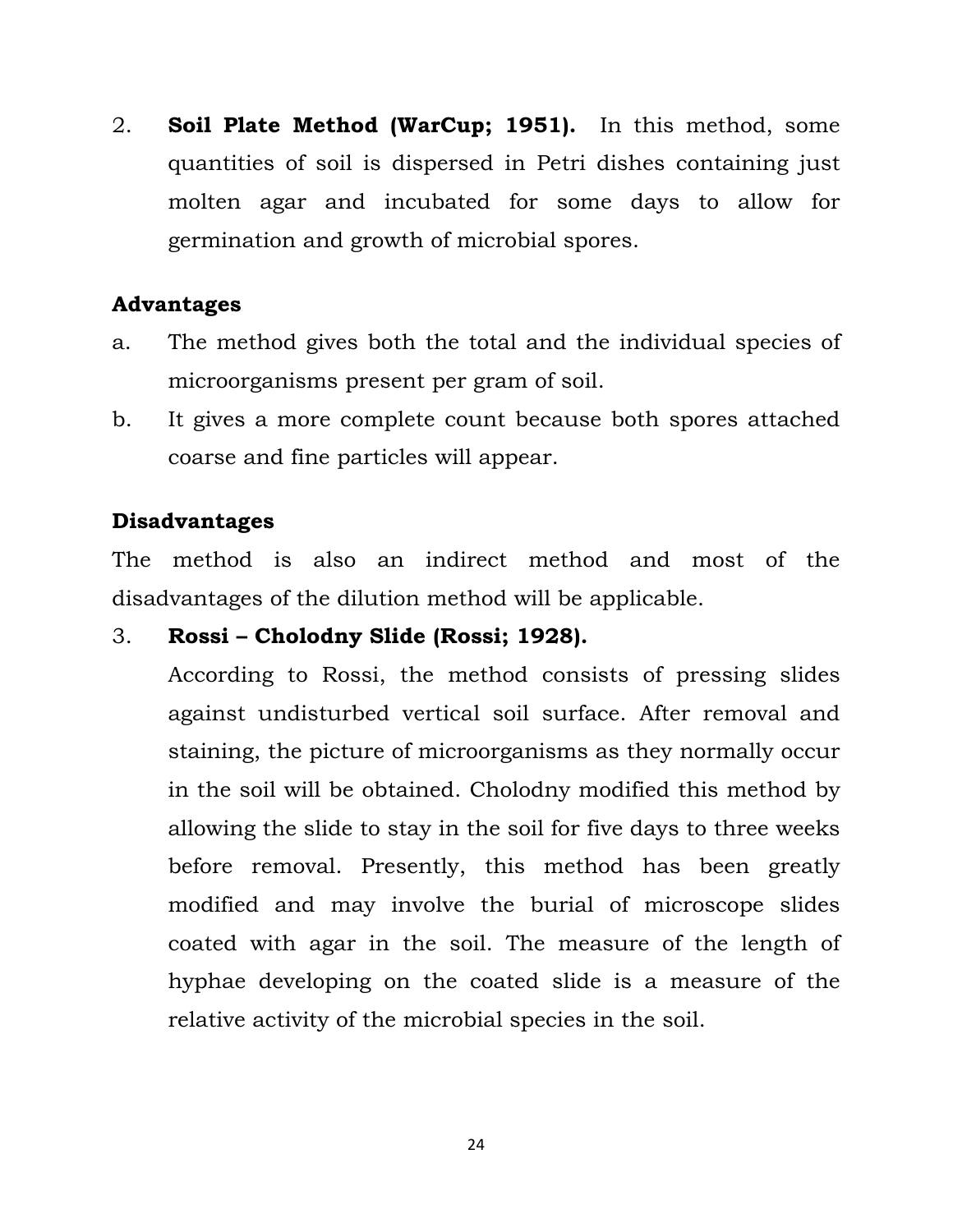2. **Soil Plate Method (WarCup; 1951).** In this method, some quantities of soil is dispersed in Petri dishes containing just molten agar and incubated for some days to allow for germination and growth of microbial spores.

**Advantages**

a. The method gives both the total and the individual species of microorganisms present per gram of soil.

b. It gives a more complete count because both spores attached coarse and fine particles will appear.

**Disadvantages**

The method is also an indirect method and most of the disadvantages of the dilution method will be applicable.

3. **Rossi – Cholodny Slide (Rossi; 1928).**

   According to Rossi, the method consists of pressing slides against undisturbed vertical soil surface. After removal and staining, the picture of microorganisms as they normally occur in the soil will be obtained. Cholodny modified this method by allowing the slide to stay in the soil for five days to three weeks before removal. Presently, this method has been greatly modified and may involve the burial of microscope slides coated with agar in the soil. The measure of the length of hyphae developing on the coated slide is a measure of the relative activity of the microbial species in the soil.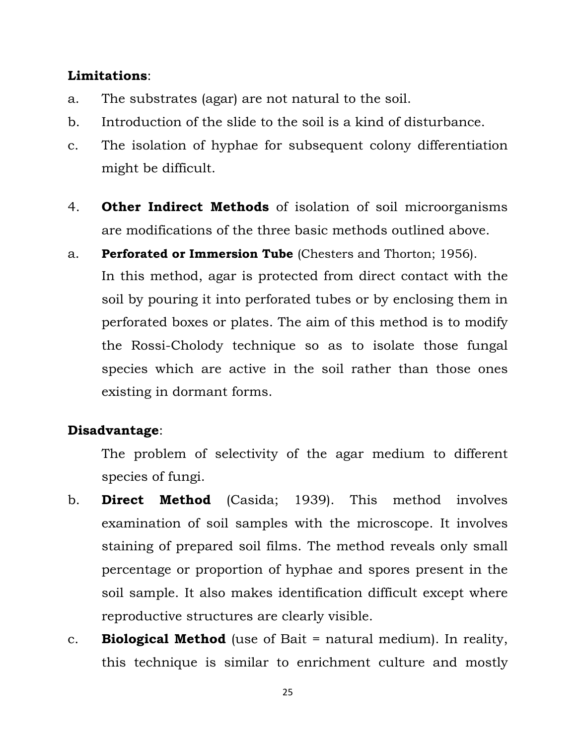**Limitations**:

a. The substrates (agar) are not natural to the soil.

b. Introduction of the slide to the soil is a kind of disturbance.

c. The isolation of hyphae for subsequent colony differentiation might be difficult.

4. **Other Indirect Methods** of isolation of soil microorganisms are modifications of the three basic methods outlined above.

a. **Perforated or Immersion Tube** (Chesters and Thorton; 1956). In this method, agar is protected from direct contact with the soil by pouring it into perforated tubes or by enclosing them in perforated boxes or plates. The aim of this method is to modify the Rossi-Cholody technique so as to isolate those fungal species which are active in the soil rather than those ones existing in dormant forms.

**Disadvantage**:

The problem of selectivity of the agar medium to different species of fungi.

b. **Direct Method** (Casida; 1939). This method involves examination of soil samples with the microscope. It involves staining of prepared soil films. The method reveals only small percentage or proportion of hyphae and spores present in the soil sample. It also makes identification difficult except where reproductive structures are clearly visible.

c. **Biological Method** (use of Bait = natural medium). In reality, this technique is similar to enrichment culture and mostly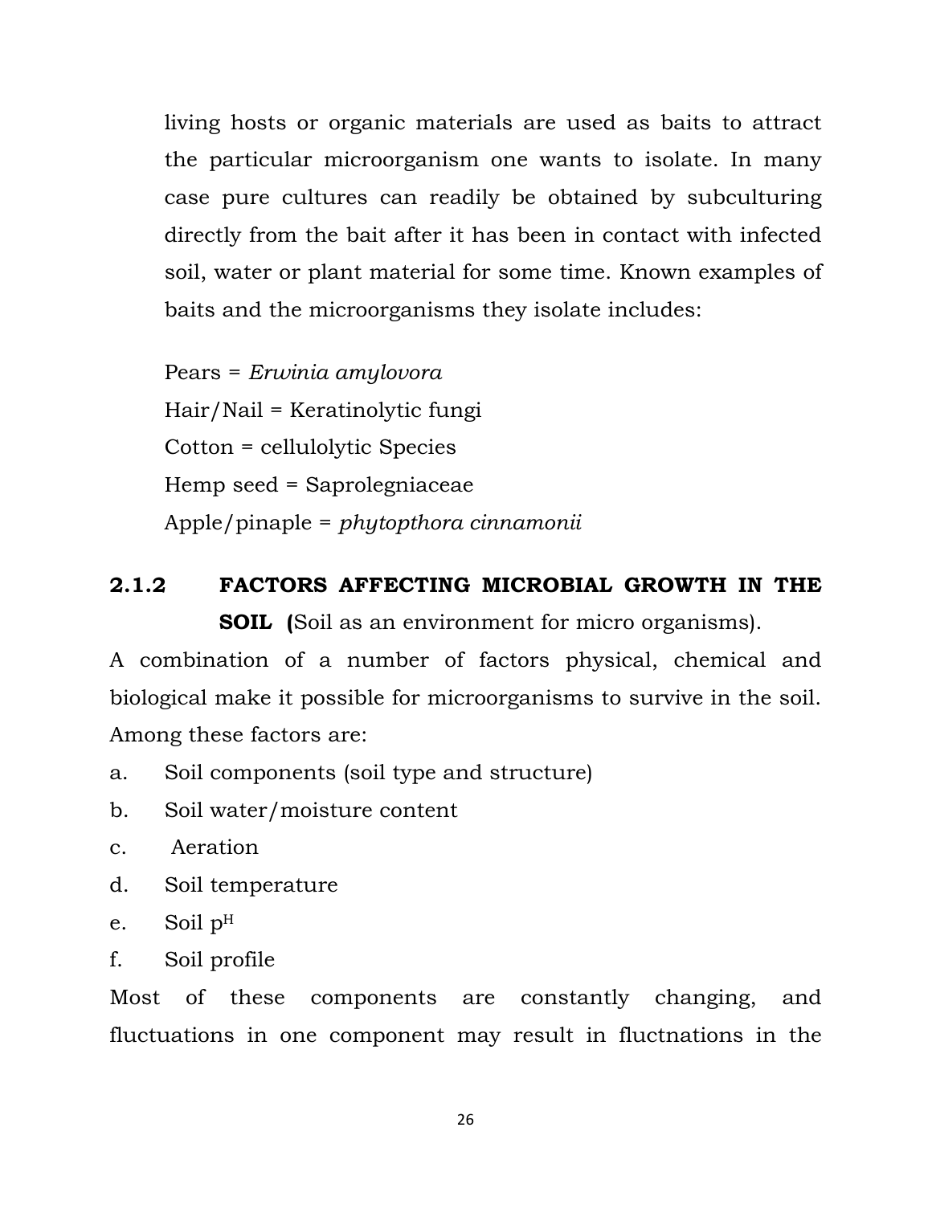living hosts or organic materials are used as baits to attract the particular microorganism one wants to isolate. In many case pure cultures can readily be obtained by subculturing directly from the bait after it has been in contact with infected soil, water or plant material for some time. Known examples of baits and the microorganisms they isolate includes:

Pears = *Erwinia amylovora*
Hair/Nail = Keratinolytic fungi
Cotton = cellulolytic Species
Hemp seed = Saprolegniaceae
Apple/pinaple = *phytopthora cinnamonii*

### 2.1.2 FACTORS AFFECTING MICROBIAL GROWTH IN THE SOIL (Soil as an environment for micro organisms).

A combination of a number of factors physical, chemical and biological make it possible for microorganisms to survive in the soil. Among these factors are:

a. Soil components (soil type and structure)
b. Soil water/moisture content
c. Aeration
d. Soil temperature
e. Soil $p^H$
f. Soil profile

Most of these components are constantly changing, and fluctuations in one component may result in fluctnations in the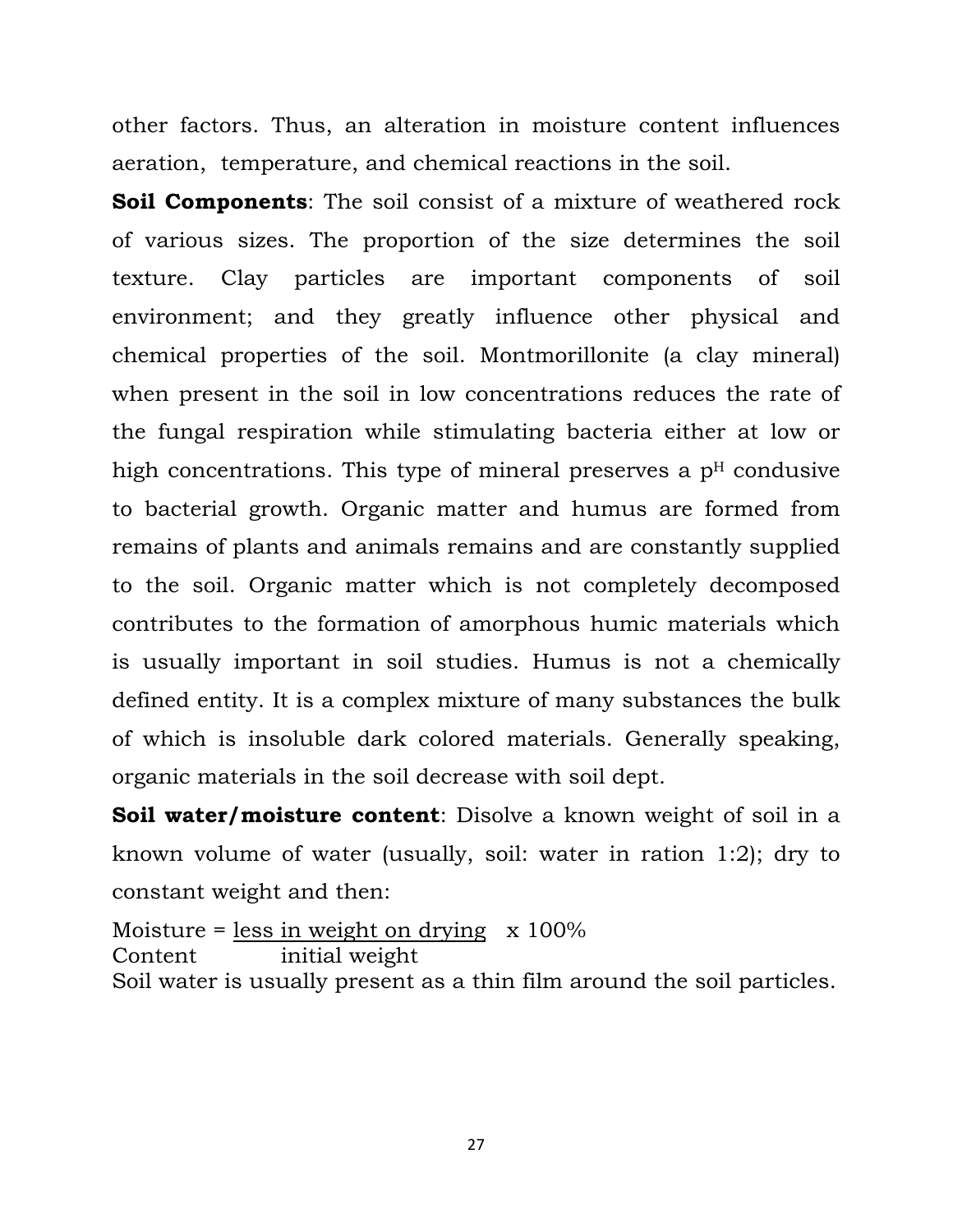other factors. Thus, an alteration in moisture content influences aeration, temperature, and chemical reactions in the soil.

**Soil Components**: The soil consist of a mixture of weathered rock of various sizes. The proportion of the size determines the soil texture. Clay particles are important components of soil environment; and they greatly influence other physical and chemical properties of the soil. Montmorillonite (a clay mineral) when present in the soil in low concentrations reduces the rate of the fungal respiration while stimulating bacteria either at low or high concentrations. This type of mineral preserves a $p^H$ condusive to bacterial growth. Organic matter and humus are formed from remains of plants and animals remains and are constantly supplied to the soil. Organic matter which is not completely decomposed contributes to the formation of amorphous humic materials which is usually important in soil studies. Humus is not a chemically defined entity. It is a complex mixture of many substances the bulk of which is insoluble dark colored materials. Generally speaking, organic materials in the soil decrease with soil dept.

**Soil water/moisture content**: Disolve a known weight of soil in a known volume of water (usually, soil: water in ration 1:2); dry to constant weight and then:

$$\text{Moisture Content} = \frac{\text{less in weight on drying}}{\text{initial weight}} \times 100\%$$

Soil water is usually present as a thin film around the soil particles.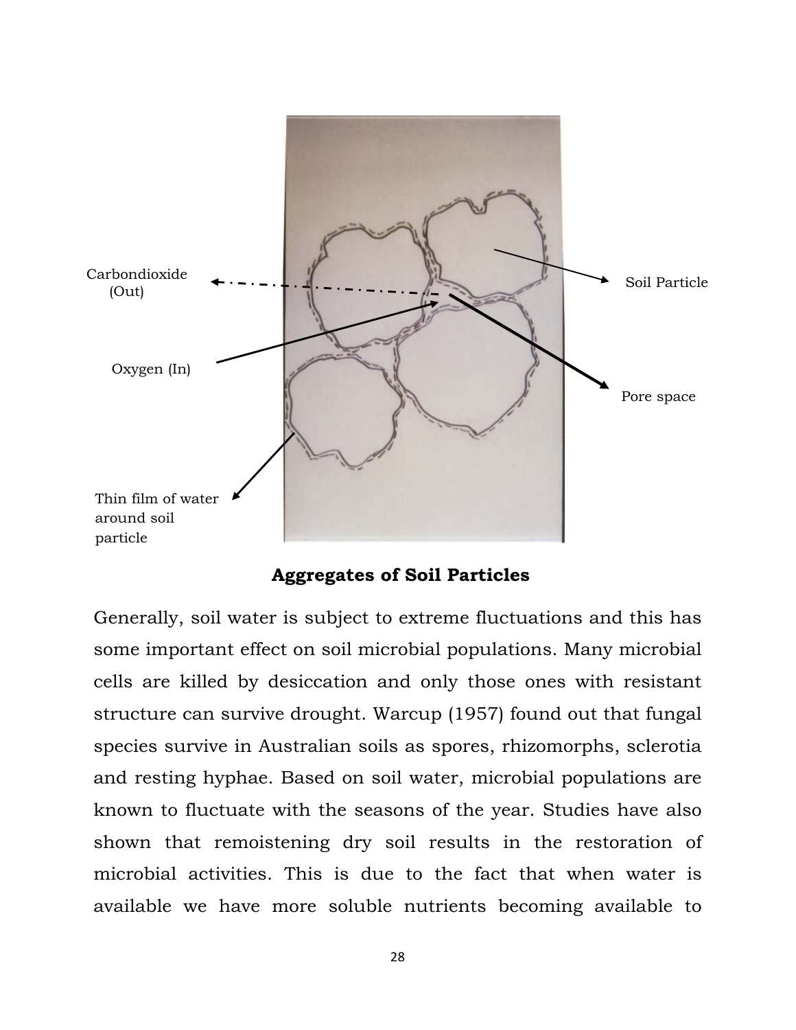Carbondioxide (Out)

Oxygen (In)

Soil Particle

Pore space

Thin film of water around soil particle

**Aggregates of Soil Particles**

Generally, soil water is subject to extreme fluctuations and this has some important effect on soil microbial populations. Many microbial cells are killed by desiccation and only those ones with resistant structure can survive drought. Warcup (1957) found out that fungal species survive in Australian soils as spores, rhizomorphs, sclerotia and resting hyphae. Based on soil water, microbial populations are known to fluctuate with the seasons of the year. Studies have also shown that remoistening dry soil results in the restoration of microbial activities. This is due to the fact that when water is available we have more soluble nutrients becoming available to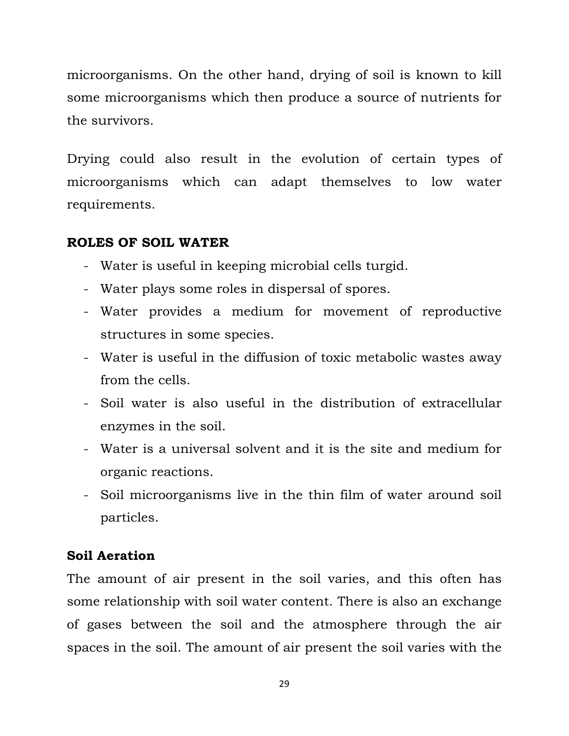microorganisms. On the other hand, drying of soil is known to kill some microorganisms which then produce a source of nutrients for the survivors.

Drying could also result in the evolution of certain types of microorganisms which can adapt themselves to low water requirements.

## ROLES OF SOIL WATER

- Water is useful in keeping microbial cells turgid.
- Water plays some roles in dispersal of spores.
- Water provides a medium for movement of reproductive structures in some species.
- Water is useful in the diffusion of toxic metabolic wastes away from the cells.
- Soil water is also useful in the distribution of extracellular enzymes in the soil.
- Water is a universal solvent and it is the site and medium for organic reactions.
- Soil microorganisms live in the thin film of water around soil particles.

### Soil Aeration

The amount of air present in the soil varies, and this often has some relationship with soil water content. There is also an exchange of gases between the soil and the atmosphere through the air spaces in the soil. The amount of air present the soil varies with the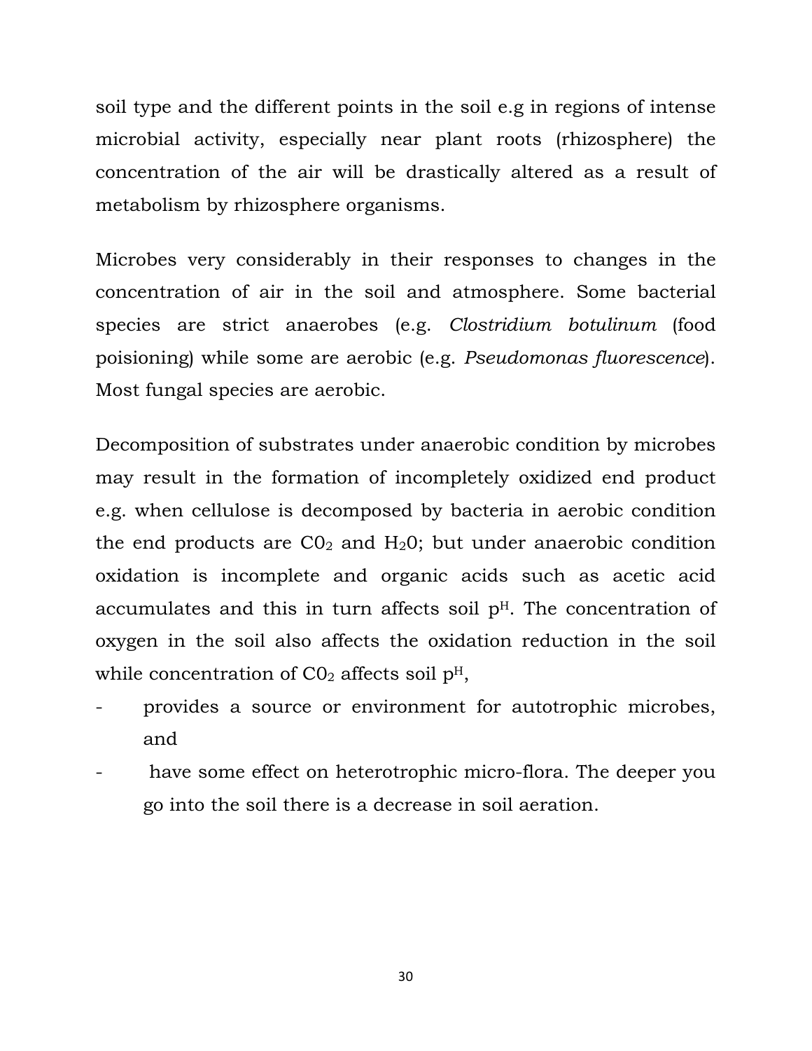soil type and the different points in the soil e.g in regions of intense microbial activity, especially near plant roots (rhizosphere) the concentration of the air will be drastically altered as a result of metabolism by rhizosphere organisms.

Microbes very considerably in their responses to changes in the concentration of air in the soil and atmosphere. Some bacterial species are strict anaerobes (e.g. *Clostridium botulinum* (food poisioning) while some are aerobic (e.g. *Pseudomonas fluorescence*). Most fungal species are aerobic.

Decomposition of substrates under anaerobic condition by microbes may result in the formation of incompletely oxidized end product e.g. when cellulose is decomposed by bacteria in aerobic condition the end products are $C0_2$ and $H_20$; but under anaerobic condition oxidation is incomplete and organic acids such as acetic acid accumulates and this in turn affects soil $p^H$. The concentration of oxygen in the soil also affects the oxidation reduction in the soil while concentration of $C0_2$ affects soil $p^H$,

- provides a source or environment for autotrophic microbes, and
- have some effect on heterotrophic micro-flora. The deeper you go into the soil there is a decrease in soil aeration.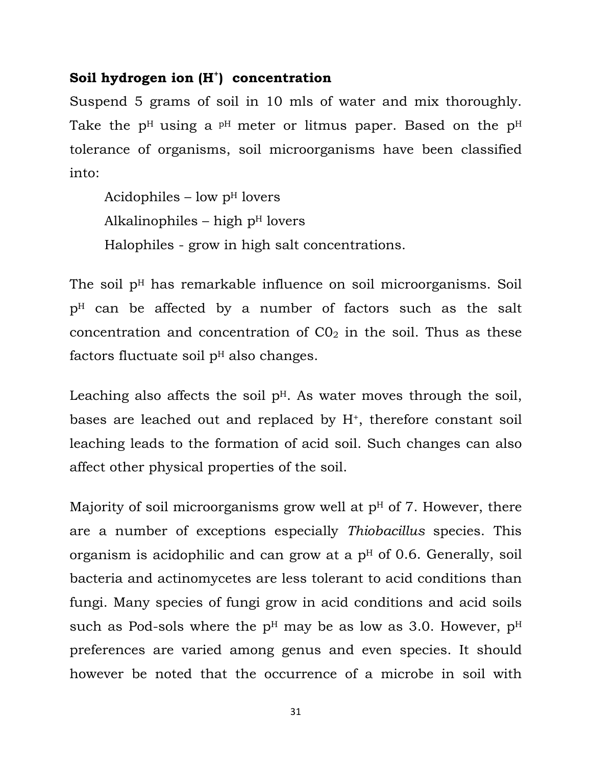**Soil hydrogen ion ($H^+$) concentration**

Suspend 5 grams of soil in 10 mls of water and mix thoroughly. Take the $p^H$ using a $p^H$ meter or litmus paper. Based on the $p^H$ tolerance of organisms, soil microorganisms have been classified into:

Acidophiles – low $p^H$ lovers
Alkalinophiles – high $p^H$ lovers
Halophiles - grow in high salt concentrations.

The soil $p^H$ has remarkable influence on soil microorganisms. Soil $p^H$ can be affected by a number of factors such as the salt concentration and concentration of $C0_2$ in the soil. Thus as these factors fluctuate soil $p^H$ also changes.

Leaching also affects the soil $p^H$. As water moves through the soil, bases are leached out and replaced by $H^+$, therefore constant soil leaching leads to the formation of acid soil. Such changes can also affect other physical properties of the soil.

Majority of soil microorganisms grow well at $p^H$ of 7. However, there are a number of exceptions especially *Thiobacillus* species. This organism is acidophilic and can grow at a $p^H$ of 0.6. Generally, soil bacteria and actinomycetes are less tolerant to acid conditions than fungi. Many species of fungi grow in acid conditions and acid soils such as Pod-sols where the $p^H$ may be as low as 3.0. However, $p^H$ preferences are varied among genus and even species. It should however be noted that the occurrence of a microbe in soil with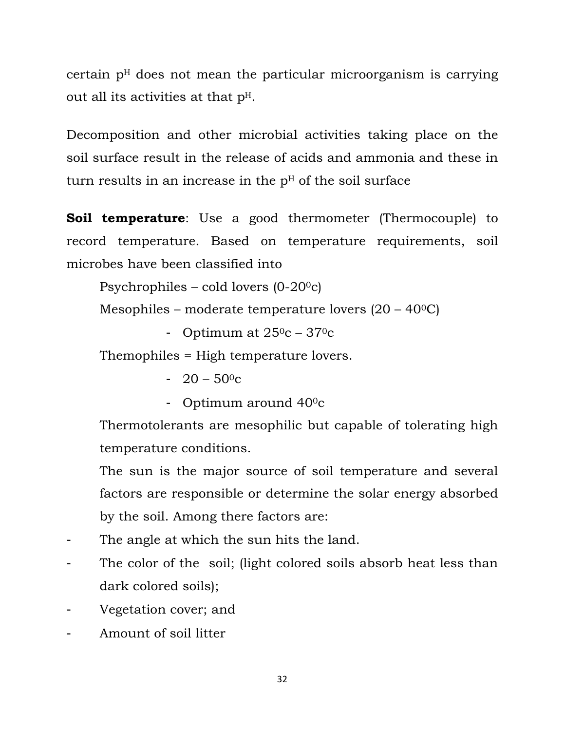certain $p^H$ does not mean the particular microorganism is carrying out all its activities at that $p^H$.

Decomposition and other microbial activities taking place on the soil surface result in the release of acids and ammonia and these in turn results in an increase in the $p^H$ of the soil surface

**Soil temperature**: Use a good thermometer (Thermocouple) to record temperature. Based on temperature requirements, soil microbes have been classified into

Psychrophiles – cold lovers (0-20$^0$c)

Mesophiles – moderate temperature lovers (20 – 40$^0$C)

- Optimum at 25$^0$c – 37$^0$c

Themophiles = High temperature lovers.

- 20 – 50$^0$c
- Optimum around 40$^0$c

Thermotolerants are mesophilic but capable of tolerating high temperature conditions.

The sun is the major source of soil temperature and several factors are responsible or determine the solar energy absorbed by the soil. Among there factors are:

- The angle at which the sun hits the land.
- The color of the soil; (light colored soils absorb heat less than dark colored soils);
- Vegetation cover; and
- Amount of soil litter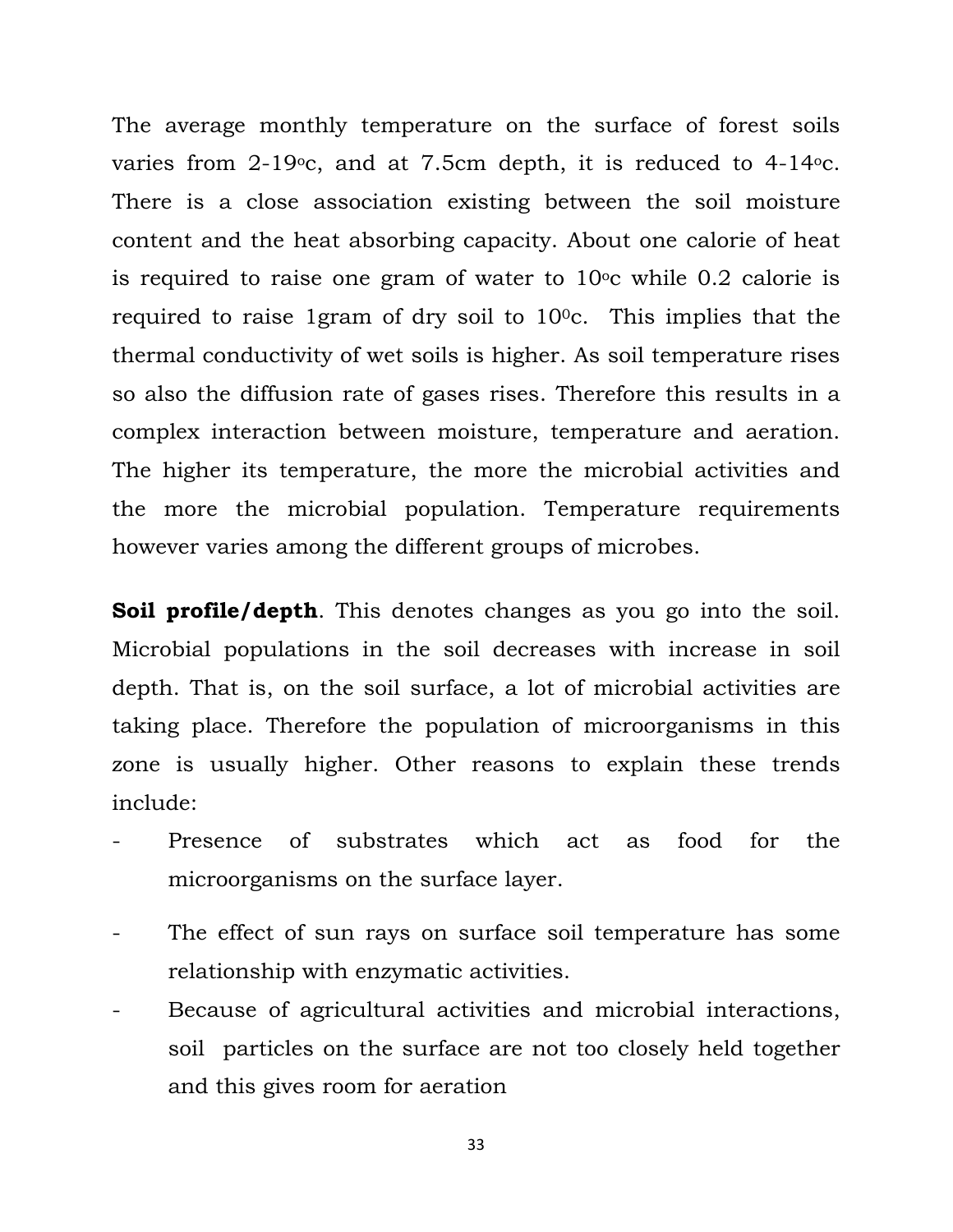The average monthly temperature on the surface of forest soils varies from 2-19$^{o}$c, and at 7.5cm depth, it is reduced to 4-14$^{o}$c. There is a close association existing between the soil moisture content and the heat absorbing capacity. About one calorie of heat is required to raise one gram of water to 10$^{o}$c while 0.2 calorie is required to raise 1gram of dry soil to 10$^{0}$c. This implies that the thermal conductivity of wet soils is higher. As soil temperature rises so also the diffusion rate of gases rises. Therefore this results in a complex interaction between moisture, temperature and aeration. The higher its temperature, the more the microbial activities and the more the microbial population. Temperature requirements however varies among the different groups of microbes.

**Soil profile/depth**. This denotes changes as you go into the soil. Microbial populations in the soil decreases with increase in soil depth. That is, on the soil surface, a lot of microbial activities are taking place. Therefore the population of microorganisms in this zone is usually higher. Other reasons to explain these trends include:

- Presence of substrates which act as food for the microorganisms on the surface layer.
- The effect of sun rays on surface soil temperature has some relationship with enzymatic activities.
- Because of agricultural activities and microbial interactions, soil particles on the surface are not too closely held together and this gives room for aeration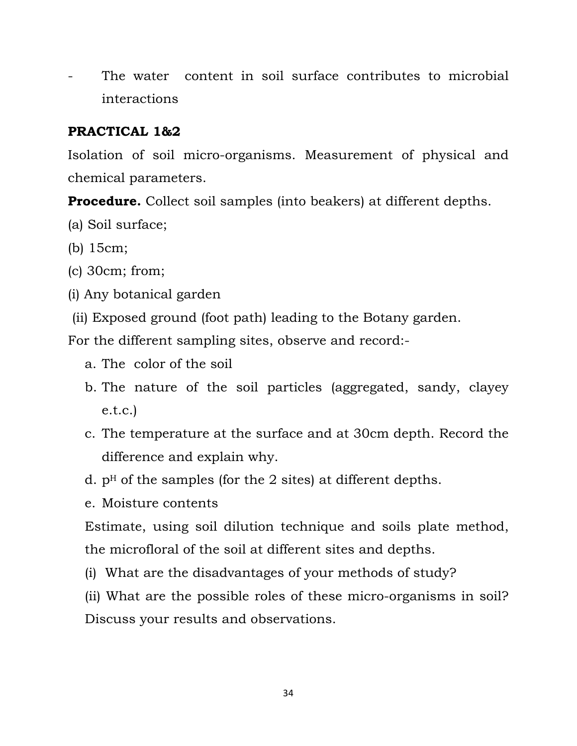- The water content in soil surface contributes to microbial interactions

**PRACTICAL 1&2**

Isolation of soil micro-organisms. Measurement of physical and chemical parameters.

**Procedure.** Collect soil samples (into beakers) at different depths.

(a) Soil surface;

(b) 15cm;

(c) 30cm; from;

(i) Any botanical garden

(ii) Exposed ground (foot path) leading to the Botany garden.

For the different sampling sites, observe and record:-

a. The color of the soil
b. The nature of the soil particles (aggregated, sandy, clayey e.t.c.)
c. The temperature at the surface and at 30cm depth. Record the difference and explain why.
d. $p^H$ of the samples (for the 2 sites) at different depths.
e. Moisture contents

Estimate, using soil dilution technique and soils plate method, the microfloral of the soil at different sites and depths.

(i) What are the disadvantages of your methods of study?

(ii) What are the possible roles of these micro-organisms in soil? Discuss your results and observations.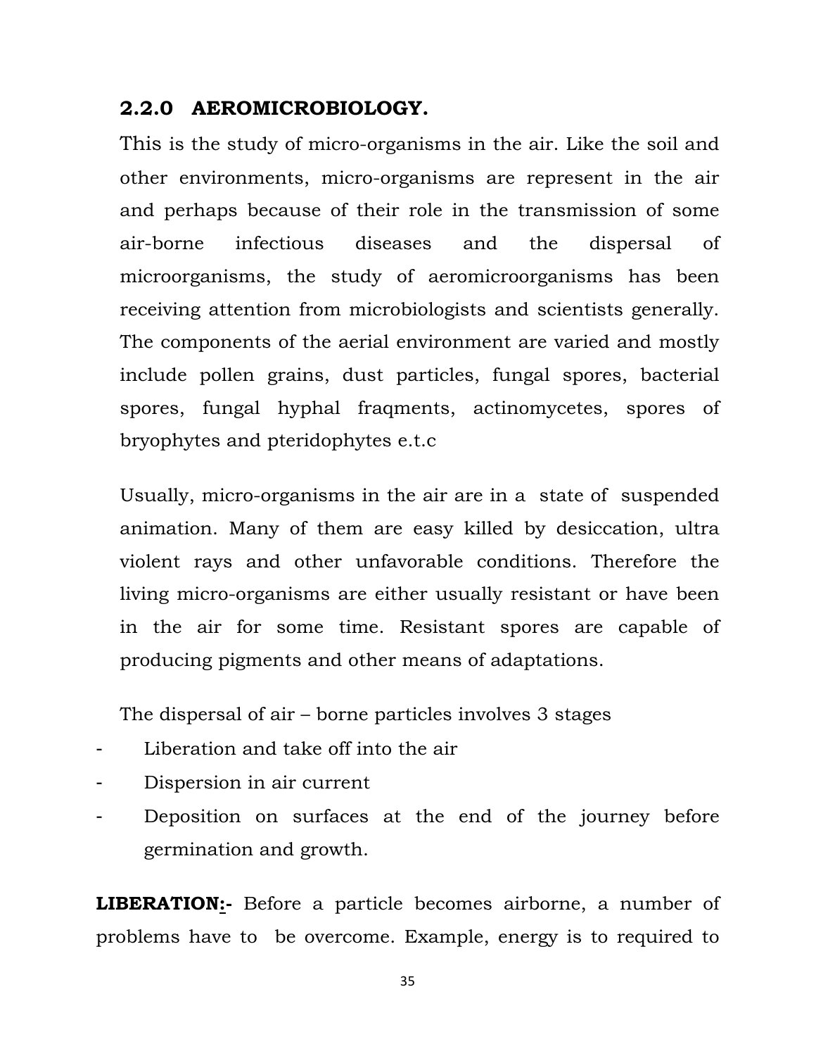## 2.2.0 AEROMICROBIOLOGY.

This is the study of micro-organisms in the air. Like the soil and other environments, micro-organisms are represent in the air and perhaps because of their role in the transmission of some air-borne infectious diseases and the dispersal of microorganisms, the study of aeromicroorganisms has been receiving attention from microbiologists and scientists generally. The components of the aerial environment are varied and mostly include pollen grains, dust particles, fungal spores, bacterial spores, fungal hyphal fraqments, actinomycetes, spores of bryophytes and pteridophytes e.t.c

Usually, micro-organisms in the air are in a state of suspended animation. Many of them are easy killed by desiccation, ultra violent rays and other unfavorable conditions. Therefore the living micro-organisms are either usually resistant or have been in the air for some time. Resistant spores are capable of producing pigments and other means of adaptations.

The dispersal of air – borne particles involves 3 stages

- Liberation and take off into the air
- Dispersion in air current
- Deposition on surfaces at the end of the journey before germination and growth.

**LIBERATION:-** Before a particle becomes airborne, a number of problems have to be overcome. Example, energy is to required to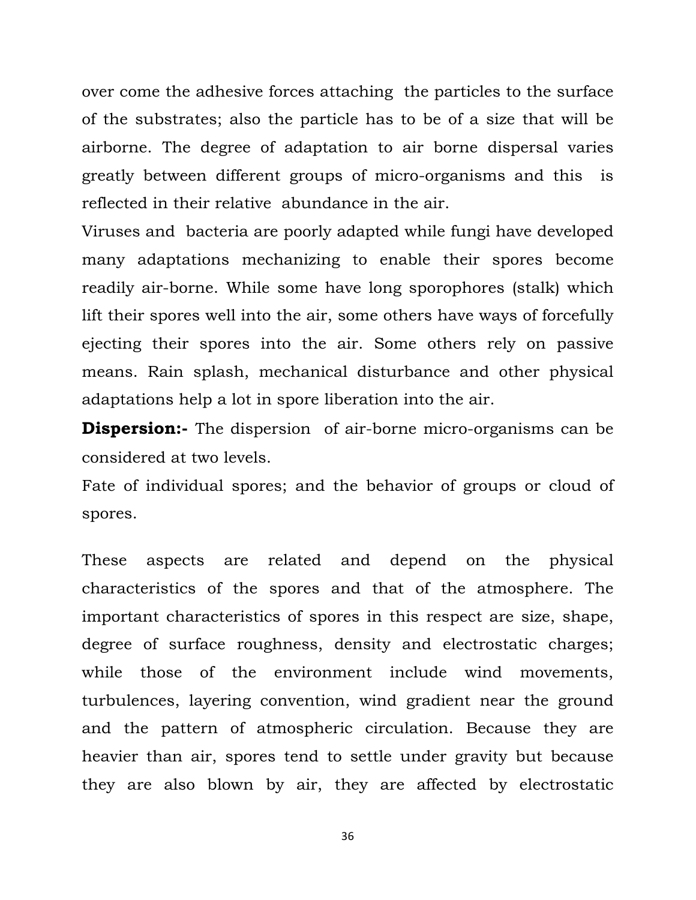over come the adhesive forces attaching the particles to the surface of the substrates; also the particle has to be of a size that will be airborne. The degree of adaptation to air borne dispersal varies greatly between different groups of micro-organisms and this is reflected in their relative abundance in the air.

Viruses and bacteria are poorly adapted while fungi have developed many adaptations mechanizing to enable their spores become readily air-borne. While some have long sporophores (stalk) which lift their spores well into the air, some others have ways of forcefully ejecting their spores into the air. Some others rely on passive means. Rain splash, mechanical disturbance and other physical adaptations help a lot in spore liberation into the air.

**Dispersion:-** The dispersion of air-borne micro-organisms can be considered at two levels.

Fate of individual spores; and the behavior of groups or cloud of spores.

These aspects are related and depend on the physical characteristics of the spores and that of the atmosphere. The important characteristics of spores in this respect are size, shape, degree of surface roughness, density and electrostatic charges; while those of the environment include wind movements, turbulences, layering convention, wind gradient near the ground and the pattern of atmospheric circulation. Because they are heavier than air, spores tend to settle under gravity but because they are also blown by air, they are affected by electrostatic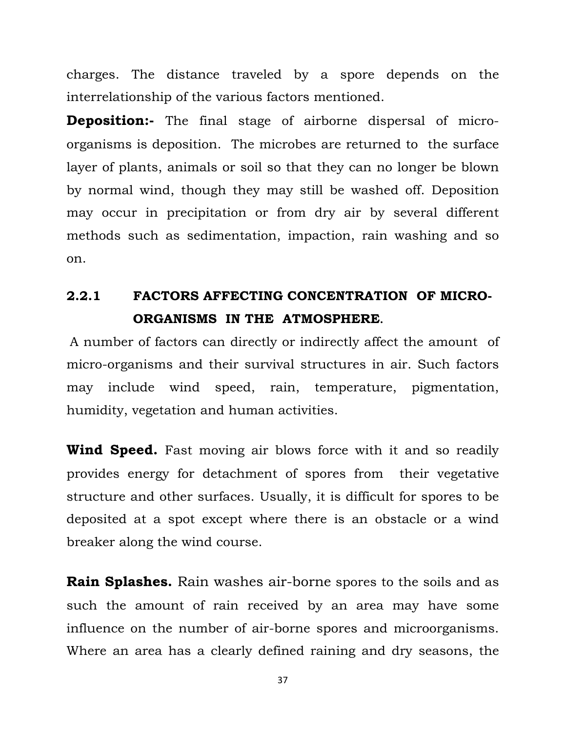charges. The distance traveled by a spore depends on the interrelationship of the various factors mentioned.

**Deposition:-** The final stage of airborne dispersal of micro-organisms is deposition. The microbes are returned to the surface layer of plants, animals or soil so that they can no longer be blown by normal wind, though they may still be washed off. Deposition may occur in precipitation or from dry air by several different methods such as sedimentation, impaction, rain washing and so on.

### 2.2.1 FACTORS AFFECTING CONCENTRATION OF MICRO-ORGANISMS IN THE ATMOSPHERE.

A number of factors can directly or indirectly affect the amount of micro-organisms and their survival structures in air. Such factors may include wind speed, rain, temperature, pigmentation, humidity, vegetation and human activities.

**Wind Speed.** Fast moving air blows force with it and so readily provides energy for detachment of spores from their vegetative structure and other surfaces. Usually, it is difficult for spores to be deposited at a spot except where there is an obstacle or a wind breaker along the wind course.

**Rain Splashes.** Rain washes air-borne spores to the soils and as such the amount of rain received by an area may have some influence on the number of air-borne spores and microorganisms. Where an area has a clearly defined raining and dry seasons, the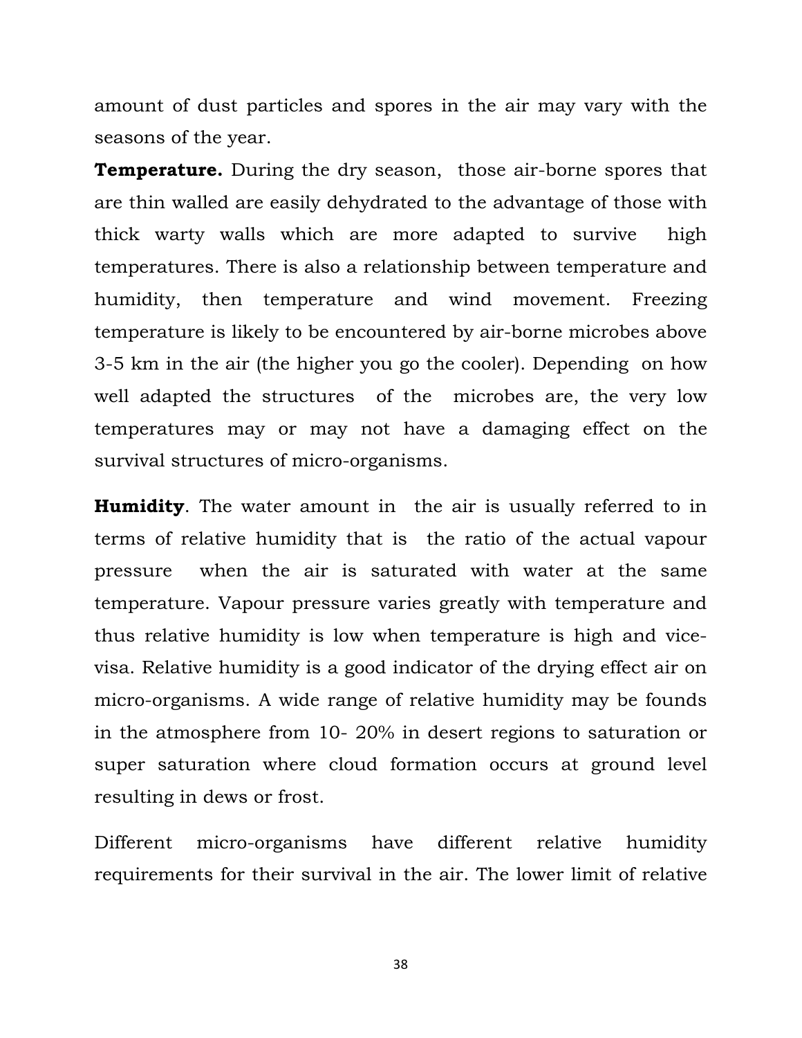amount of dust particles and spores in the air may vary with the seasons of the year.

**Temperature.** During the dry season, those air-borne spores that are thin walled are easily dehydrated to the advantage of those with thick warty walls which are more adapted to survive high temperatures. There is also a relationship between temperature and humidity, then temperature and wind movement. Freezing temperature is likely to be encountered by air-borne microbes above 3-5 km in the air (the higher you go the cooler). Depending on how well adapted the structures of the microbes are, the very low temperatures may or may not have a damaging effect on the survival structures of micro-organisms.

**Humidity**. The water amount in the air is usually referred to in terms of relative humidity that is the ratio of the actual vapour pressure when the air is saturated with water at the same temperature. Vapour pressure varies greatly with temperature and thus relative humidity is low when temperature is high and vice-visa. Relative humidity is a good indicator of the drying effect air on micro-organisms. A wide range of relative humidity may be founds in the atmosphere from 10- 20% in desert regions to saturation or super saturation where cloud formation occurs at ground level resulting in dews or frost.

Different micro-organisms have different relative humidity requirements for their survival in the air. The lower limit of relative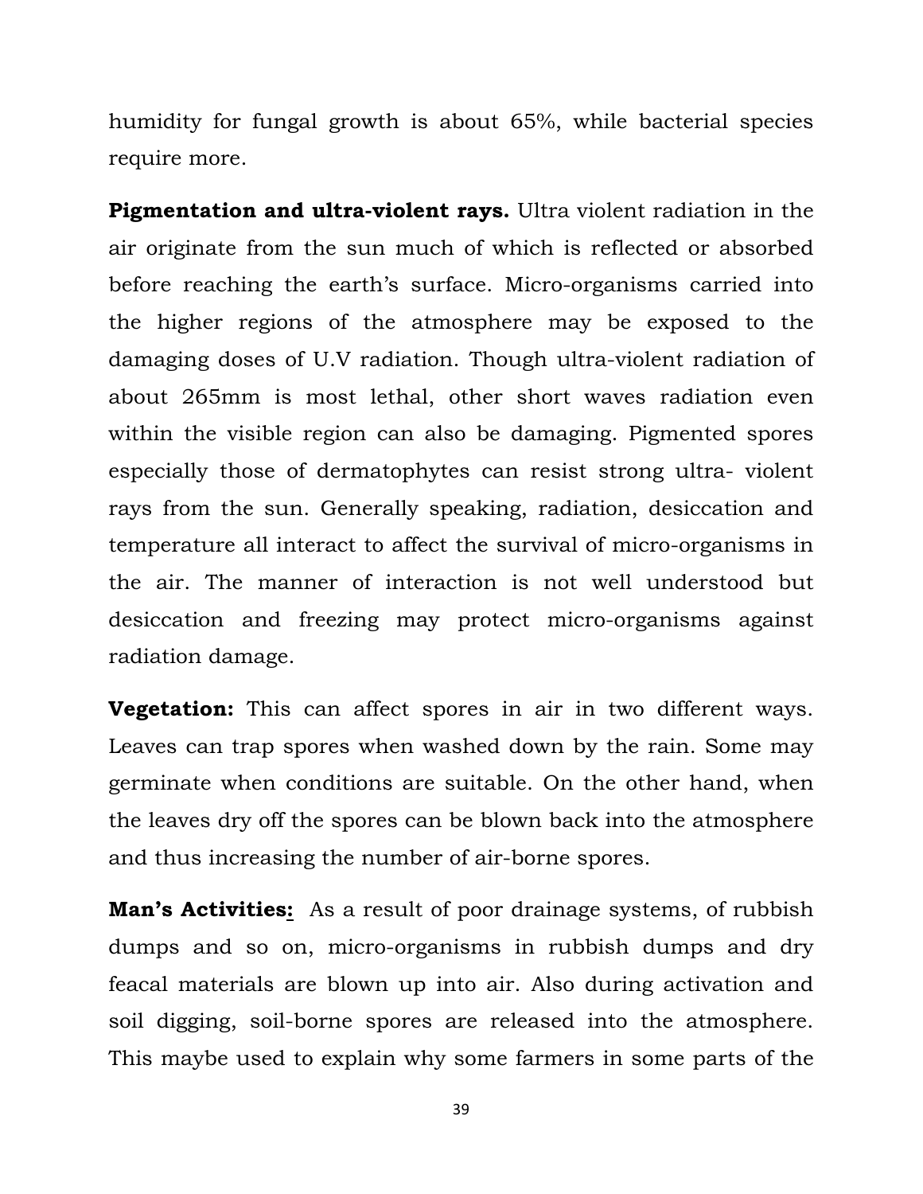humidity for fungal growth is about 65%, while bacterial species require more.

**Pigmentation and ultra-violent rays.** Ultra violent radiation in the air originate from the sun much of which is reflected or absorbed before reaching the earth's surface. Micro-organisms carried into the higher regions of the atmosphere may be exposed to the damaging doses of U.V radiation. Though ultra-violent radiation of about 265mm is most lethal, other short waves radiation even within the visible region can also be damaging. Pigmented spores especially those of dermatophytes can resist strong ultra- violent rays from the sun. Generally speaking, radiation, desiccation and temperature all interact to affect the survival of micro-organisms in the air. The manner of interaction is not well understood but desiccation and freezing may protect micro-organisms against radiation damage.

**Vegetation:** This can affect spores in air in two different ways. Leaves can trap spores when washed down by the rain. Some may germinate when conditions are suitable. On the other hand, when the leaves dry off the spores can be blown back into the atmosphere and thus increasing the number of air-borne spores.

**Man's Activities:** As a result of poor drainage systems, of rubbish dumps and so on, micro-organisms in rubbish dumps and dry feacal materials are blown up into air. Also during activation and soil digging, soil-borne spores are released into the atmosphere. This maybe used to explain why some farmers in some parts of the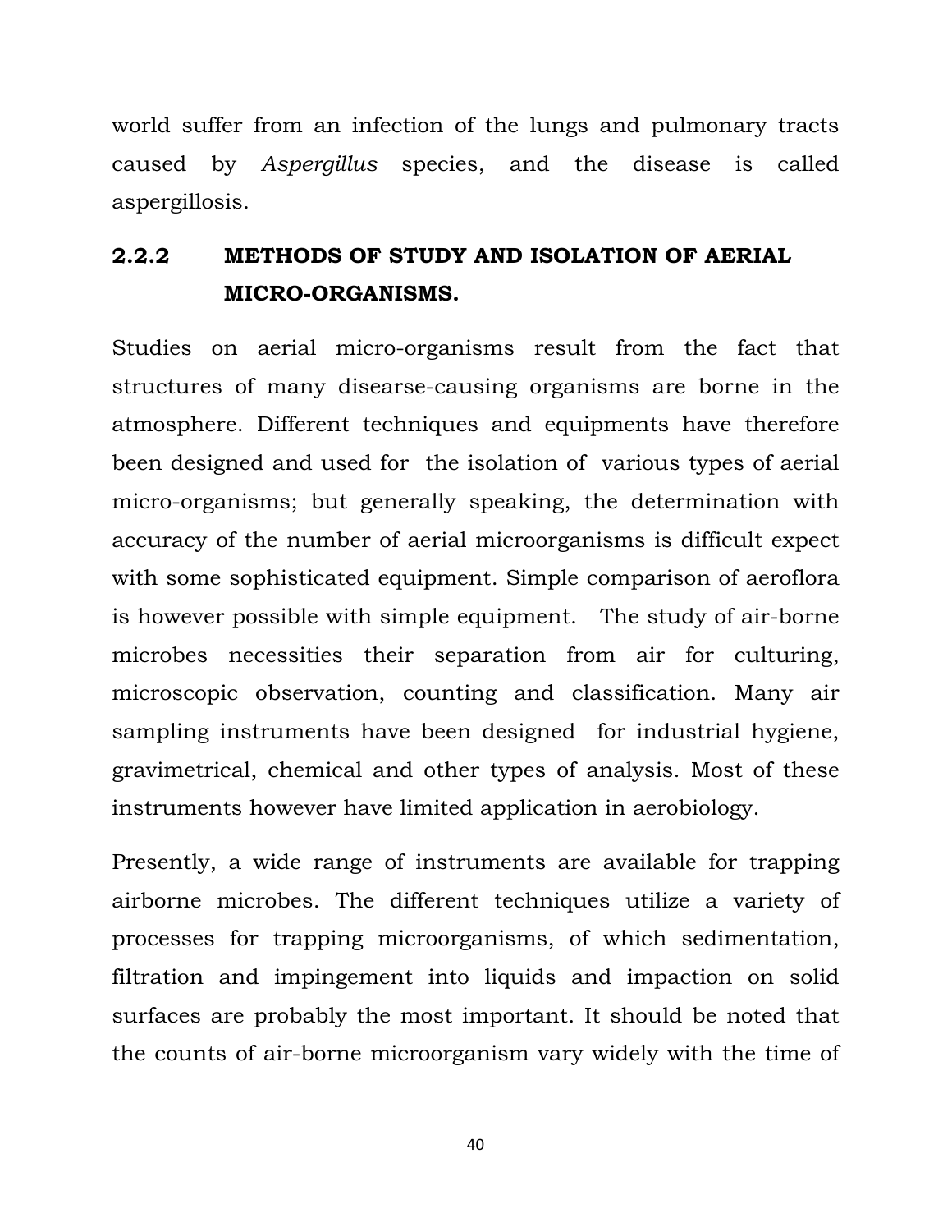world suffer from an infection of the lungs and pulmonary tracts caused by *Aspergillus* species, and the disease is called aspergillosis.

### 2.2.2 METHODS OF STUDY AND ISOLATION OF AERIAL MICRO-ORGANISMS.

Studies on aerial micro-organisms result from the fact that structures of many disearse-causing organisms are borne in the atmosphere. Different techniques and equipments have therefore been designed and used for the isolation of various types of aerial micro-organisms; but generally speaking, the determination with accuracy of the number of aerial microorganisms is difficult expect with some sophisticated equipment. Simple comparison of aeroflora is however possible with simple equipment. The study of air-borne microbes necessities their separation from air for culturing, microscopic observation, counting and classification. Many air sampling instruments have been designed for industrial hygiene, gravimetrical, chemical and other types of analysis. Most of these instruments however have limited application in aerobiology.

Presently, a wide range of instruments are available for trapping airborne microbes. The different techniques utilize a variety of processes for trapping microorganisms, of which sedimentation, filtration and impingement into liquids and impaction on solid surfaces are probably the most important. It should be noted that the counts of air-borne microorganism vary widely with the time of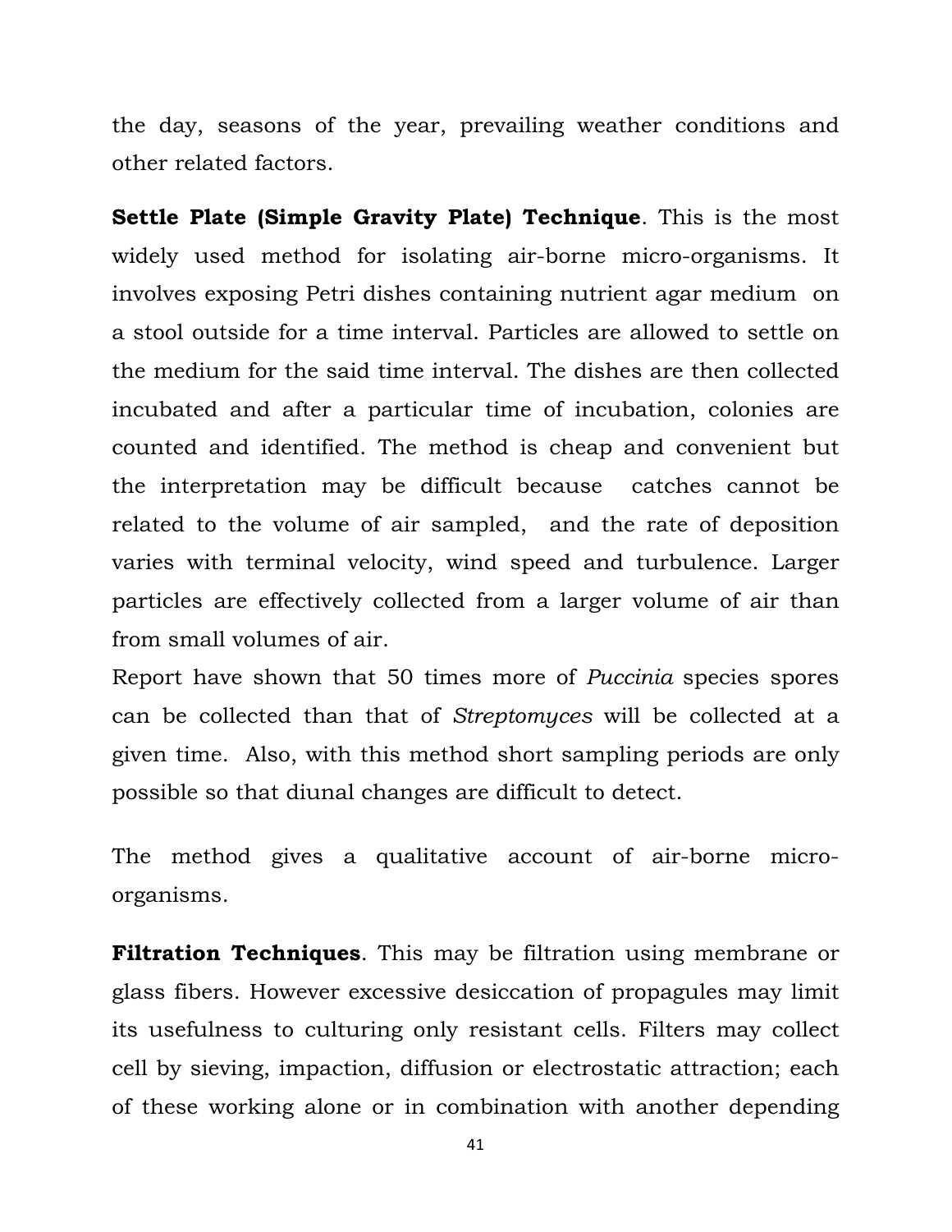the day, seasons of the year, prevailing weather conditions and other related factors.

**Settle Plate (Simple Gravity Plate) Technique**. This is the most widely used method for isolating air-borne micro-organisms. It involves exposing Petri dishes containing nutrient agar medium on a stool outside for a time interval. Particles are allowed to settle on the medium for the said time interval. The dishes are then collected incubated and after a particular time of incubation, colonies are counted and identified. The method is cheap and convenient but the interpretation may be difficult because catches cannot be related to the volume of air sampled, and the rate of deposition varies with terminal velocity, wind speed and turbulence. Larger particles are effectively collected from a larger volume of air than from small volumes of air.

Report have shown that 50 times more of *Puccinia* species spores can be collected than that of *Streptomyces* will be collected at a given time. Also, with this method short sampling periods are only possible so that diunal changes are difficult to detect.

The method gives a qualitative account of air-borne micro-organisms.

**Filtration Techniques**. This may be filtration using membrane or glass fibers. However excessive desiccation of propagules may limit its usefulness to culturing only resistant cells. Filters may collect cell by sieving, impaction, diffusion or electrostatic attraction; each of these working alone or in combination with another depending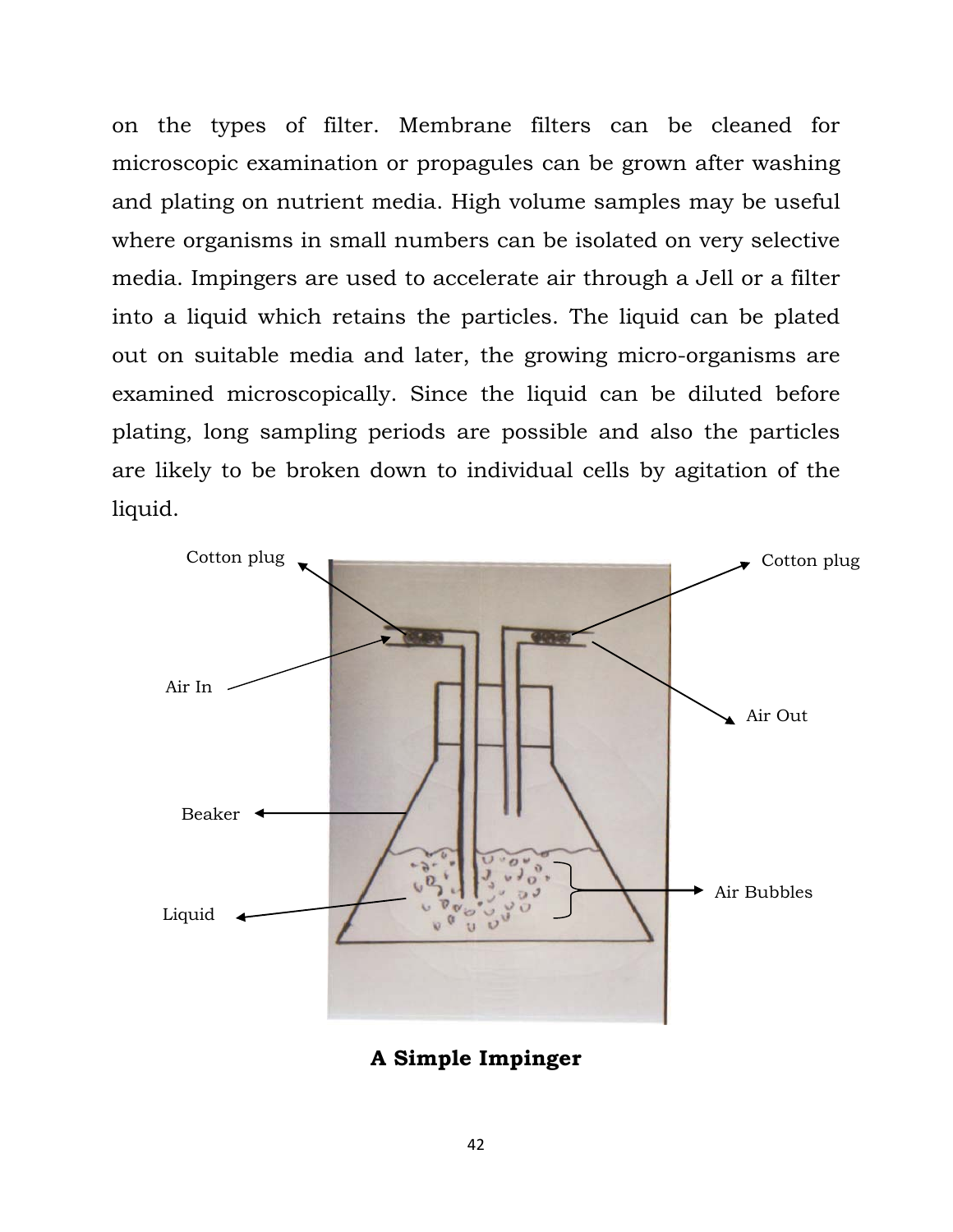on the types of filter. Membrane filters can be cleaned for microscopic examination or propagules can be grown after washing and plating on nutrient media. High volume samples may be useful where organisms in small numbers can be isolated on very selective media. Impingers are used to accelerate air through a Jell or a filter into a liquid which retains the particles. The liquid can be plated out on suitable media and later, the growing micro-organisms are examined microscopically. Since the liquid can be diluted before plating, long sampling periods are possible and also the particles are likely to be broken down to individual cells by agitation of the liquid.

Cotton plug

Cotton plug

Air In

Air Out

Beaker

Air Bubbles

Liquid

**A Simple Impinger**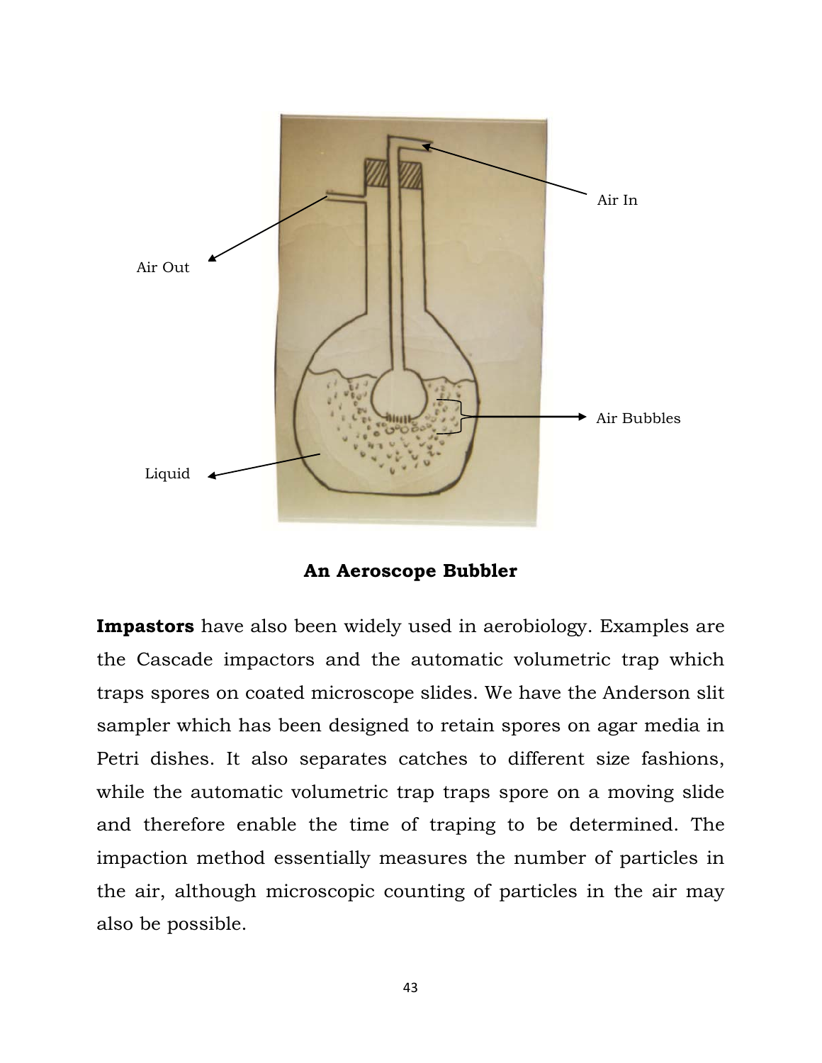Air In

Air Out

Air Bubbles

Liquid

**An Aeroscope Bubbler**

**Impastors** have also been widely used in aerobiology. Examples are the Cascade impactors and the automatic volumetric trap which traps spores on coated microscope slides. We have the Anderson slit sampler which has been designed to retain spores on agar media in Petri dishes. It also separates catches to different size fashions, while the automatic volumetric trap traps spore on a moving slide and therefore enable the time of traping to be determined. The impaction method essentially measures the number of particles in the air, although microscopic counting of particles in the air may also be possible.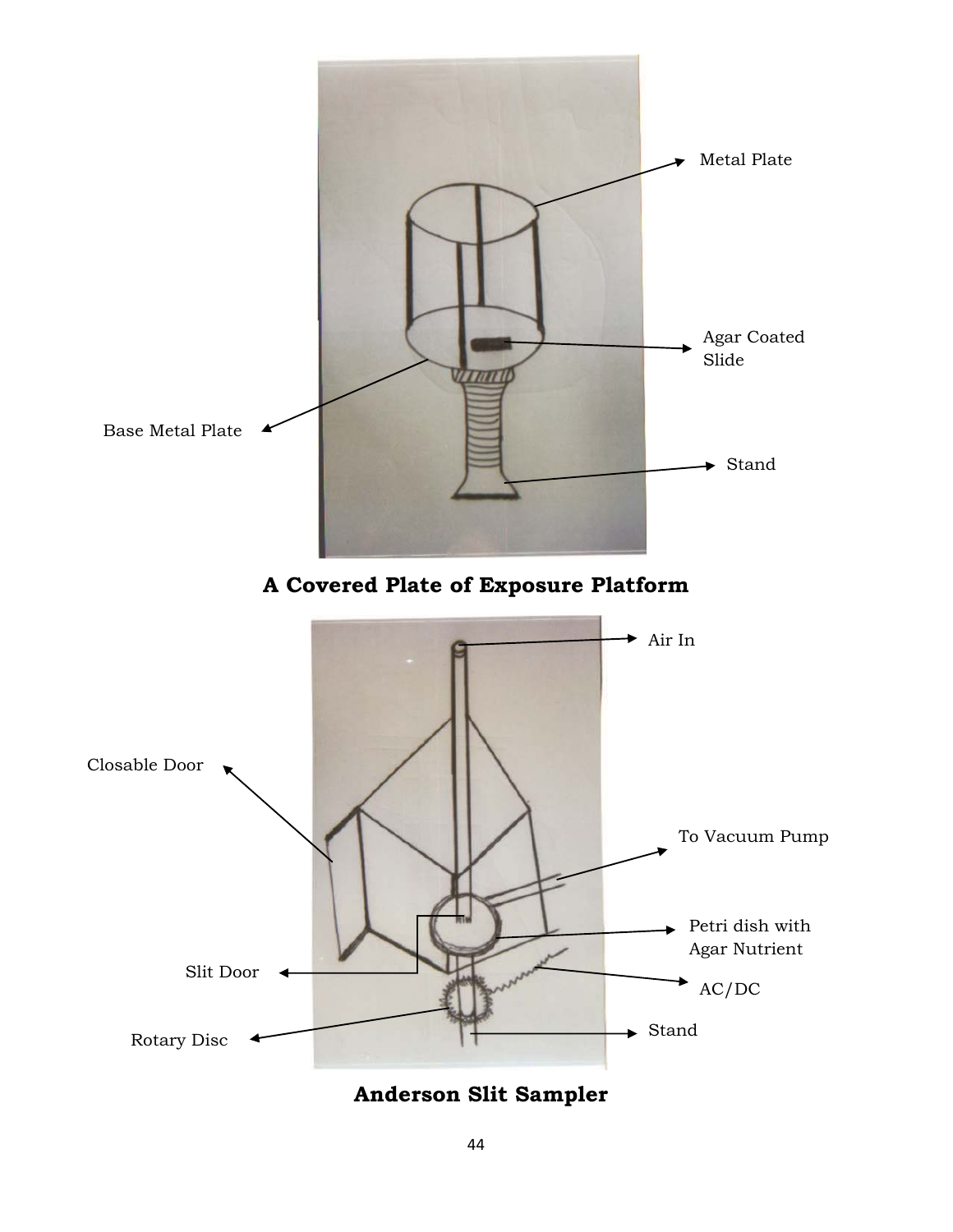Metal Plate

Agar Coated Slide

Base Metal Plate

Stand

**A Covered Plate of Exposure Platform**

Air In

Closable Door

To Vacuum Pump

Petri dish with Agar Nutrient

Slit Door

AC/DC

Stand

Rotary Disc

**Anderson Slit Sampler**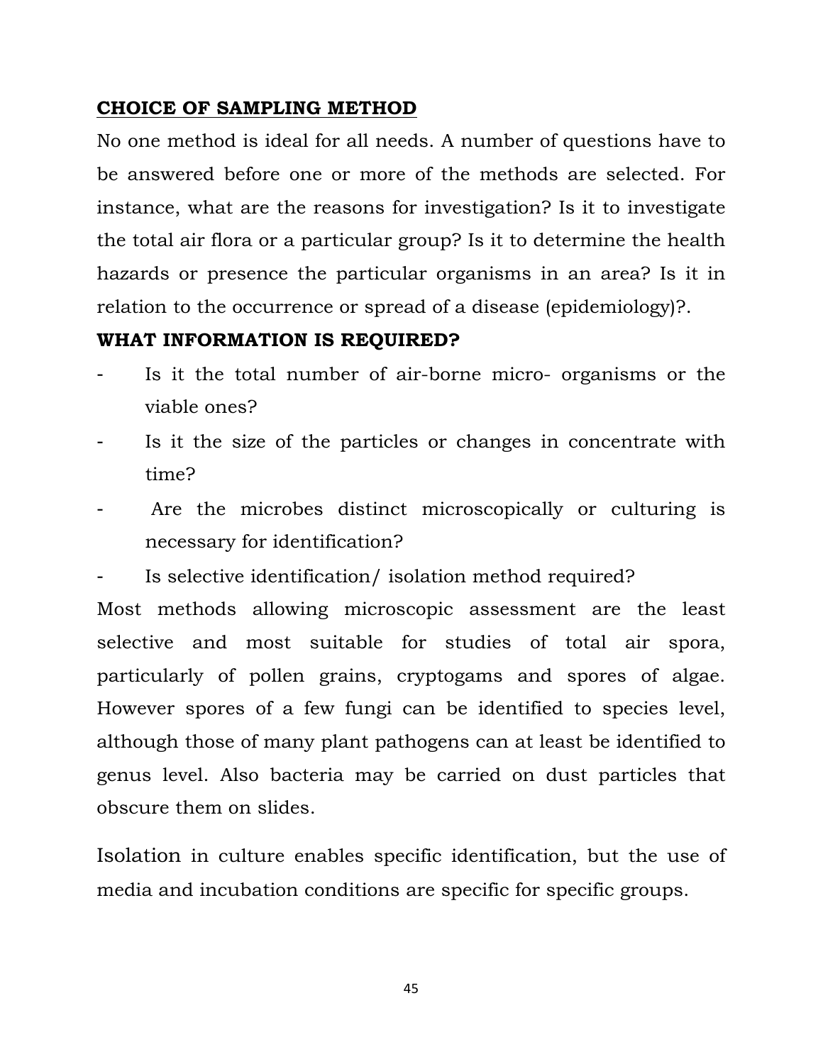## CHOICE OF SAMPLING METHOD

No one method is ideal for all needs. A number of questions have to be answered before one or more of the methods are selected. For instance, what are the reasons for investigation? Is it to investigate the total air flora or a particular group? Is it to determine the health hazards or presence the particular organisms in an area? Is it in relation to the occurrence or spread of a disease (epidemiology)?.

### WHAT INFORMATION IS REQUIRED?

- Is it the total number of air-borne micro- organisms or the viable ones?
- Is it the size of the particles or changes in concentrate with time?
- Are the microbes distinct microscopically or culturing is necessary for identification?
- Is selective identification/ isolation method required?

Most methods allowing microscopic assessment are the least selective and most suitable for studies of total air spora, particularly of pollen grains, cryptogams and spores of algae. However spores of a few fungi can be identified to species level, although those of many plant pathogens can at least be identified to genus level. Also bacteria may be carried on dust particles that obscure them on slides.

Isolation in culture enables specific identification, but the use of media and incubation conditions are specific for specific groups.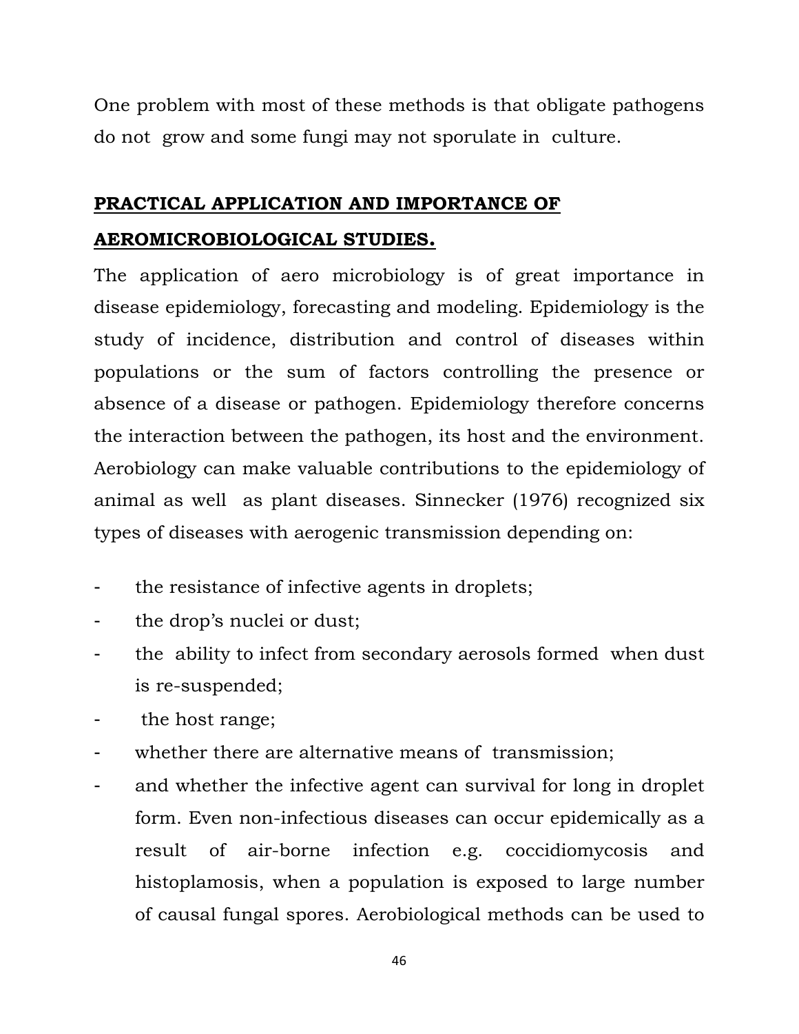One problem with most of these methods is that obligate pathogens do not grow and some fungi may not sporulate in culture.

## PRACTICAL APPLICATION AND IMPORTANCE OF AEROMICROBIOLOGICAL STUDIES.

The application of aero microbiology is of great importance in disease epidemiology, forecasting and modeling. Epidemiology is the study of incidence, distribution and control of diseases within populations or the sum of factors controlling the presence or absence of a disease or pathogen. Epidemiology therefore concerns the interaction between the pathogen, its host and the environment. Aerobiology can make valuable contributions to the epidemiology of animal as well as plant diseases. Sinnecker (1976) recognized six types of diseases with aerogenic transmission depending on:

- the resistance of infective agents in droplets;
- the drop's nuclei or dust;
- the ability to infect from secondary aerosols formed when dust is re-suspended;
- the host range;
- whether there are alternative means of transmission;
- and whether the infective agent can survival for long in droplet form. Even non-infectious diseases can occur epidemically as a result of air-borne infection e.g. coccidiomycosis and histoplamosis, when a population is exposed to large number of causal fungal spores. Aerobiological methods can be used to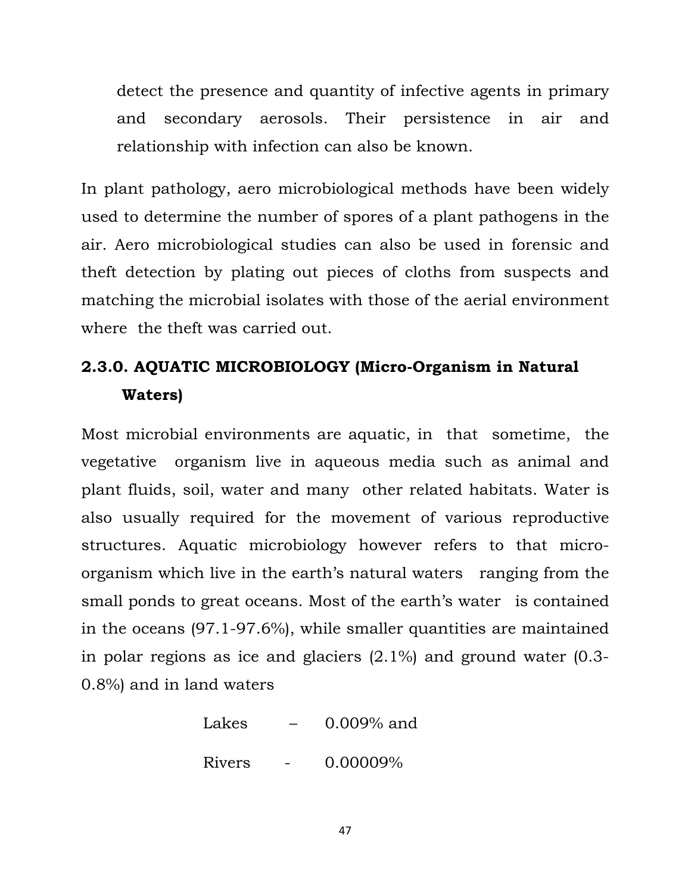detect the presence and quantity of infective agents in primary and secondary aerosols. Their persistence in air and relationship with infection can also be known.

In plant pathology, aero microbiological methods have been widely used to determine the number of spores of a plant pathogens in the air. Aero microbiological studies can also be used in forensic and theft detection by plating out pieces of cloths from suspects and matching the microbial isolates with those of the aerial environment where the theft was carried out.

## 2.3.0. AQUATIC MICROBIOLOGY (Micro-Organism in Natural Waters)

Most microbial environments are aquatic, in that sometime, the vegetative organism live in aqueous media such as animal and plant fluids, soil, water and many other related habitats. Water is also usually required for the movement of various reproductive structures. Aquatic microbiology however refers to that micro-organism which live in the earth's natural waters ranging from the small ponds to great oceans. Most of the earth's water is contained in the oceans (97.1-97.6%), while smaller quantities are maintained in polar regions as ice and glaciers (2.1%) and ground water (0.3-0.8%) and in land waters

Lakes – 0.009% and

Rivers - 0.00009%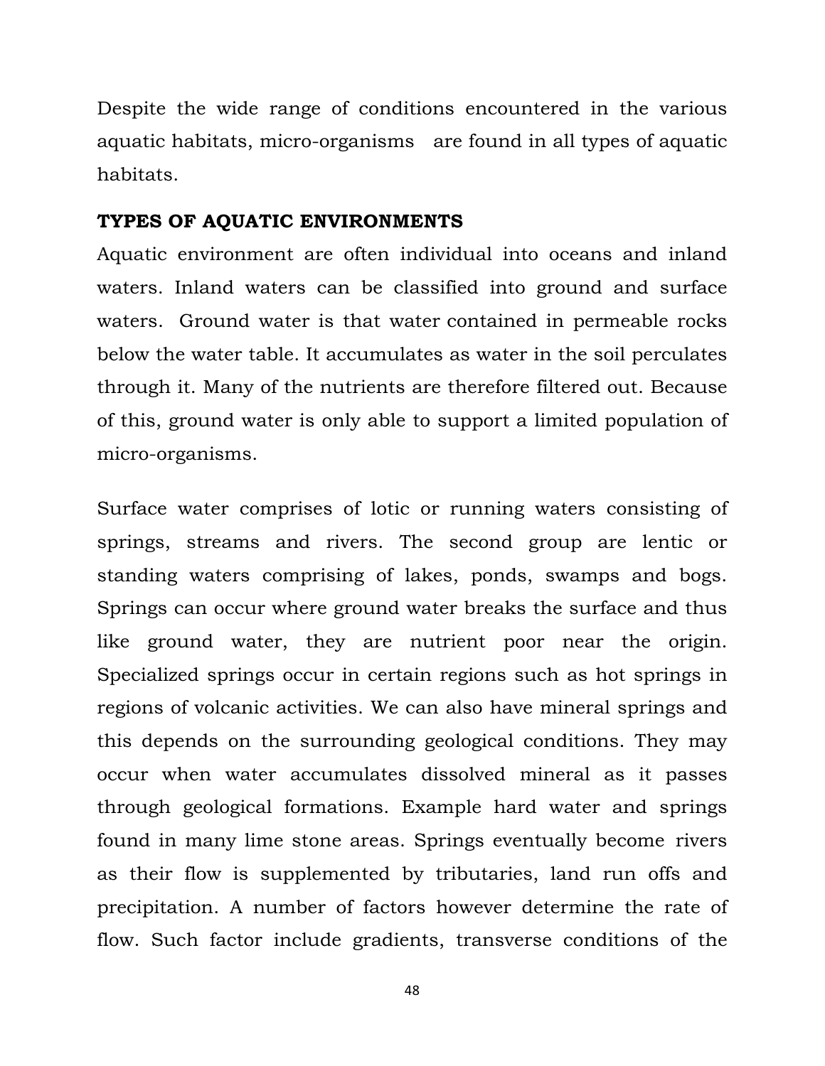Despite the wide range of conditions encountered in the various aquatic habitats, micro-organisms are found in all types of aquatic habitats.

## TYPES OF AQUATIC ENVIRONMENTS

Aquatic environment are often individual into oceans and inland waters. Inland waters can be classified into ground and surface waters. Ground water is that water contained in permeable rocks below the water table. It accumulates as water in the soil perculates through it. Many of the nutrients are therefore filtered out. Because of this, ground water is only able to support a limited population of micro-organisms.

Surface water comprises of lotic or running waters consisting of springs, streams and rivers. The second group are lentic or standing waters comprising of lakes, ponds, swamps and bogs. Springs can occur where ground water breaks the surface and thus like ground water, they are nutrient poor near the origin. Specialized springs occur in certain regions such as hot springs in regions of volcanic activities. We can also have mineral springs and this depends on the surrounding geological conditions. They may occur when water accumulates dissolved mineral as it passes through geological formations. Example hard water and springs found in many lime stone areas. Springs eventually become rivers as their flow is supplemented by tributaries, land run offs and precipitation. A number of factors however determine the rate of flow. Such factor include gradients, transverse conditions of the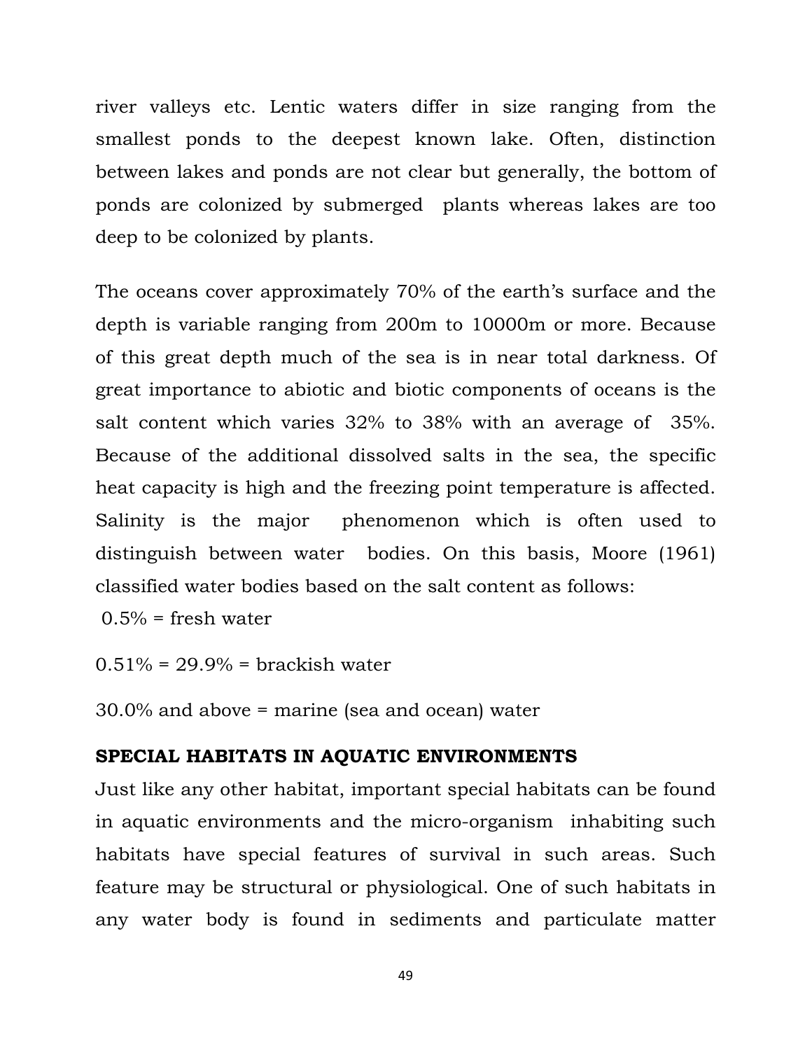river valleys etc. Lentic waters differ in size ranging from the smallest ponds to the deepest known lake. Often, distinction between lakes and ponds are not clear but generally, the bottom of ponds are colonized by submerged plants whereas lakes are too deep to be colonized by plants.

The oceans cover approximately 70% of the earth's surface and the depth is variable ranging from 200m to 10000m or more. Because of this great depth much of the sea is in near total darkness. Of great importance to abiotic and biotic components of oceans is the salt content which varies 32% to 38% with an average of 35%. Because of the additional dissolved salts in the sea, the specific heat capacity is high and the freezing point temperature is affected. Salinity is the major phenomenon which is often used to distinguish between water bodies. On this basis, Moore (1961) classified water bodies based on the salt content as follows:

0.5% = fresh water

0.51% = 29.9% = brackish water

30.0% and above = marine (sea and ocean) water

## SPECIAL HABITATS IN AQUATIC ENVIRONMENTS

Just like any other habitat, important special habitats can be found in aquatic environments and the micro-organism inhabiting such habitats have special features of survival in such areas. Such feature may be structural or physiological. One of such habitats in any water body is found in sediments and particulate matter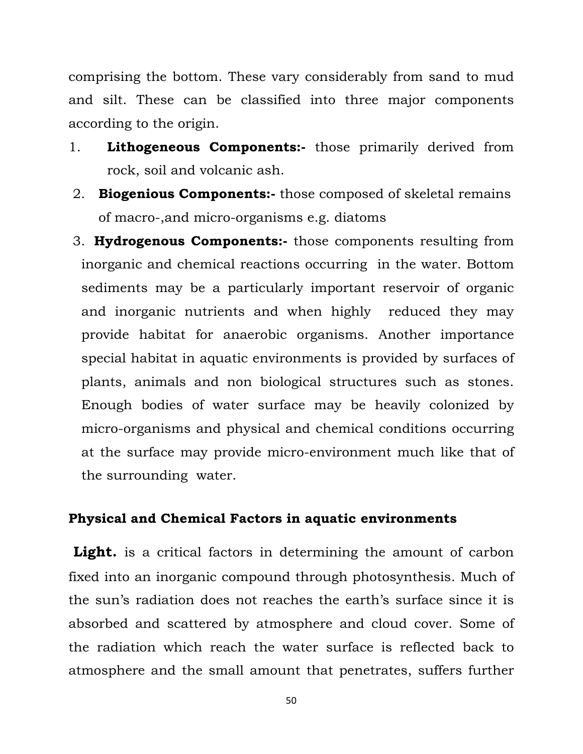comprising the bottom. These vary considerably from sand to mud and silt. These can be classified into three major components according to the origin.

1. **Lithogeneous Components:-** those primarily derived from rock, soil and volcanic ash.
2. **Biogenious Components:-** those composed of skeletal remains of macro-,and micro-organisms e.g. diatoms
3. **Hydrogenous Components:-** those components resulting from inorganic and chemical reactions occurring in the water. Bottom sediments may be a particularly important reservoir of organic and inorganic nutrients and when highly reduced they may provide habitat for anaerobic organisms. Another importance special habitat in aquatic environments is provided by surfaces of plants, animals and non biological structures such as stones. Enough bodies of water surface may be heavily colonized by micro-organisms and physical and chemical conditions occurring at the surface may provide micro-environment much like that of the surrounding water.

## Physical and Chemical Factors in aquatic environments

**Light.** is a critical factors in determining the amount of carbon fixed into an inorganic compound through photosynthesis. Much of the sun's radiation does not reaches the earth's surface since it is absorbed and scattered by atmosphere and cloud cover. Some of the radiation which reach the water surface is reflected back to atmosphere and the small amount that penetrates, suffers further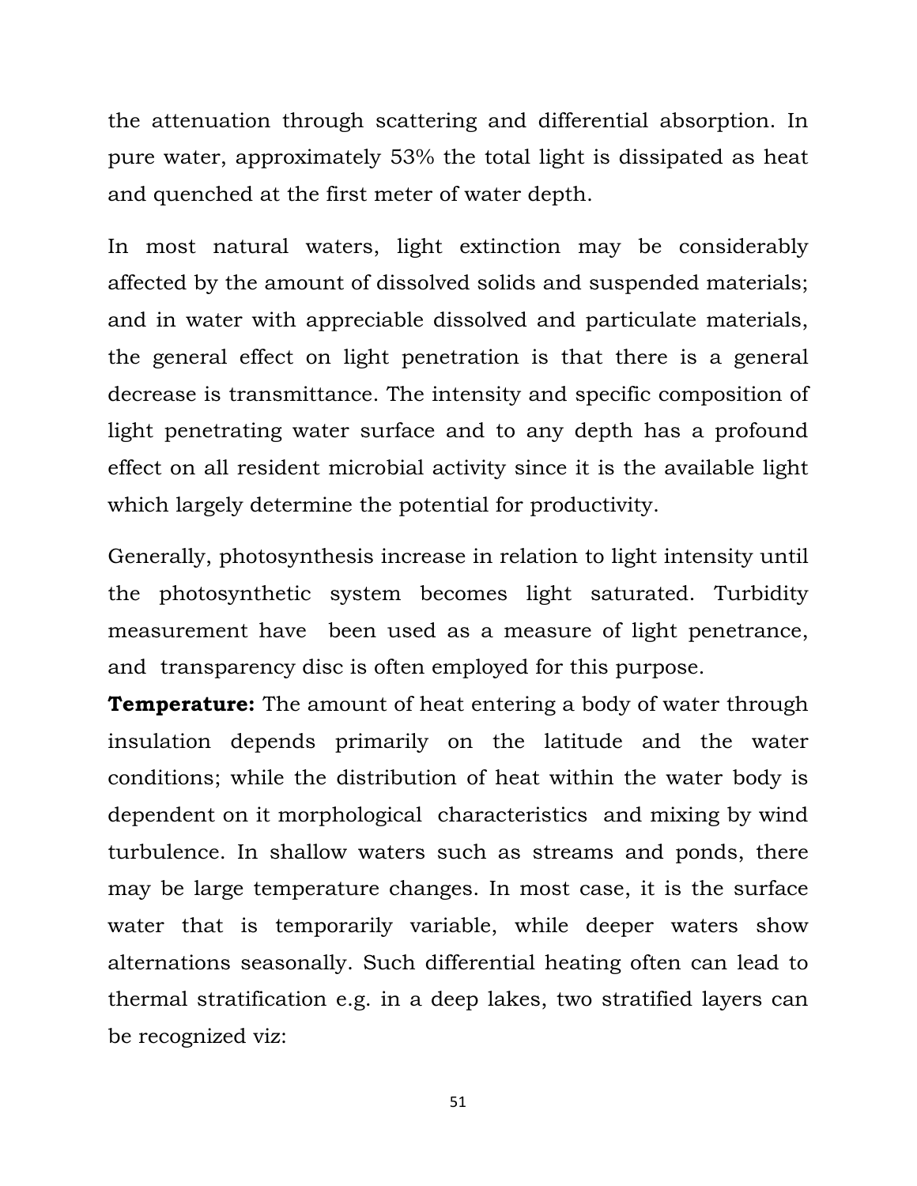the attenuation through scattering and differential absorption. In pure water, approximately 53% the total light is dissipated as heat and quenched at the first meter of water depth.

In most natural waters, light extinction may be considerably affected by the amount of dissolved solids and suspended materials; and in water with appreciable dissolved and particulate materials, the general effect on light penetration is that there is a general decrease is transmittance. The intensity and specific composition of light penetrating water surface and to any depth has a profound effect on all resident microbial activity since it is the available light which largely determine the potential for productivity.

Generally, photosynthesis increase in relation to light intensity until the photosynthetic system becomes light saturated. Turbidity measurement have been used as a measure of light penetrance, and transparency disc is often employed for this purpose.

**Temperature:** The amount of heat entering a body of water through insulation depends primarily on the latitude and the water conditions; while the distribution of heat within the water body is dependent on it morphological characteristics and mixing by wind turbulence. In shallow waters such as streams and ponds, there may be large temperature changes. In most case, it is the surface water that is temporarily variable, while deeper waters show alternations seasonally. Such differential heating often can lead to thermal stratification e.g. in a deep lakes, two stratified layers can be recognized viz: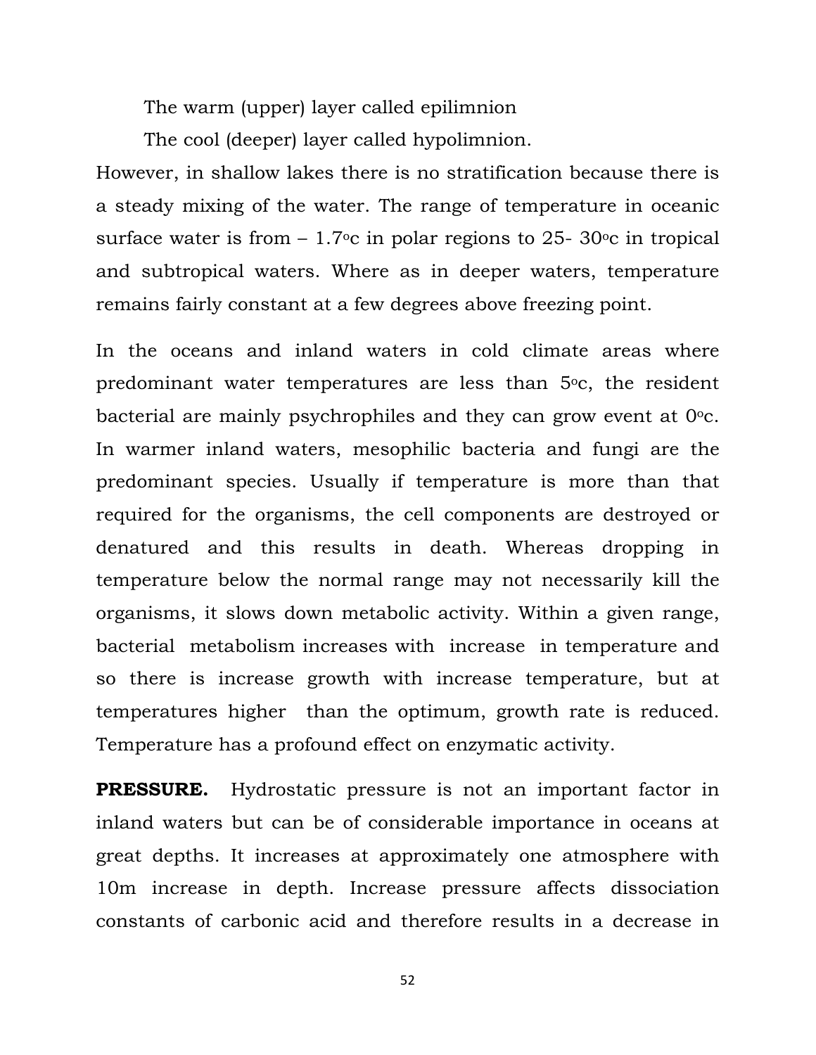The warm (upper) layer called epilimnion

The cool (deeper) layer called hypolimnion.

However, in shallow lakes there is no stratification because there is a steady mixing of the water. The range of temperature in oceanic surface water is from – 1.7$^{o}$c in polar regions to 25- 30$^{o}$c in tropical and subtropical waters. Where as in deeper waters, temperature remains fairly constant at a few degrees above freezing point.

In the oceans and inland waters in cold climate areas where predominant water temperatures are less than 5$^{o}$c, the resident bacterial are mainly psychrophiles and they can grow event at 0$^{o}$c. In warmer inland waters, mesophilic bacteria and fungi are the predominant species. Usually if temperature is more than that required for the organisms, the cell components are destroyed or denatured and this results in death. Whereas dropping in temperature below the normal range may not necessarily kill the organisms, it slows down metabolic activity. Within a given range, bacterial metabolism increases with increase in temperature and so there is increase growth with increase temperature, but at temperatures higher than the optimum, growth rate is reduced. Temperature has a profound effect on enzymatic activity.

**PRESSURE.** Hydrostatic pressure is not an important factor in inland waters but can be of considerable importance in oceans at great depths. It increases at approximately one atmosphere with 10m increase in depth. Increase pressure affects dissociation constants of carbonic acid and therefore results in a decrease in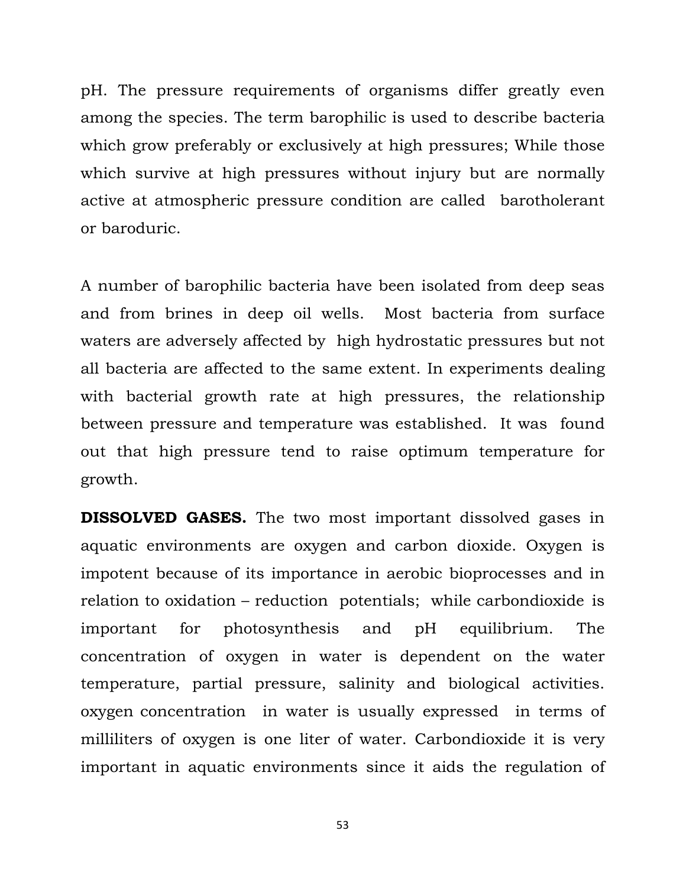pH. The pressure requirements of organisms differ greatly even among the species. The term barophilic is used to describe bacteria which grow preferably or exclusively at high pressures; While those which survive at high pressures without injury but are normally active at atmospheric pressure condition are called barotholerant or baroduric.

A number of barophilic bacteria have been isolated from deep seas and from brines in deep oil wells. Most bacteria from surface waters are adversely affected by high hydrostatic pressures but not all bacteria are affected to the same extent. In experiments dealing with bacterial growth rate at high pressures, the relationship between pressure and temperature was established. It was found out that high pressure tend to raise optimum temperature for growth.

**DISSOLVED GASES.** The two most important dissolved gases in aquatic environments are oxygen and carbon dioxide. Oxygen is impotent because of its importance in aerobic bioprocesses and in relation to oxidation – reduction potentials; while carbondioxide is important for photosynthesis and pH equilibrium. The concentration of oxygen in water is dependent on the water temperature, partial pressure, salinity and biological activities. oxygen concentration in water is usually expressed in terms of milliliters of oxygen is one liter of water. Carbondioxide it is very important in aquatic environments since it aids the regulation of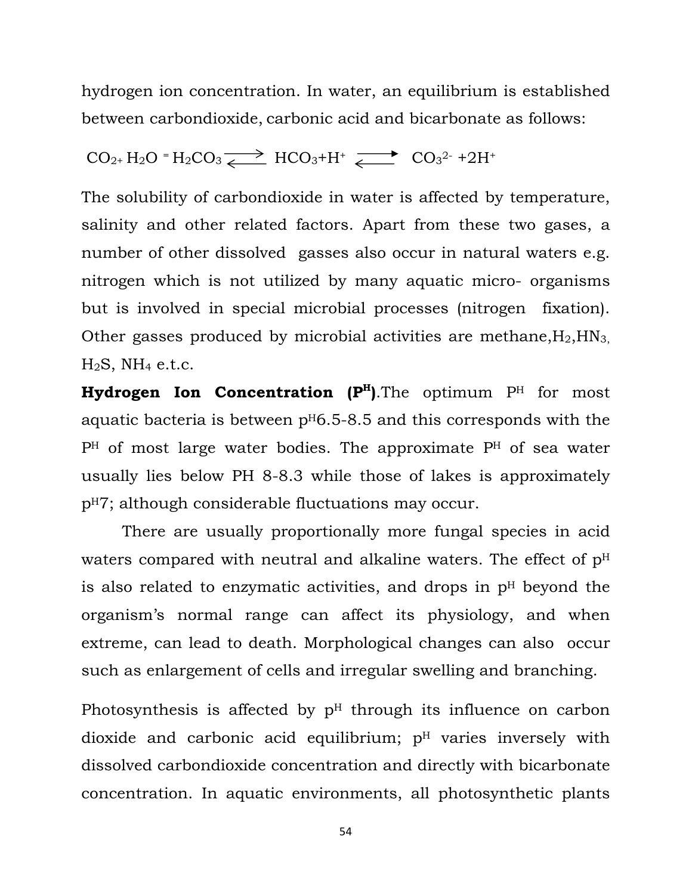hydrogen ion concentration. In water, an equilibrium is established between carbondioxide, carbonic acid and bicarbonate as follows:

$$CO_{2+} H_2O = H_2CO_3 \rightleftharpoons HCO_3 + H^+ \rightleftharpoons CO_3^{2-} + 2H^+$$

The solubility of carbondioxide in water is affected by temperature, salinity and other related factors. Apart from these two gases, a number of other dissolved gasses also occur in natural waters e.g. nitrogen which is not utilized by many aquatic micro- organisms but is involved in special microbial processes (nitrogen fixation). Other gasses produced by microbial activities are methane, $H_2$, $HN_3$, $H_2S$, $NH_4$ e.t.c.

**Hydrogen Ion Concentration ($P^H$)**.The optimum $P^H$ for most aquatic bacteria is between $p^H$6.5-8.5 and this corresponds with the $P^H$ of most large water bodies. The approximate $P^H$ of sea water usually lies below PH 8-8.3 while those of lakes is approximately $p^H$7; although considerable fluctuations may occur.

There are usually proportionally more fungal species in acid waters compared with neutral and alkaline waters. The effect of $p^H$ is also related to enzymatic activities, and drops in $p^H$ beyond the organism's normal range can affect its physiology, and when extreme, can lead to death. Morphological changes can also occur such as enlargement of cells and irregular swelling and branching.

Photosynthesis is affected by $p^H$ through its influence on carbon dioxide and carbonic acid equilibrium; $p^H$ varies inversely with dissolved carbondioxide concentration and directly with bicarbonate concentration. In aquatic environments, all photosynthetic plants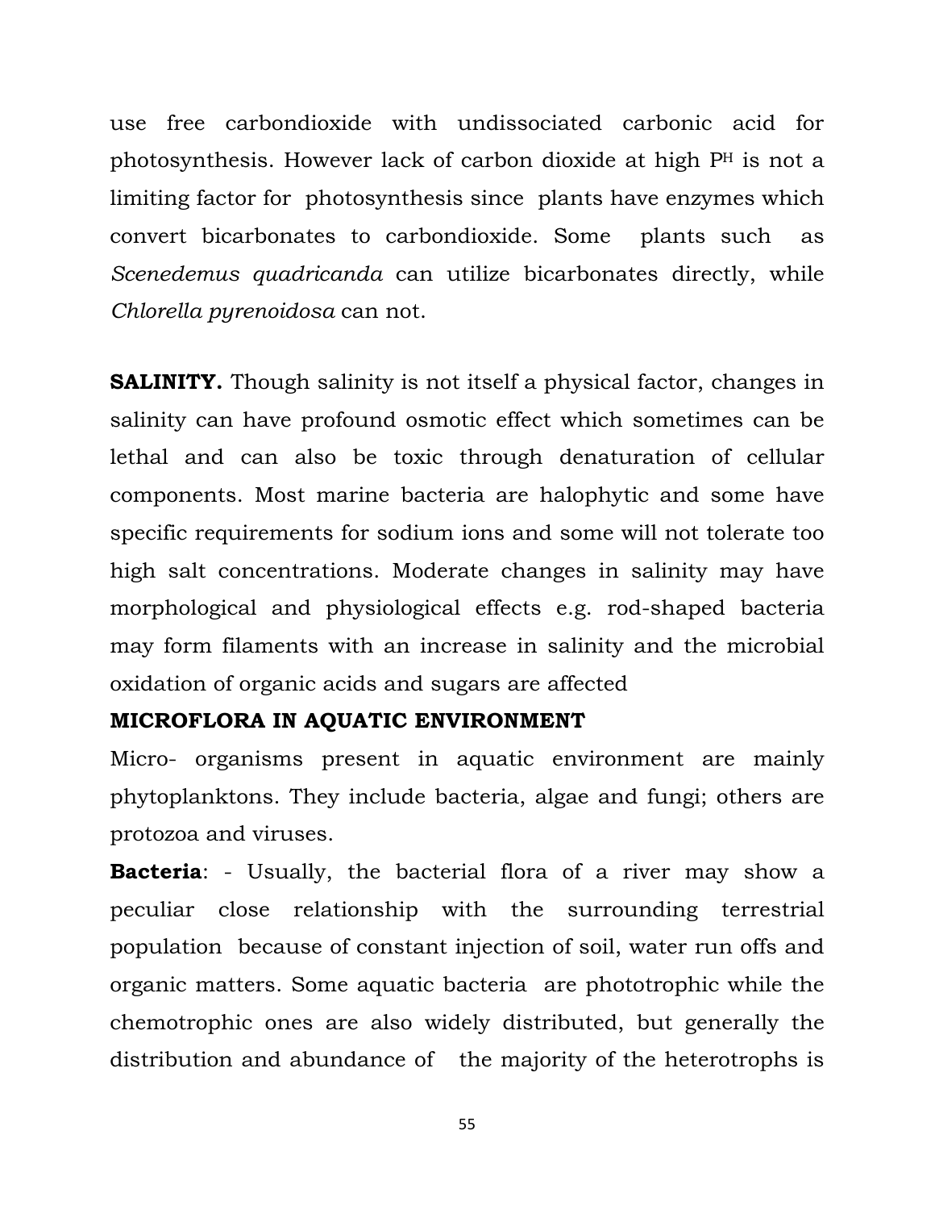use free carbondioxide with undissociated carbonic acid for photosynthesis. However lack of carbon dioxide at high P$^{H}$ is not a limiting factor for photosynthesis since plants have enzymes which convert bicarbonates to carbondioxide. Some plants such as *Scenedemus quadricanda* can utilize bicarbonates directly, while *Chlorella pyrenoidosa* can not.

**SALINITY.** Though salinity is not itself a physical factor, changes in salinity can have profound osmotic effect which sometimes can be lethal and can also be toxic through denaturation of cellular components. Most marine bacteria are halophytic and some have specific requirements for sodium ions and some will not tolerate too high salt concentrations. Moderate changes in salinity may have morphological and physiological effects e.g. rod-shaped bacteria may form filaments with an increase in salinity and the microbial oxidation of organic acids and sugars are affected

**MICROFLORA IN AQUATIC ENVIRONMENT**

Micro- organisms present in aquatic environment are mainly phytoplanktons. They include bacteria, algae and fungi; others are protozoa and viruses.

**Bacteria**: - Usually, the bacterial flora of a river may show a peculiar close relationship with the surrounding terrestrial population because of constant injection of soil, water run offs and organic matters. Some aquatic bacteria are phototrophic while the chemotrophic ones are also widely distributed, but generally the distribution and abundance of the majority of the heterotrophs is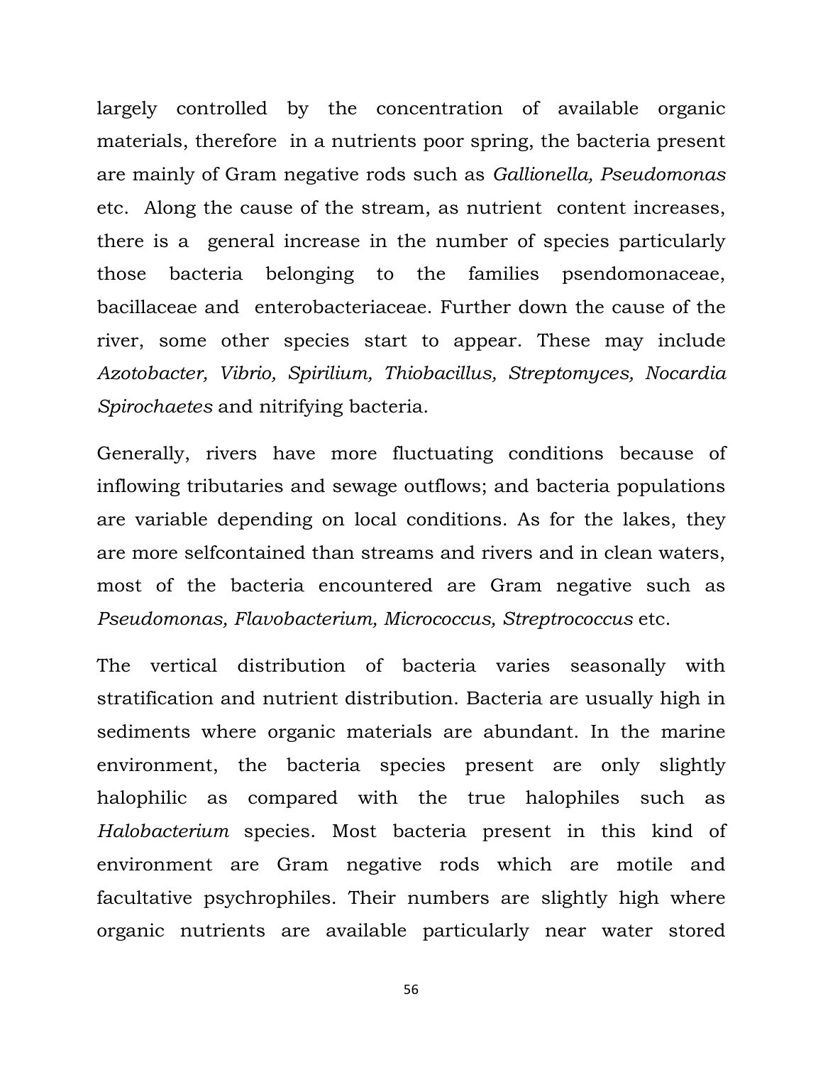largely controlled by the concentration of available organic materials, therefore in a nutrients poor spring, the bacteria present are mainly of Gram negative rods such as *Gallionella, Pseudomonas* etc. Along the cause of the stream, as nutrient content increases, there is a general increase in the number of species particularly those bacteria belonging to the families psendomonaceae, bacillaceae and enterobacteriaceae. Further down the cause of the river, some other species start to appear. These may include *Azotobacter, Vibrio, Spirilium, Thiobacillus, Streptomyces, Nocardia Spirochaetes* and nitrifying bacteria.

Generally, rivers have more fluctuating conditions because of inflowing tributaries and sewage outflows; and bacteria populations are variable depending on local conditions. As for the lakes, they are more selfcontained than streams and rivers and in clean waters, most of the bacteria encountered are Gram negative such as *Pseudomonas, Flavobacterium, Micrococcus, Streptrococcus* etc.

The vertical distribution of bacteria varies seasonally with stratification and nutrient distribution. Bacteria are usually high in sediments where organic materials are abundant. In the marine environment, the bacteria species present are only slightly halophilic as compared with the true halophiles such as *Halobacterium* species. Most bacteria present in this kind of environment are Gram negative rods which are motile and facultative psychrophiles. Their numbers are slightly high where organic nutrients are available particularly near water stored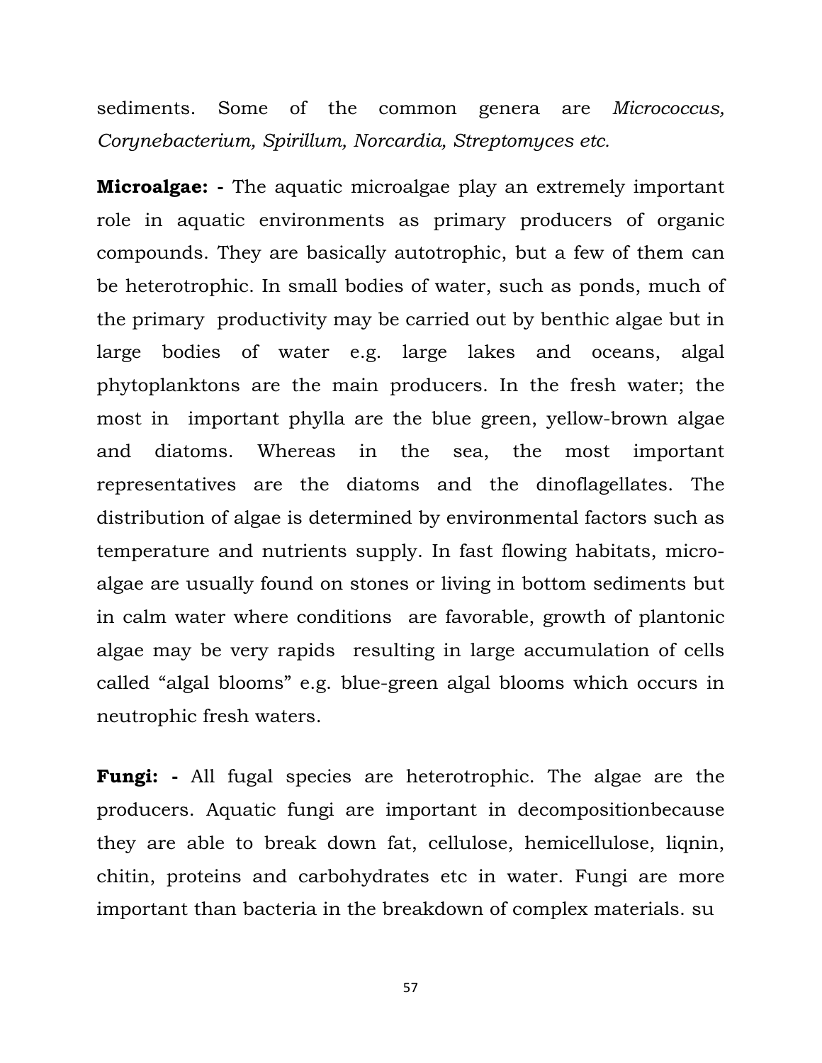sediments. Some of the common genera are *Micrococcus, Corynebacterium, Spirillum, Norcardia, Streptomyces etc.*

**Microalgae: -** The aquatic microalgae play an extremely important role in aquatic environments as primary producers of organic compounds. They are basically autotrophic, but a few of them can be heterotrophic. In small bodies of water, such as ponds, much of the primary productivity may be carried out by benthic algae but in large bodies of water e.g. large lakes and oceans, algal phytoplanktons are the main producers. In the fresh water; the most in important phylla are the blue green, yellow-brown algae and diatoms. Whereas in the sea, the most important representatives are the diatoms and the dinoflagellates. The distribution of algae is determined by environmental factors such as temperature and nutrients supply. In fast flowing habitats, micro-algae are usually found on stones or living in bottom sediments but in calm water where conditions are favorable, growth of plantonic algae may be very rapids resulting in large accumulation of cells called "algal blooms" e.g. blue-green algal blooms which occurs in neutrophic fresh waters.

**Fungi: -** All fugal species are heterotrophic. The algae are the producers. Aquatic fungi are important in decompositionbecause they are able to break down fat, cellulose, hemicellulose, liqnin, chitin, proteins and carbohydrates etc in water. Fungi are more important than bacteria in the breakdown of complex materials. su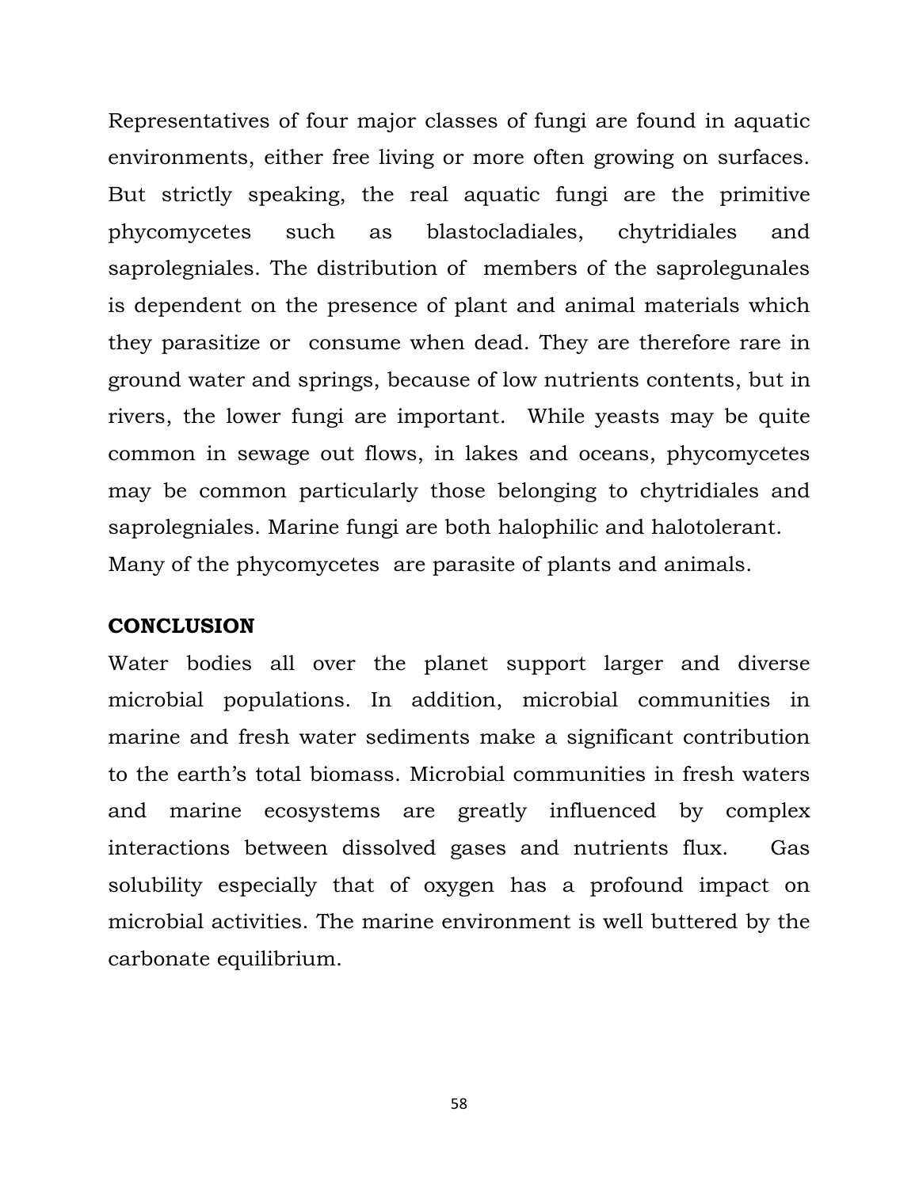Representatives of four major classes of fungi are found in aquatic environments, either free living or more often growing on surfaces. But strictly speaking, the real aquatic fungi are the primitive phycomycetes such as blastocladiales, chytridiales and saprolegniales. The distribution of members of the saprolegunales is dependent on the presence of plant and animal materials which they parasitize or consume when dead. They are therefore rare in ground water and springs, because of low nutrients contents, but in rivers, the lower fungi are important. While yeasts may be quite common in sewage out flows, in lakes and oceans, phycomycetes may be common particularly those belonging to chytridiales and saprolegniales. Marine fungi are both halophilic and halotolerant. Many of the phycomycetes are parasite of plants and animals.

**CONCLUSION**

Water bodies all over the planet support larger and diverse microbial populations. In addition, microbial communities in marine and fresh water sediments make a significant contribution to the earth's total biomass. Microbial communities in fresh waters and marine ecosystems are greatly influenced by complex interactions between dissolved gases and nutrients flux. Gas solubility especially that of oxygen has a profound impact on microbial activities. The marine environment is well buttered by the carbonate equilibrium.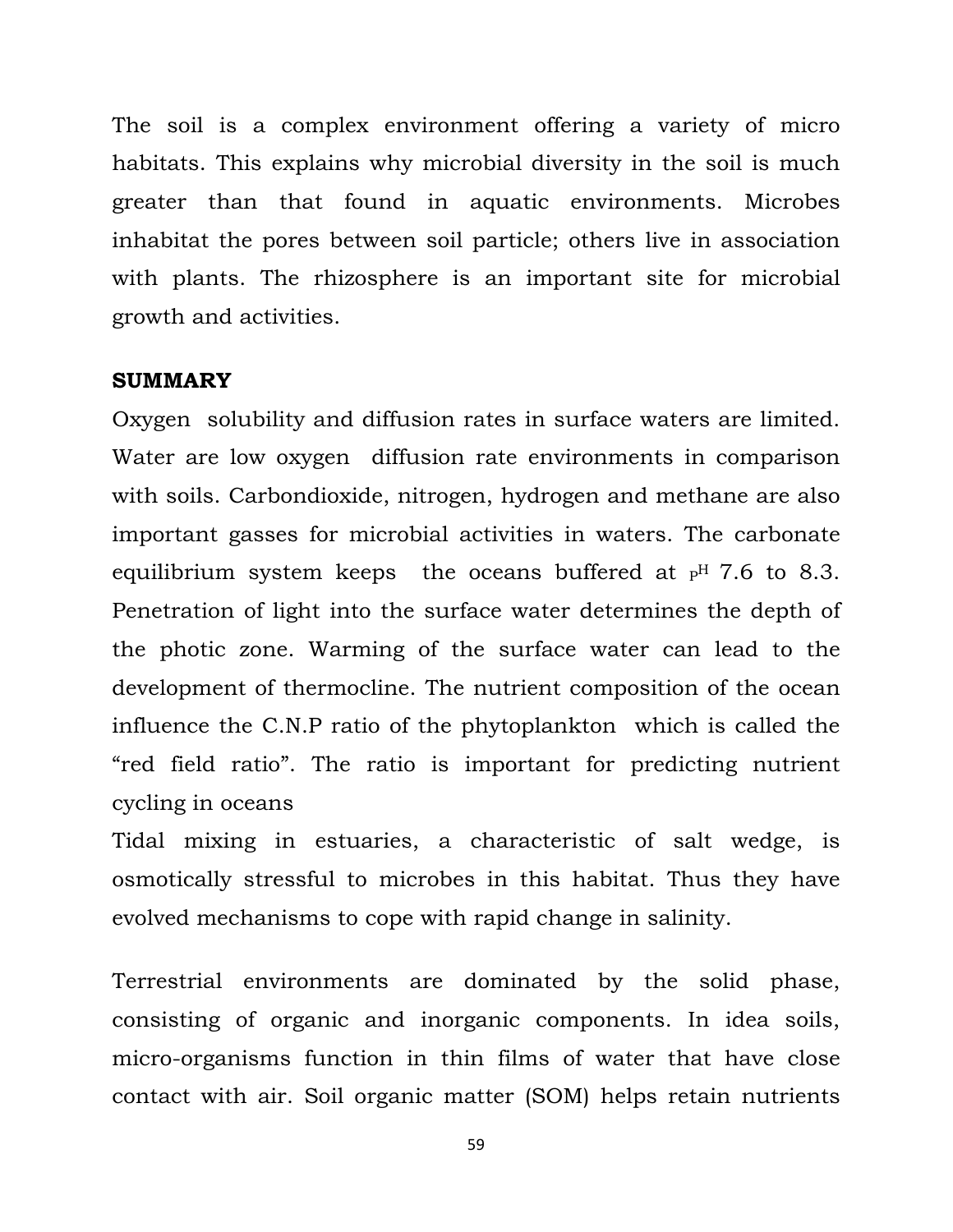The soil is a complex environment offering a variety of micro habitats. This explains why microbial diversity in the soil is much greater than that found in aquatic environments. Microbes inhabitat the pores between soil particle; others live in association with plants. The rhizosphere is an important site for microbial growth and activities.

**SUMMARY**

Oxygen solubility and diffusion rates in surface waters are limited. Water are low oxygen diffusion rate environments in comparison with soils. Carbondioxide, nitrogen, hydrogen and methane are also important gasses for microbial activities in waters. The carbonate equilibrium system keeps the oceans buffered at pH 7.6 to 8.3. Penetration of light into the surface water determines the depth of the photic zone. Warming of the surface water can lead to the development of thermocline. The nutrient composition of the ocean influence the C.N.P ratio of the phytoplankton which is called the "red field ratio". The ratio is important for predicting nutrient cycling in oceans

Tidal mixing in estuaries, a characteristic of salt wedge, is osmotically stressful to microbes in this habitat. Thus they have evolved mechanisms to cope with rapid change in salinity.

Terrestrial environments are dominated by the solid phase, consisting of organic and inorganic components. In idea soils, micro-organisms function in thin films of water that have close contact with air. Soil organic matter (SOM) helps retain nutrients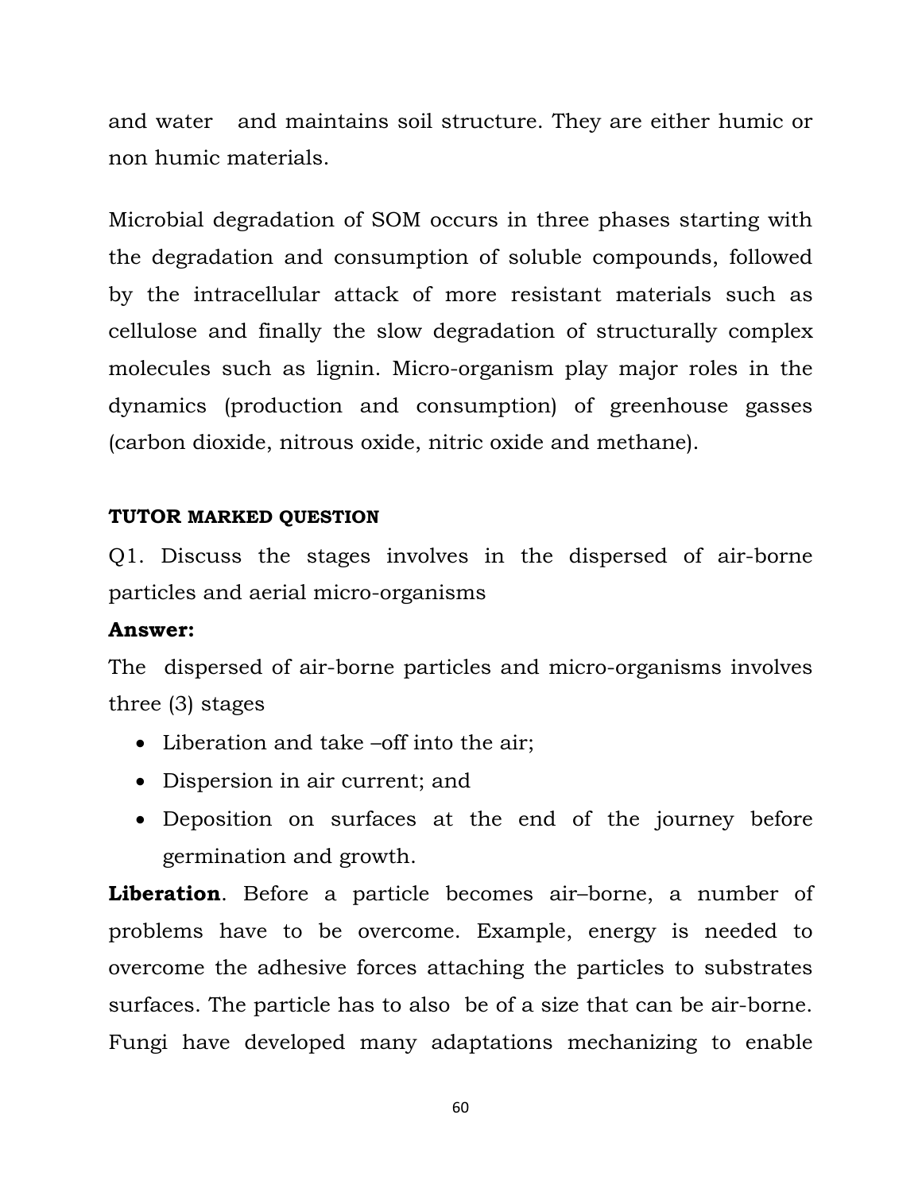and water and maintains soil structure. They are either humic or non humic materials.

Microbial degradation of SOM occurs in three phases starting with the degradation and consumption of soluble compounds, followed by the intracellular attack of more resistant materials such as cellulose and finally the slow degradation of structurally complex molecules such as lignin. Micro-organism play major roles in the dynamics (production and consumption) of greenhouse gasses (carbon dioxide, nitrous oxide, nitric oxide and methane).

**TUTOR MARKED QUESTION**

Q1. Discuss the stages involves in the dispersed of air-borne particles and aerial micro-organisms

**Answer:**

The dispersed of air-borne particles and micro-organisms involves three (3) stages

- Liberation and take –off into the air;
- Dispersion in air current; and
- Deposition on surfaces at the end of the journey before germination and growth.

**Liberation**. Before a particle becomes air–borne, a number of problems have to be overcome. Example, energy is needed to overcome the adhesive forces attaching the particles to substrates surfaces. The particle has to also be of a size that can be air-borne. Fungi have developed many adaptations mechanizing to enable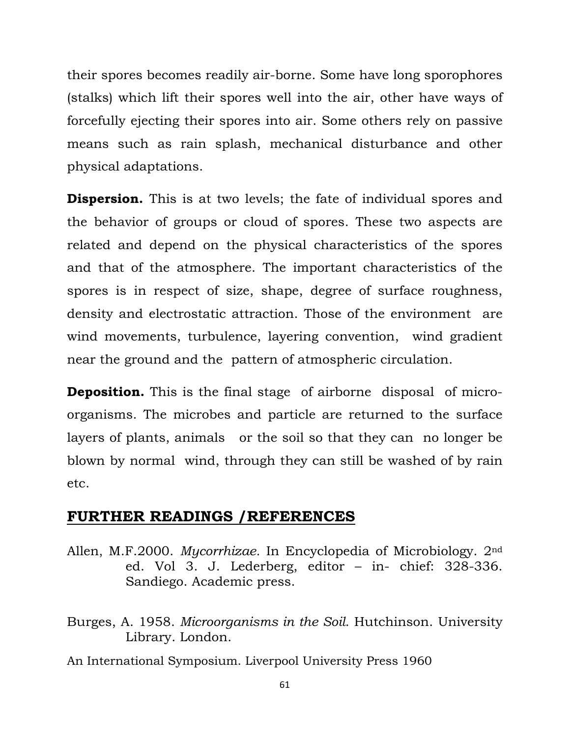their spores becomes readily air-borne. Some have long sporophores (stalks) which lift their spores well into the air, other have ways of forcefully ejecting their spores into air. Some others rely on passive means such as rain splash, mechanical disturbance and other physical adaptations.

**Dispersion.** This is at two levels; the fate of individual spores and the behavior of groups or cloud of spores. These two aspects are related and depend on the physical characteristics of the spores and that of the atmosphere. The important characteristics of the spores is in respect of size, shape, degree of surface roughness, density and electrostatic attraction. Those of the environment are wind movements, turbulence, layering convention, wind gradient near the ground and the pattern of atmospheric circulation.

**Deposition.** This is the final stage of airborne disposal of micro-organisms. The microbes and particle are returned to the surface layers of plants, animals or the soil so that they can no longer be blown by normal wind, through they can still be washed of by rain etc.

## FURTHER READINGS /REFERENCES

Allen, M.F.2000. *Mycorrhizae.* In Encyclopedia of Microbiology. 2nd ed. Vol 3. J. Lederberg, editor – in- chief: 328-336. Sandiego. Academic press.

Burges, A. 1958. *Microorganisms in the Soil*. Hutchinson. University Library. London.

An International Symposium. Liverpool University Press 1960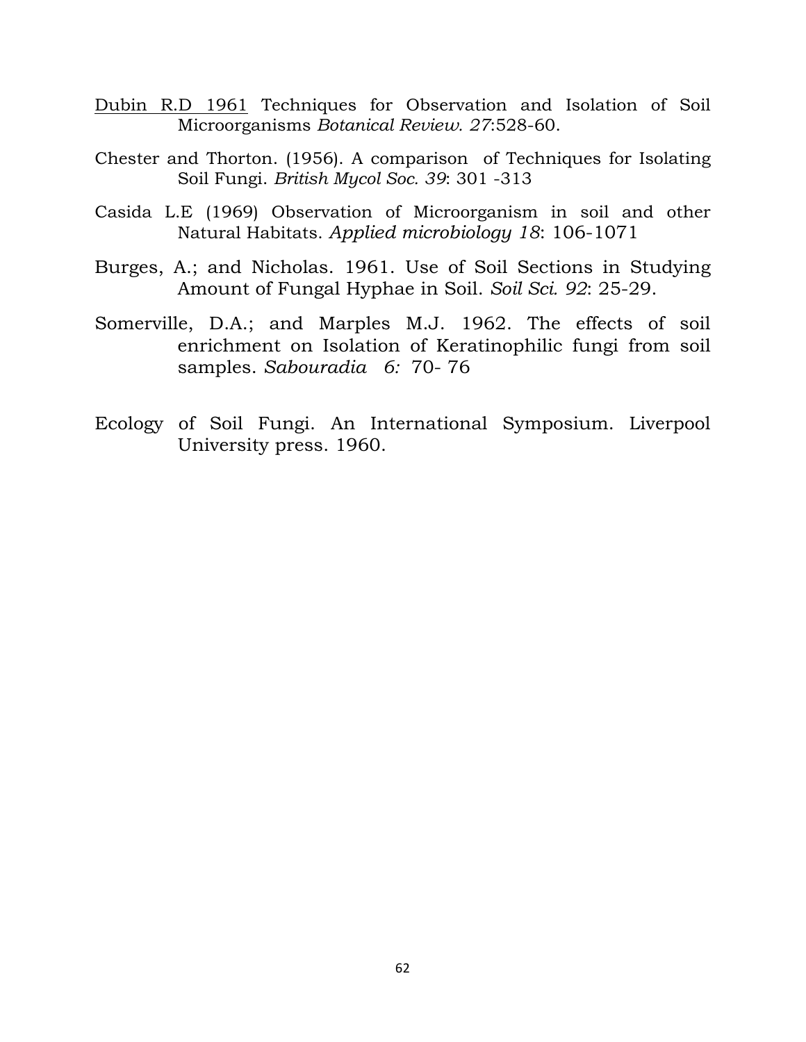<u>Dubin R.D 1961</u> Techniques for Observation and Isolation of Soil Microorganisms *Botanical Review. 27*:528-60.

Chester and Thorton. (1956). A comparison of Techniques for Isolating Soil Fungi. *British Mycol Soc. 39*: 301 -313

Casida L.E (1969) Observation of Microorganism in soil and other Natural Habitats. *Applied microbiology 18*: 106-1071

Burges, A.; and Nicholas. 1961. Use of Soil Sections in Studying Amount of Fungal Hyphae in Soil. *Soil Sci. 92*: 25-29.

Somerville, D.A.; and Marples M.J. 1962. The effects of soil enrichment on Isolation of Keratinophilic fungi from soil samples. *Sabouradia 6:* 70- 76

Ecology of Soil Fungi. An International Symposium. Liverpool University press. 1960.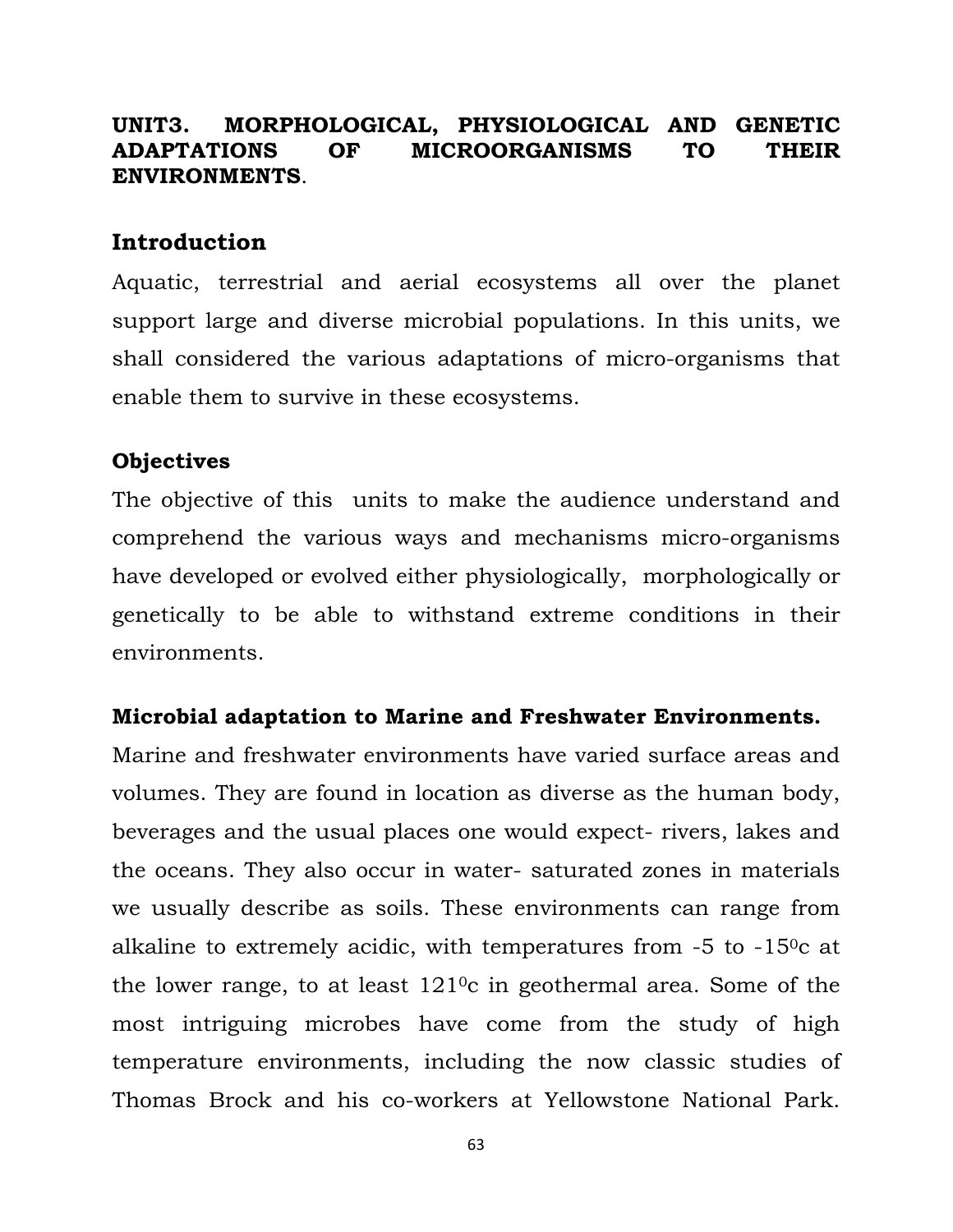## UNIT3. MORPHOLOGICAL, PHYSIOLOGICAL AND GENETIC ADAPTATIONS OF MICROORGANISMS TO THEIR ENVIRONMENTS.

### Introduction

Aquatic, terrestrial and aerial ecosystems all over the planet support large and diverse microbial populations. In this units, we shall considered the various adaptations of micro-organisms that enable them to survive in these ecosystems.

**Objectives**

The objective of this units to make the audience understand and comprehend the various ways and mechanisms micro-organisms have developed or evolved either physiologically, morphologically or genetically to be able to withstand extreme conditions in their environments.

**Microbial adaptation to Marine and Freshwater Environments.**

Marine and freshwater environments have varied surface areas and volumes. They are found in location as diverse as the human body, beverages and the usual places one would expect- rivers, lakes and the oceans. They also occur in water- saturated zones in materials we usually describe as soils. These environments can range from alkaline to extremely acidic, with temperatures from -5 to -15$^{0}$c at the lower range, to at least 121$^{0}$c in geothermal area. Some of the most intriguing microbes have come from the study of high temperature environments, including the now classic studies of Thomas Brock and his co-workers at Yellowstone National Park.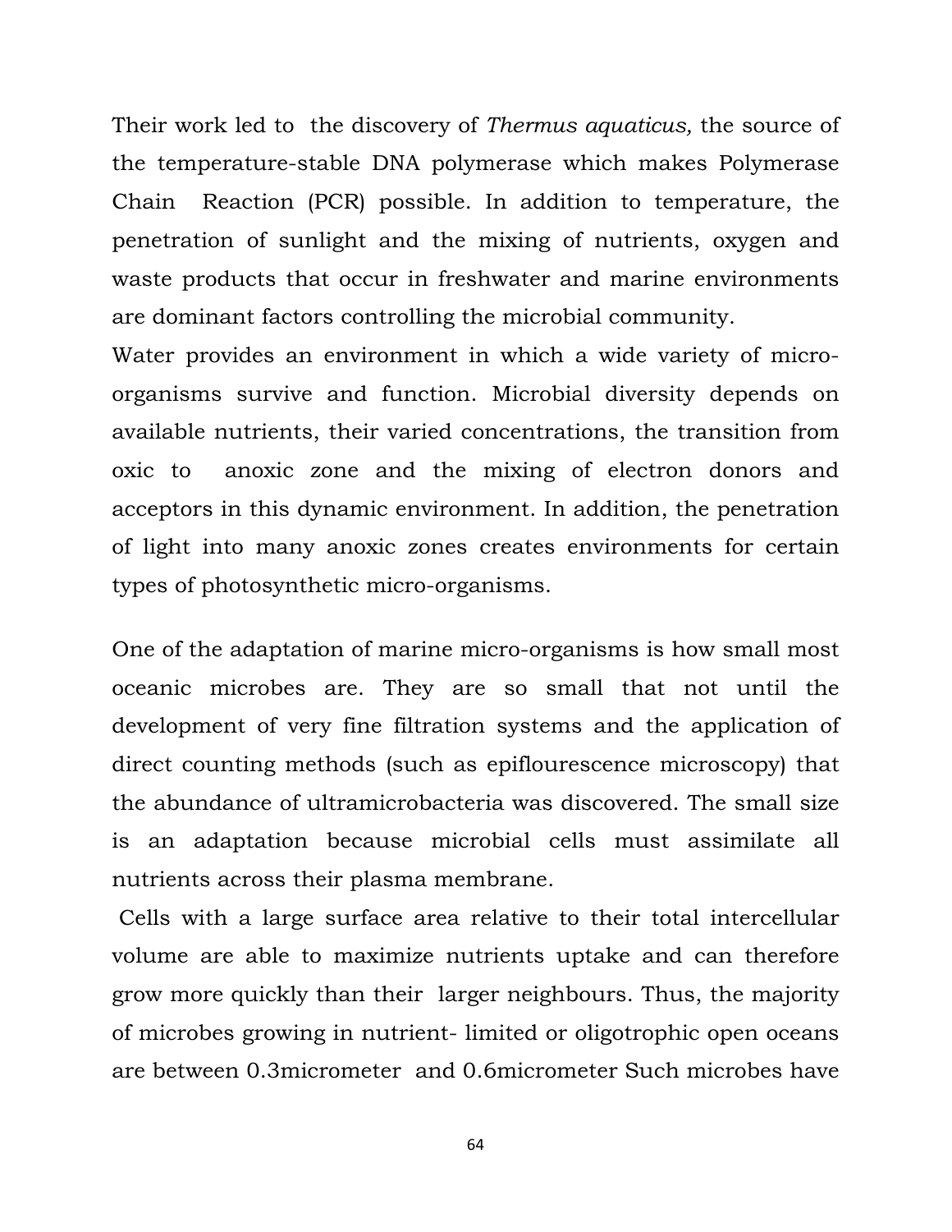Their work led to the discovery of *Thermus aquaticus,* the source of the temperature-stable DNA polymerase which makes Polymerase Chain Reaction (PCR) possible. In addition to temperature, the penetration of sunlight and the mixing of nutrients, oxygen and waste products that occur in freshwater and marine environments are dominant factors controlling the microbial community.

Water provides an environment in which a wide variety of micro-organisms survive and function. Microbial diversity depends on available nutrients, their varied concentrations, the transition from oxic to anoxic zone and the mixing of electron donors and acceptors in this dynamic environment. In addition, the penetration of light into many anoxic zones creates environments for certain types of photosynthetic micro-organisms.

One of the adaptation of marine micro-organisms is how small most oceanic microbes are. They are so small that not until the development of very fine filtration systems and the application of direct counting methods (such as epiflourescence microscopy) that the abundance of ultramicrobacteria was discovered. The small size is an adaptation because microbial cells must assimilate all nutrients across their plasma membrane.

Cells with a large surface area relative to their total intercellular volume are able to maximize nutrients uptake and can therefore grow more quickly than their larger neighbours. Thus, the majority of microbes growing in nutrient- limited or oligotrophic open oceans are between 0.3micrometer and 0.6micrometer Such microbes have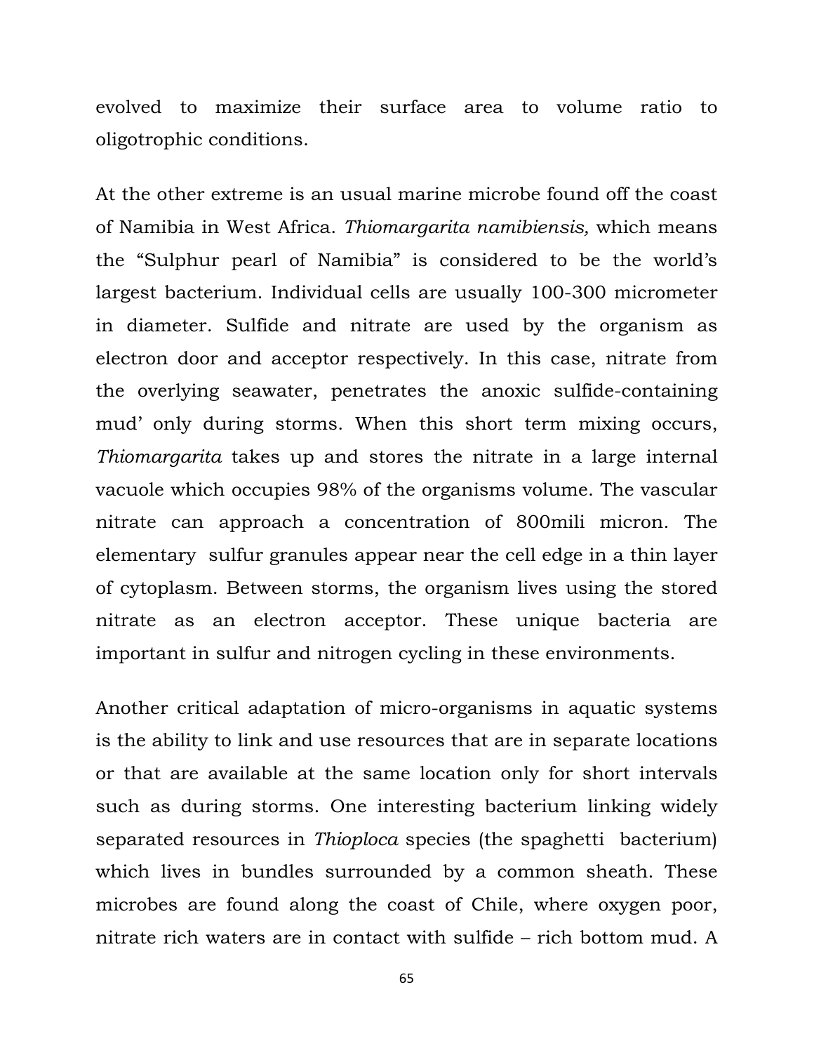evolved to maximize their surface area to volume ratio to oligotrophic conditions.

At the other extreme is an usual marine microbe found off the coast of Namibia in West Africa. *Thiomargarita namibiensis,* which means the "Sulphur pearl of Namibia" is considered to be the world's largest bacterium. Individual cells are usually 100-300 micrometer in diameter. Sulfide and nitrate are used by the organism as electron door and acceptor respectively. In this case, nitrate from the overlying seawater, penetrates the anoxic sulfide-containing mud' only during storms. When this short term mixing occurs, *Thiomargarita* takes up and stores the nitrate in a large internal vacuole which occupies 98% of the organisms volume. The vascular nitrate can approach a concentration of 800mili micron. The elementary sulfur granules appear near the cell edge in a thin layer of cytoplasm. Between storms, the organism lives using the stored nitrate as an electron acceptor. These unique bacteria are important in sulfur and nitrogen cycling in these environments.

Another critical adaptation of micro-organisms in aquatic systems is the ability to link and use resources that are in separate locations or that are available at the same location only for short intervals such as during storms. One interesting bacterium linking widely separated resources in *Thioploca* species (the spaghetti bacterium) which lives in bundles surrounded by a common sheath. These microbes are found along the coast of Chile, where oxygen poor, nitrate rich waters are in contact with sulfide – rich bottom mud. A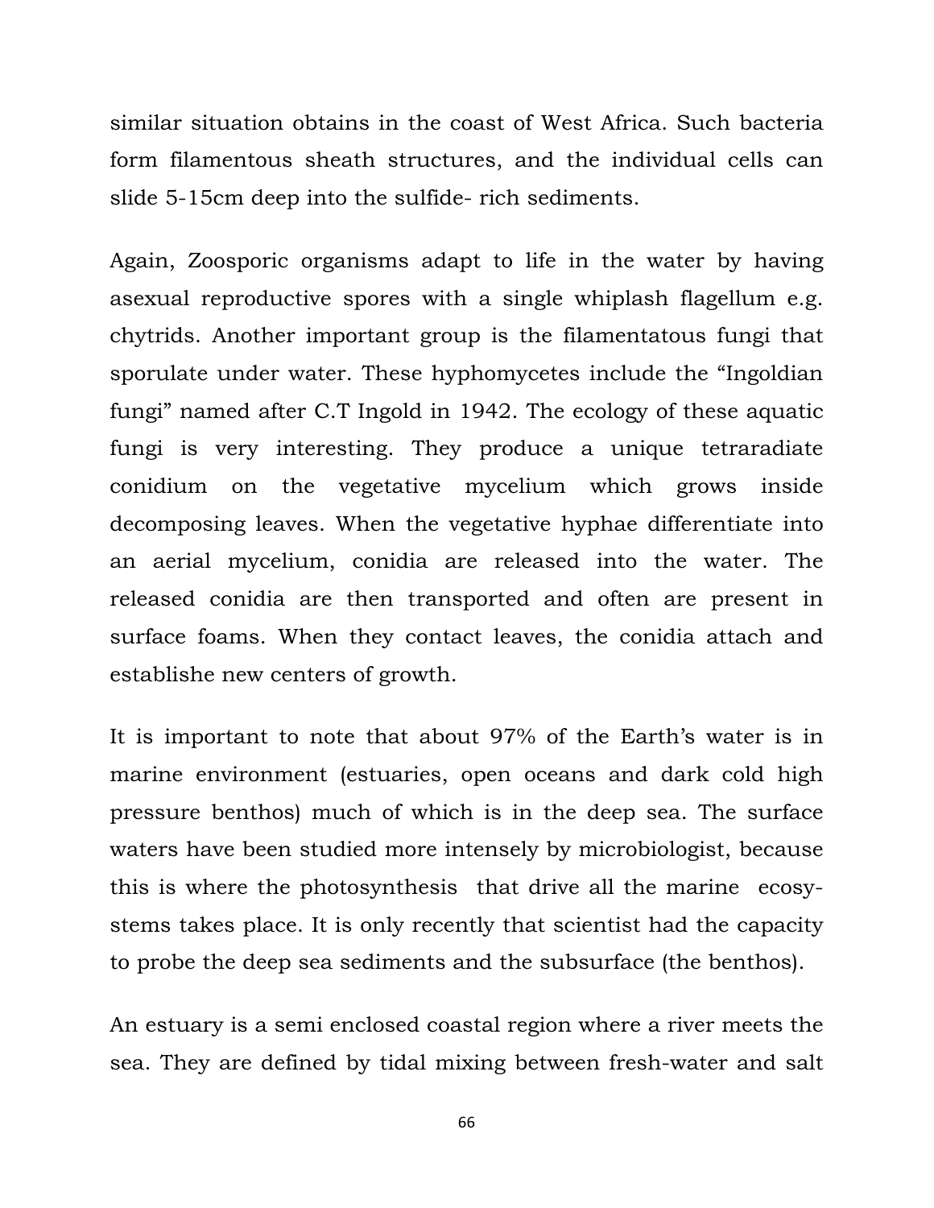similar situation obtains in the coast of West Africa. Such bacteria form filamentous sheath structures, and the individual cells can slide 5-15cm deep into the sulfide- rich sediments.

Again, Zoosporic organisms adapt to life in the water by having asexual reproductive spores with a single whiplash flagellum e.g. chytrids. Another important group is the filamentatous fungi that sporulate under water. These hyphomycetes include the "Ingoldian fungi" named after C.T Ingold in 1942. The ecology of these aquatic fungi is very interesting. They produce a unique tetraradiate conidium on the vegetative mycelium which grows inside decomposing leaves. When the vegetative hyphae differentiate into an aerial mycelium, conidia are released into the water. The released conidia are then transported and often are present in surface foams. When they contact leaves, the conidia attach and establishe new centers of growth.

It is important to note that about 97% of the Earth's water is in marine environment (estuaries, open oceans and dark cold high pressure benthos) much of which is in the deep sea. The surface waters have been studied more intensely by microbiologist, because this is where the photosynthesis that drive all the marine ecosystems takes place. It is only recently that scientist had the capacity to probe the deep sea sediments and the subsurface (the benthos).

An estuary is a semi enclosed coastal region where a river meets the sea. They are defined by tidal mixing between fresh-water and salt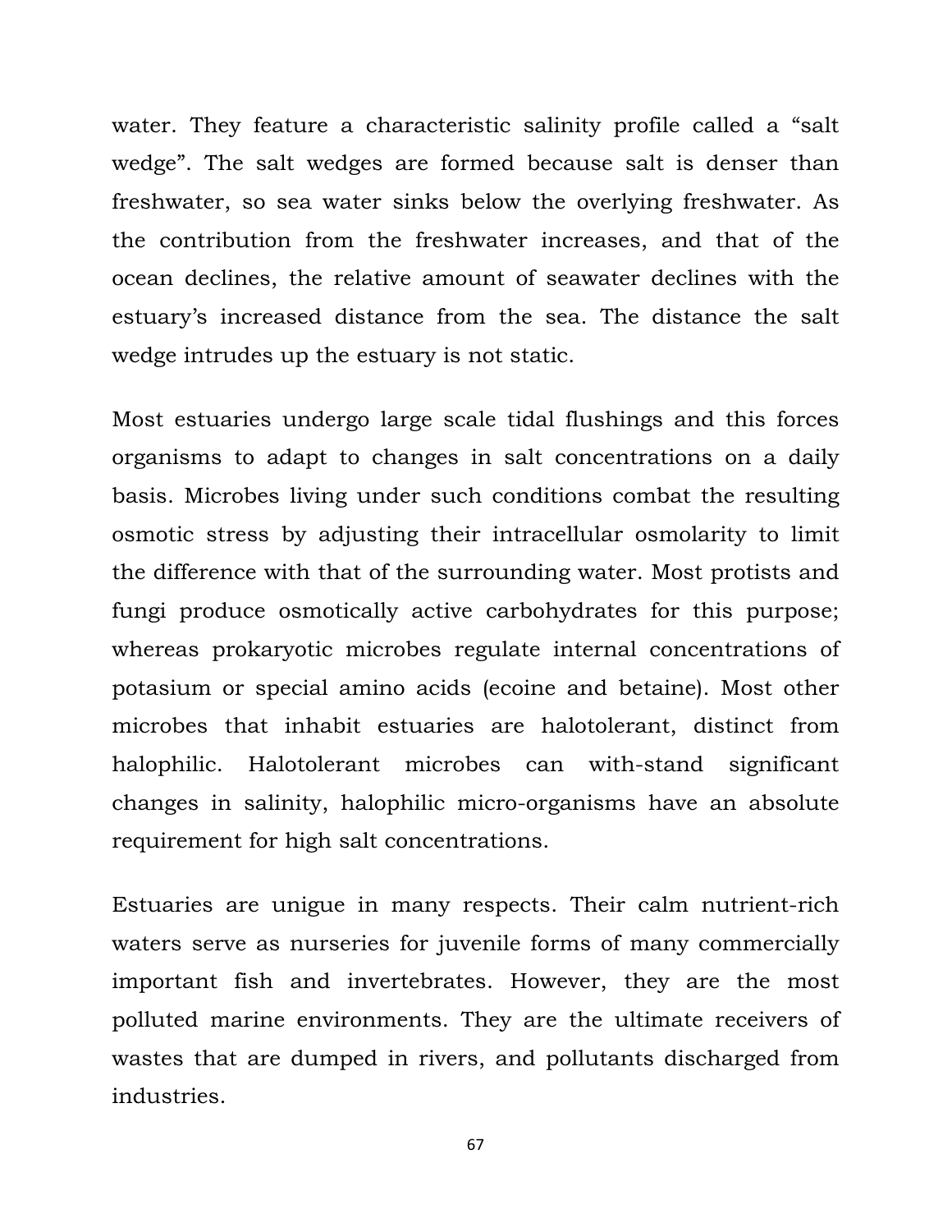water. They feature a characteristic salinity profile called a "salt wedge". The salt wedges are formed because salt is denser than freshwater, so sea water sinks below the overlying freshwater. As the contribution from the freshwater increases, and that of the ocean declines, the relative amount of seawater declines with the estuary's increased distance from the sea. The distance the salt wedge intrudes up the estuary is not static.

Most estuaries undergo large scale tidal flushings and this forces organisms to adapt to changes in salt concentrations on a daily basis. Microbes living under such conditions combat the resulting osmotic stress by adjusting their intracellular osmolarity to limit the difference with that of the surrounding water. Most protists and fungi produce osmotically active carbohydrates for this purpose; whereas prokaryotic microbes regulate internal concentrations of potasium or special amino acids (ecoine and betaine). Most other microbes that inhabit estuaries are halotolerant, distinct from halophilic. Halotolerant microbes can with-stand significant changes in salinity, halophilic micro-organisms have an absolute requirement for high salt concentrations.

Estuaries are unigue in many respects. Their calm nutrient-rich waters serve as nurseries for juvenile forms of many commercially important fish and invertebrates. However, they are the most polluted marine environments. They are the ultimate receivers of wastes that are dumped in rivers, and pollutants discharged from industries.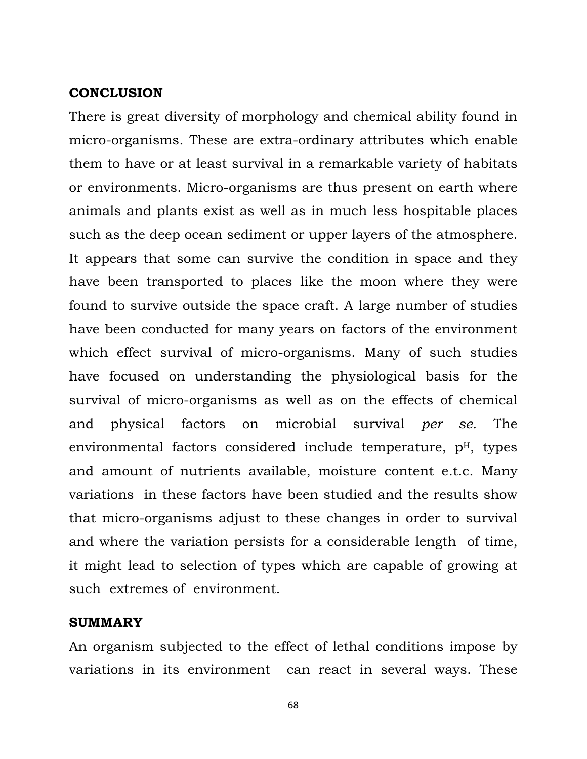**CONCLUSION**

There is great diversity of morphology and chemical ability found in micro-organisms. These are extra-ordinary attributes which enable them to have or at least survival in a remarkable variety of habitats or environments. Micro-organisms are thus present on earth where animals and plants exist as well as in much less hospitable places such as the deep ocean sediment or upper layers of the atmosphere. It appears that some can survive the condition in space and they have been transported to places like the moon where they were found to survive outside the space craft. A large number of studies have been conducted for many years on factors of the environment which effect survival of micro-organisms. Many of such studies have focused on understanding the physiological basis for the survival of micro-organisms as well as on the effects of chemical and physical factors on microbial survival *per se.* The environmental factors considered include temperature, $p^H$, types and amount of nutrients available, moisture content e.t.c. Many variations in these factors have been studied and the results show that micro-organisms adjust to these changes in order to survival and where the variation persists for a considerable length of time, it might lead to selection of types which are capable of growing at such extremes of environment.

**SUMMARY**

An organism subjected to the effect of lethal conditions impose by variations in its environment can react in several ways. These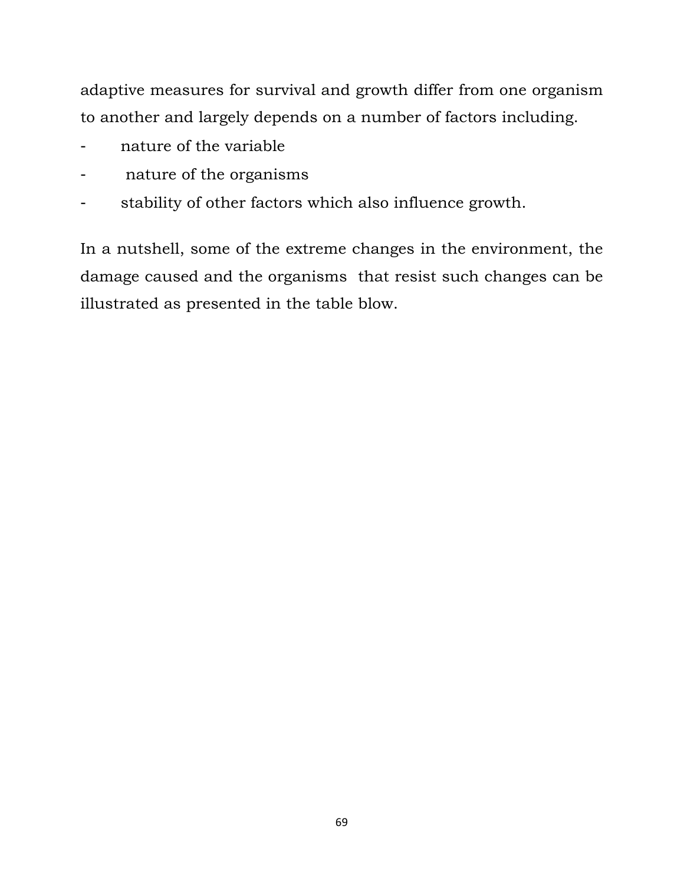adaptive measures for survival and growth differ from one organism to another and largely depends on a number of factors including.

- nature of the variable
- nature of the organisms
- stability of other factors which also influence growth.

In a nutshell, some of the extreme changes in the environment, the damage caused and the organisms that resist such changes can be illustrated as presented in the table blow.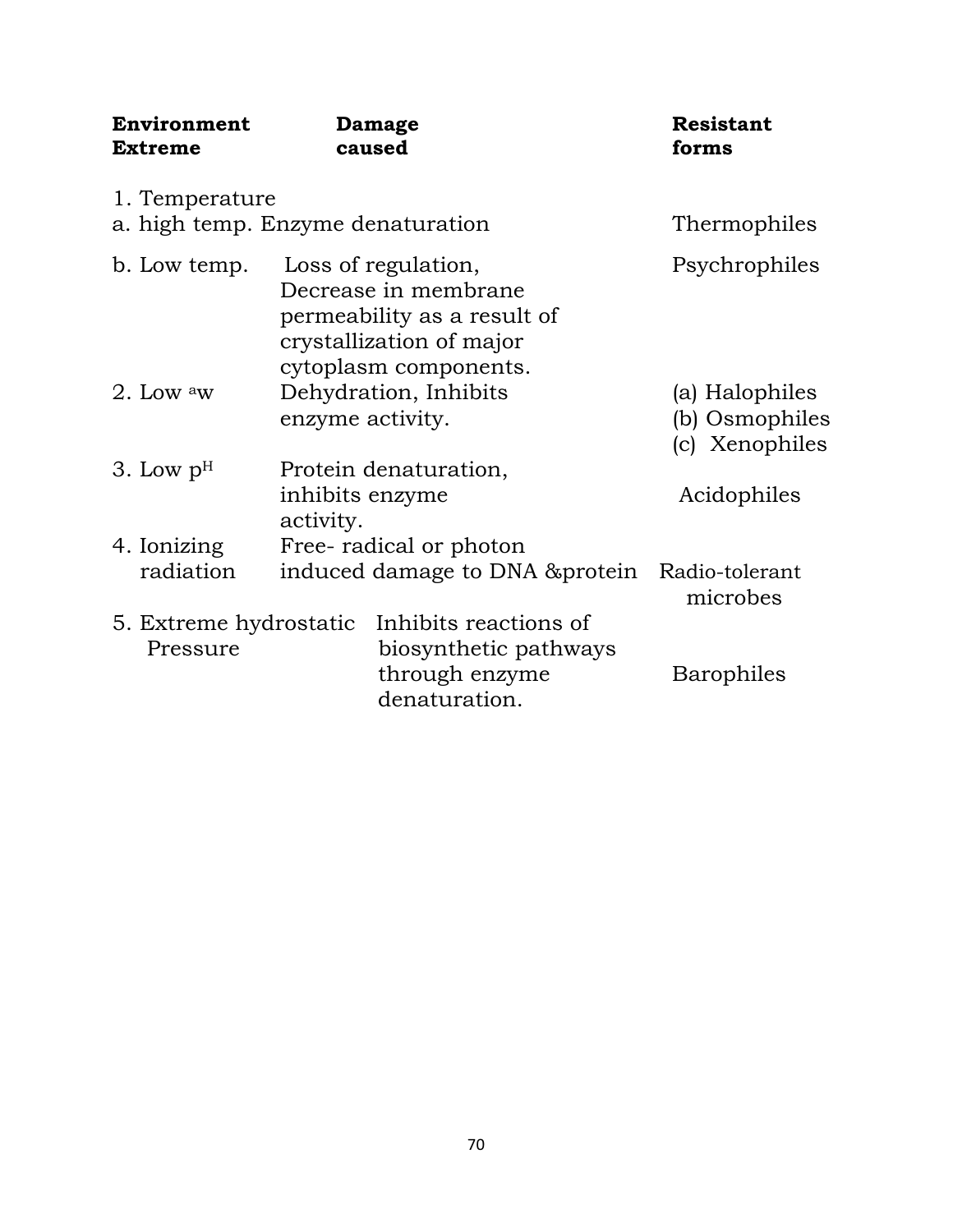| Environment Extreme | Damage caused | Resistant forms |
|---|---|---|
| 1. Temperature | | |
| a. high temp. | Enzyme denaturation | Thermophiles |
| b. Low temp. | Loss of regulation, Decrease in membrane permeability as a result of crystallization of major cytoplasm components. | Psychrophiles |
| 2. Low $^{a}w$ | Dehydration, Inhibits enzyme activity. | (a) Halophiles (b) Osmophiles (c) Xenophiles |
| 3. Low $p^{H}$ | Protein denaturation, inhibits enzyme activity. | Acidophiles |
| 4. Ionizing radiation | Free- radical or photon induced damage to DNA &protein | Radio-tolerant microbes |
| 5. Extreme hydrostatic Pressure | Inhibits reactions of biosynthetic pathways through enzyme denaturation. | Barophiles |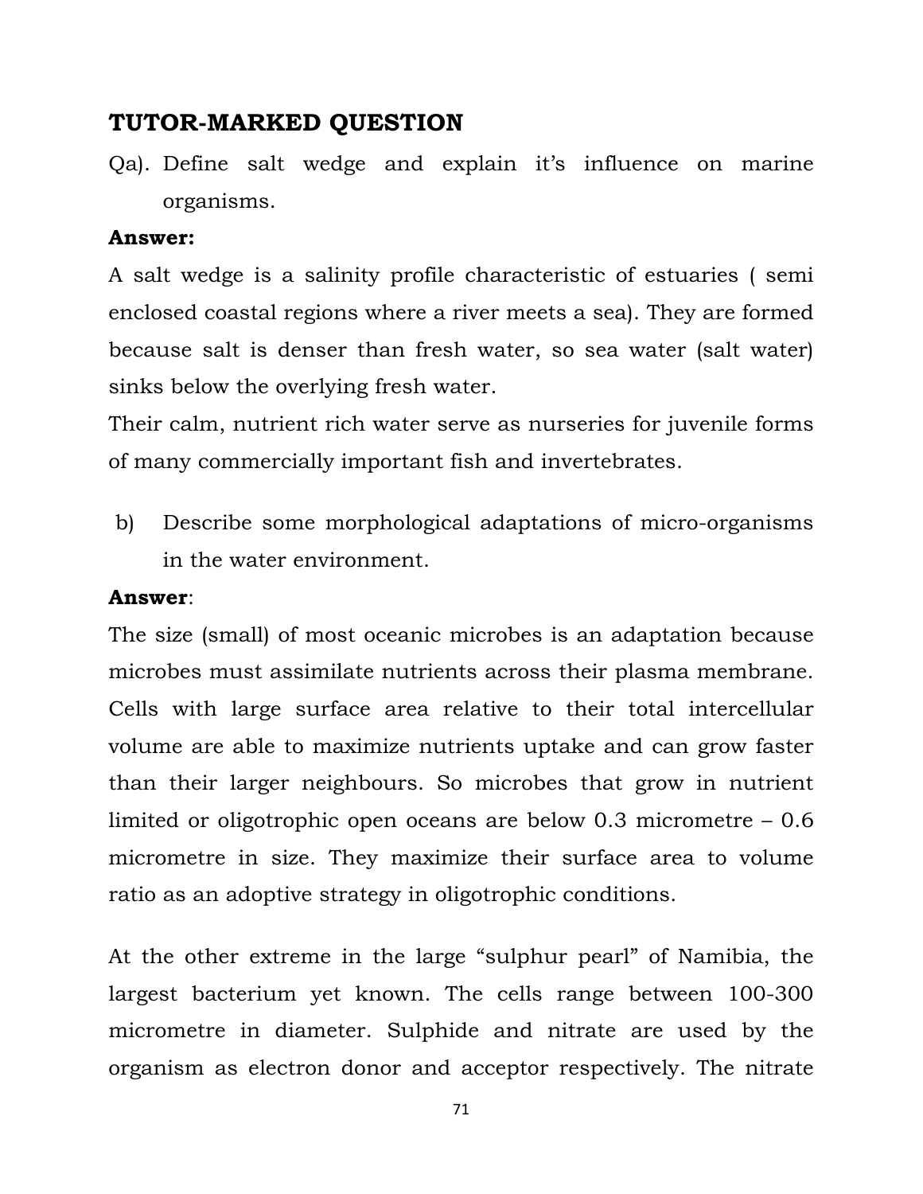## TUTOR-MARKED QUESTION

Qa). Define salt wedge and explain it's influence on marine organisms.

**Answer:**

A salt wedge is a salinity profile characteristic of estuaries ( semi enclosed coastal regions where a river meets a sea). They are formed because salt is denser than fresh water, so sea water (salt water) sinks below the overlying fresh water.

Their calm, nutrient rich water serve as nurseries for juvenile forms of many commercially important fish and invertebrates.

b) Describe some morphological adaptations of micro-organisms in the water environment.

**Answer**:

The size (small) of most oceanic microbes is an adaptation because microbes must assimilate nutrients across their plasma membrane. Cells with large surface area relative to their total intercellular volume are able to maximize nutrients uptake and can grow faster than their larger neighbours. So microbes that grow in nutrient limited or oligotrophic open oceans are below 0.3 micrometre – 0.6 micrometre in size. They maximize their surface area to volume ratio as an adoptive strategy in oligotrophic conditions.

At the other extreme in the large "sulphur pearl" of Namibia, the largest bacterium yet known. The cells range between 100-300 micrometre in diameter. Sulphide and nitrate are used by the organism as electron donor and acceptor respectively. The nitrate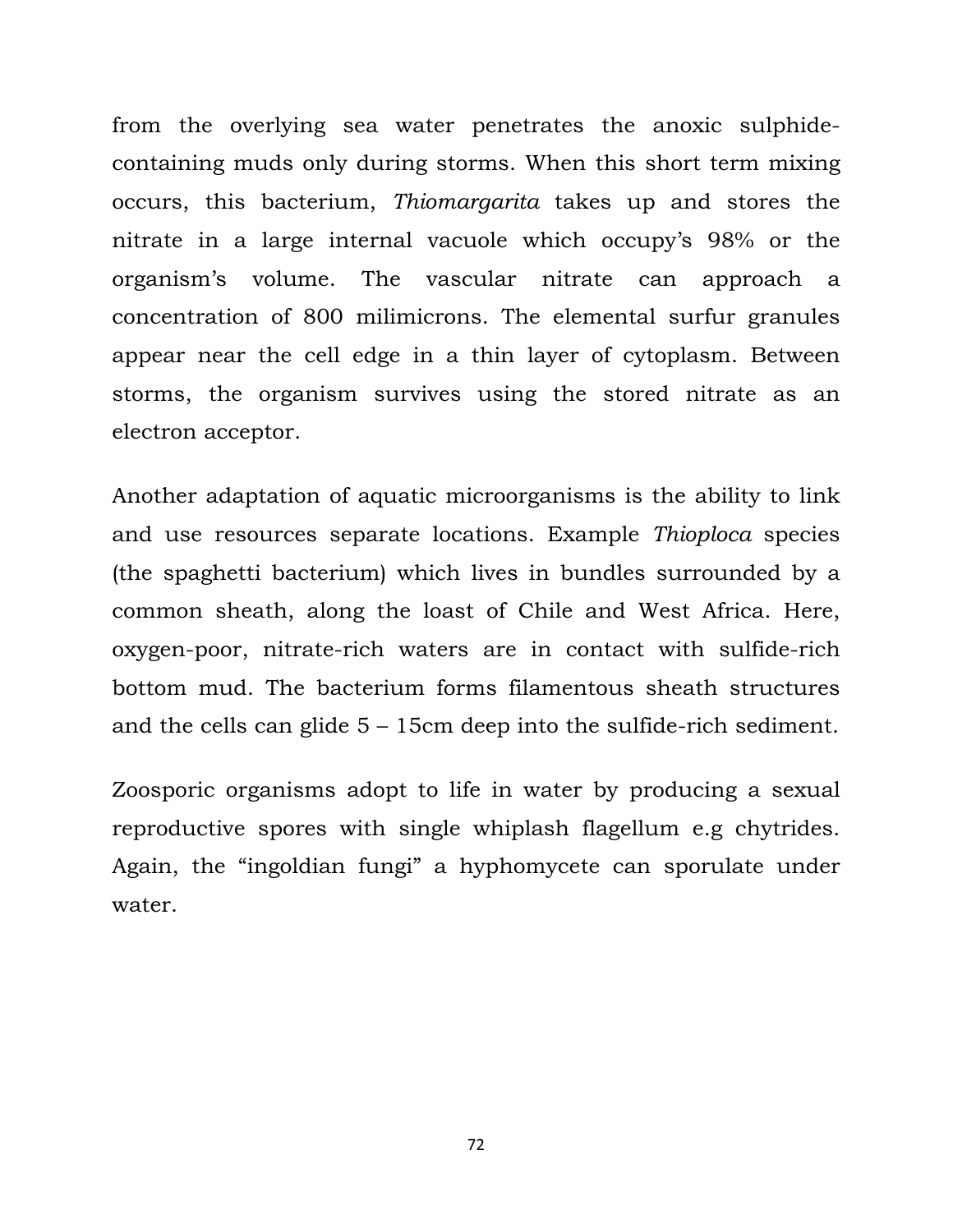from the overlying sea water penetrates the anoxic sulphide-containing muds only during storms. When this short term mixing occurs, this bacterium, *Thiomargarita* takes up and stores the nitrate in a large internal vacuole which occupy's 98% or the organism's volume. The vascular nitrate can approach a concentration of 800 milimicrons. The elemental surfur granules appear near the cell edge in a thin layer of cytoplasm. Between storms, the organism survives using the stored nitrate as an electron acceptor.

Another adaptation of aquatic microorganisms is the ability to link and use resources separate locations. Example *Thioploca* species (the spaghetti bacterium) which lives in bundles surrounded by a common sheath, along the loast of Chile and West Africa. Here, oxygen-poor, nitrate-rich waters are in contact with sulfide-rich bottom mud. The bacterium forms filamentous sheath structures and the cells can glide 5 – 15cm deep into the sulfide-rich sediment.

Zoosporic organisms adopt to life in water by producing a sexual reproductive spores with single whiplash flagellum e.g chytrides. Again, the "ingoldian fungi" a hyphomycete can sporulate under water.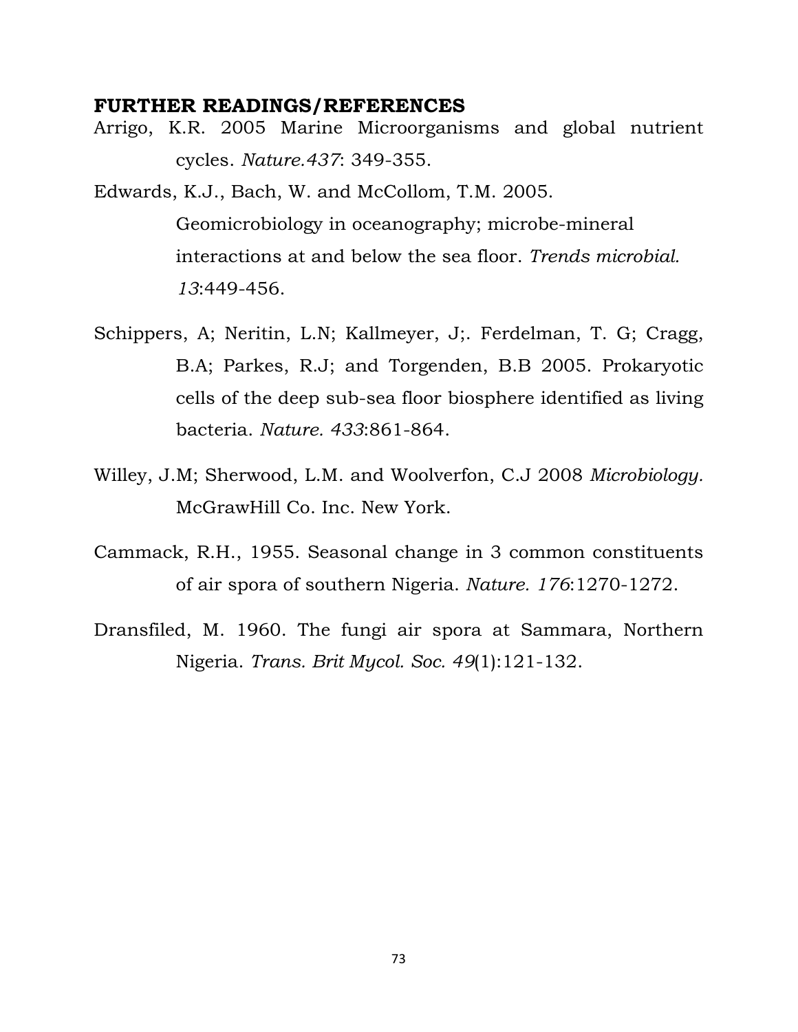**FURTHER READINGS/REFERENCES**

Arrigo, K.R. 2005 Marine Microorganisms and global nutrient cycles. *Nature.437*: 349-355.

Edwards, K.J., Bach, W. and McCollom, T.M. 2005. Geomicrobiology in oceanography; microbe-mineral interactions at and below the sea floor. *Trends microbial. 13*:449-456.

Schippers, A; Neritin, L.N; Kallmeyer, J;. Ferdelman, T. G; Cragg, B.A; Parkes, R.J; and Torgenden, B.B 2005. Prokaryotic cells of the deep sub-sea floor biosphere identified as living bacteria. *Nature. 433*:861-864.

Willey, J.M; Sherwood, L.M. and Woolverfon, C.J 2008 *Microbiology.* McGrawHill Co. Inc. New York.

Cammack, R.H., 1955. Seasonal change in 3 common constituents of air spora of southern Nigeria. *Nature. 176*:1270-1272.

Dransfiled, M. 1960. The fungi air spora at Sammara, Northern Nigeria. *Trans. Brit Mycol. Soc. 49*(1):121-132.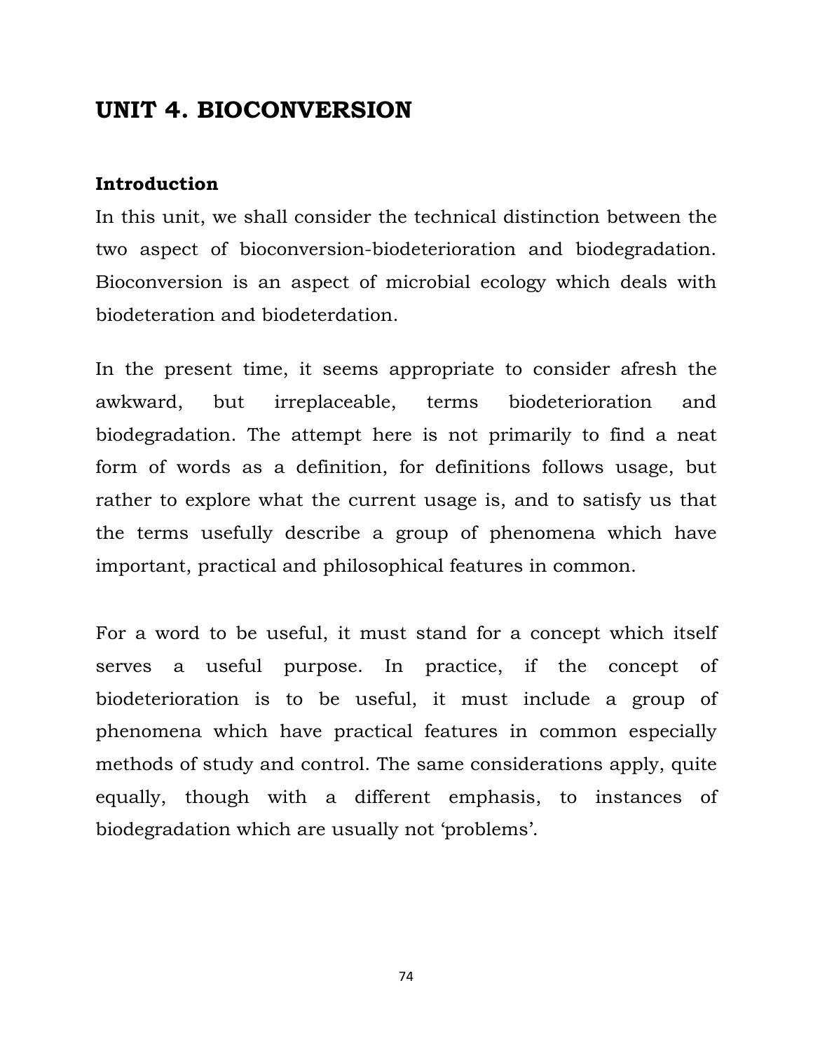# UNIT 4. BIOCONVERSION

## Introduction

In this unit, we shall consider the technical distinction between the two aspect of bioconversion-biodeterioration and biodegradation. Bioconversion is an aspect of microbial ecology which deals with biodeteration and biodeterdation.

In the present time, it seems appropriate to consider afresh the awkward, but irreplaceable, terms biodeterioration and biodegradation. The attempt here is not primarily to find a neat form of words as a definition, for definitions follows usage, but rather to explore what the current usage is, and to satisfy us that the terms usefully describe a group of phenomena which have important, practical and philosophical features in common.

For a word to be useful, it must stand for a concept which itself serves a useful purpose. In practice, if the concept of biodeterioration is to be useful, it must include a group of phenomena which have practical features in common especially methods of study and control. The same considerations apply, quite equally, though with a different emphasis, to instances of biodegradation which are usually not 'problems'.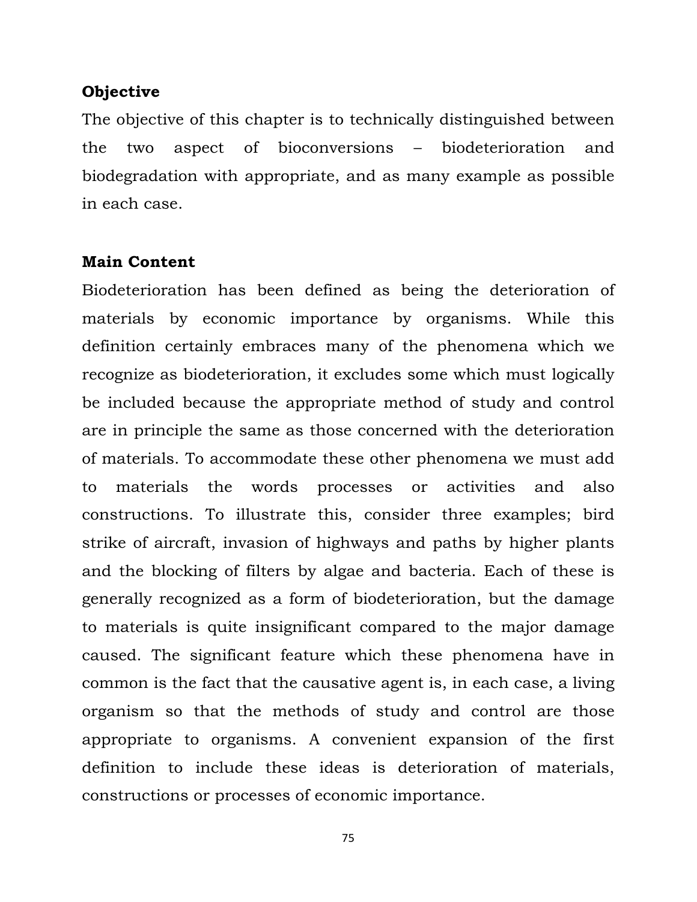**Objective**

The objective of this chapter is to technically distinguished between the two aspect of bioconversions – biodeterioration and biodegradation with appropriate, and as many example as possible in each case.

**Main Content**

Biodeterioration has been defined as being the deterioration of materials by economic importance by organisms. While this definition certainly embraces many of the phenomena which we recognize as biodeterioration, it excludes some which must logically be included because the appropriate method of study and control are in principle the same as those concerned with the deterioration of materials. To accommodate these other phenomena we must add to materials the words processes or activities and also constructions. To illustrate this, consider three examples; bird strike of aircraft, invasion of highways and paths by higher plants and the blocking of filters by algae and bacteria. Each of these is generally recognized as a form of biodeterioration, but the damage to materials is quite insignificant compared to the major damage caused. The significant feature which these phenomena have in common is the fact that the causative agent is, in each case, a living organism so that the methods of study and control are those appropriate to organisms. A convenient expansion of the first definition to include these ideas is deterioration of materials, constructions or processes of economic importance.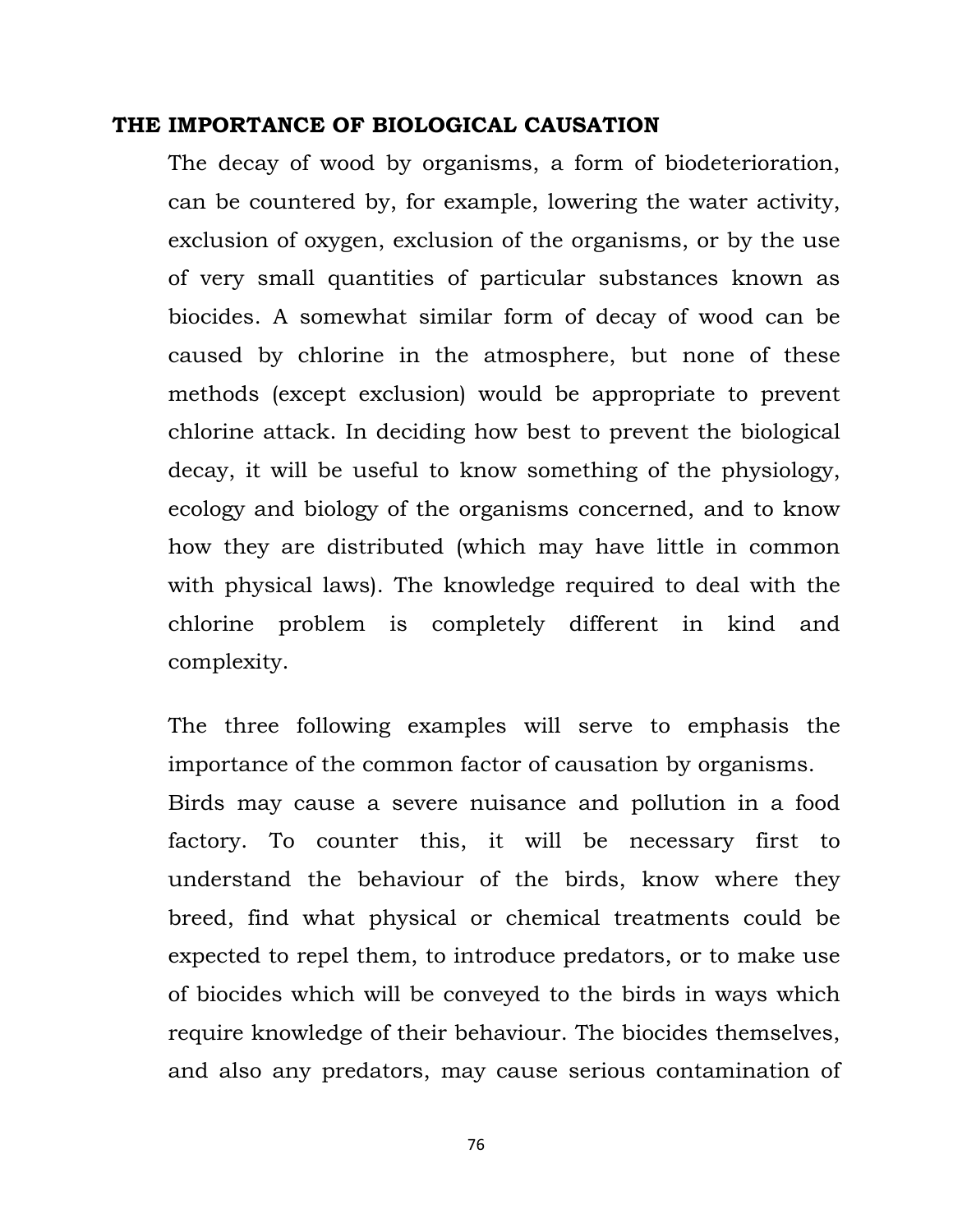## THE IMPORTANCE OF BIOLOGICAL CAUSATION

The decay of wood by organisms, a form of biodeterioration, can be countered by, for example, lowering the water activity, exclusion of oxygen, exclusion of the organisms, or by the use of very small quantities of particular substances known as biocides. A somewhat similar form of decay of wood can be caused by chlorine in the atmosphere, but none of these methods (except exclusion) would be appropriate to prevent chlorine attack. In deciding how best to prevent the biological decay, it will be useful to know something of the physiology, ecology and biology of the organisms concerned, and to know how they are distributed (which may have little in common with physical laws). The knowledge required to deal with the chlorine problem is completely different in kind and complexity.

The three following examples will serve to emphasis the importance of the common factor of causation by organisms.

Birds may cause a severe nuisance and pollution in a food factory. To counter this, it will be necessary first to understand the behaviour of the birds, know where they breed, find what physical or chemical treatments could be expected to repel them, to introduce predators, or to make use of biocides which will be conveyed to the birds in ways which require knowledge of their behaviour. The biocides themselves, and also any predators, may cause serious contamination of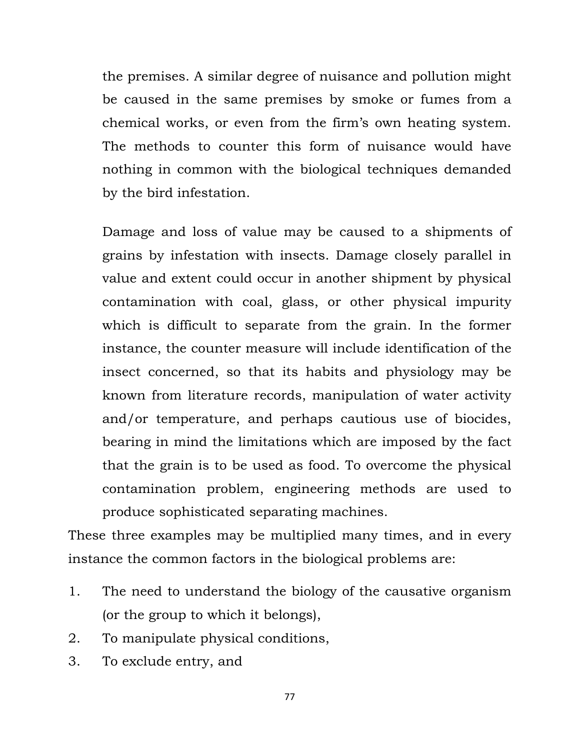the premises. A similar degree of nuisance and pollution might be caused in the same premises by smoke or fumes from a chemical works, or even from the firm's own heating system. The methods to counter this form of nuisance would have nothing in common with the biological techniques demanded by the bird infestation.

Damage and loss of value may be caused to a shipments of grains by infestation with insects. Damage closely parallel in value and extent could occur in another shipment by physical contamination with coal, glass, or other physical impurity which is difficult to separate from the grain. In the former instance, the counter measure will include identification of the insect concerned, so that its habits and physiology may be known from literature records, manipulation of water activity and/or temperature, and perhaps cautious use of biocides, bearing in mind the limitations which are imposed by the fact that the grain is to be used as food. To overcome the physical contamination problem, engineering methods are used to produce sophisticated separating machines.

These three examples may be multiplied many times, and in every instance the common factors in the biological problems are:

1. The need to understand the biology of the causative organism (or the group to which it belongs),
2. To manipulate physical conditions,
3. To exclude entry, and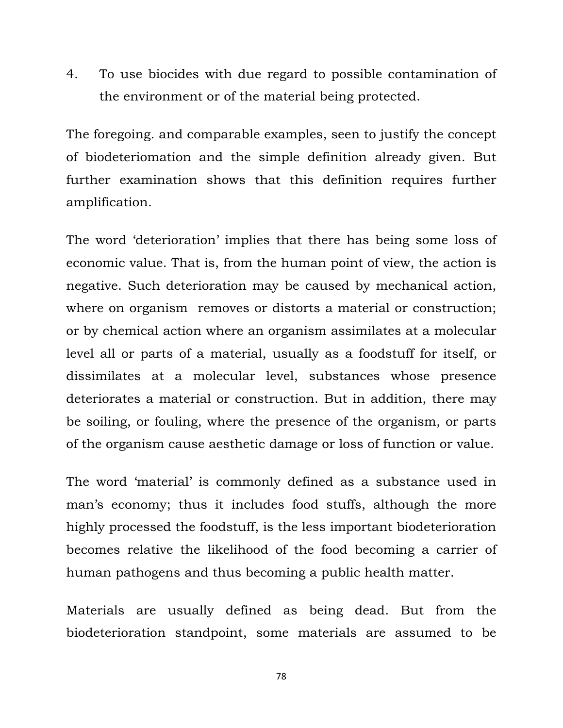4. To use biocides with due regard to possible contamination of the environment or of the material being protected.

The foregoing. and comparable examples, seen to justify the concept of biodeteriomation and the simple definition already given. But further examination shows that this definition requires further amplification.

The word 'deterioration' implies that there has being some loss of economic value. That is, from the human point of view, the action is negative. Such deterioration may be caused by mechanical action, where on organism removes or distorts a material or construction; or by chemical action where an organism assimilates at a molecular level all or parts of a material, usually as a foodstuff for itself, or dissimilates at a molecular level, substances whose presence deteriorates a material or construction. But in addition, there may be soiling, or fouling, where the presence of the organism, or parts of the organism cause aesthetic damage or loss of function or value.

The word 'material' is commonly defined as a substance used in man's economy; thus it includes food stuffs, although the more highly processed the foodstuff, is the less important biodeterioration becomes relative the likelihood of the food becoming a carrier of human pathogens and thus becoming a public health matter.

Materials are usually defined as being dead. But from the biodeterioration standpoint, some materials are assumed to be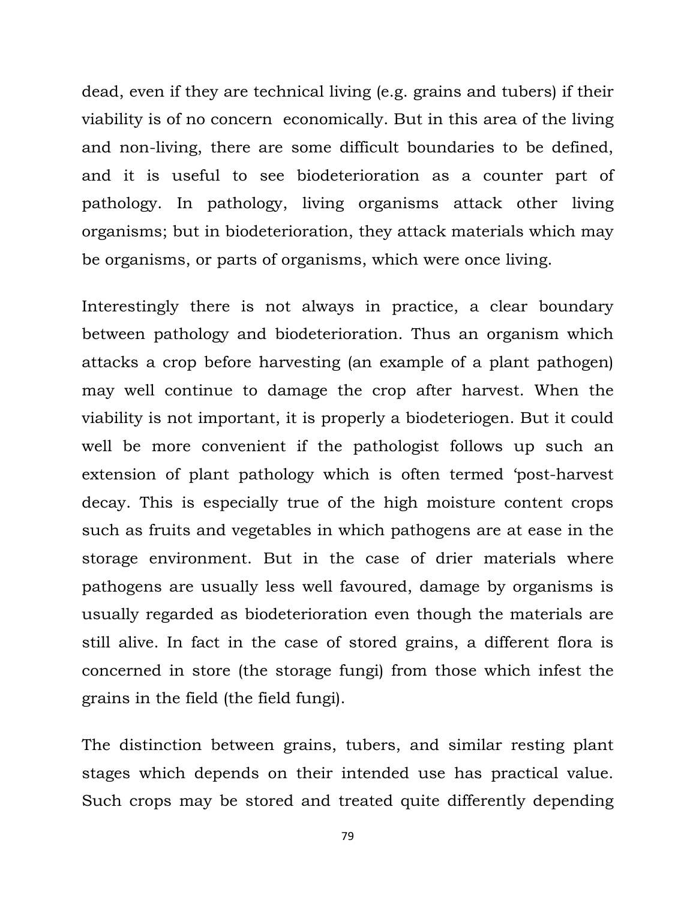dead, even if they are technical living (e.g. grains and tubers) if their viability is of no concern economically. But in this area of the living and non-living, there are some difficult boundaries to be defined, and it is useful to see biodeterioration as a counter part of pathology. In pathology, living organisms attack other living organisms; but in biodeterioration, they attack materials which may be organisms, or parts of organisms, which were once living.

Interestingly there is not always in practice, a clear boundary between pathology and biodeterioration. Thus an organism which attacks a crop before harvesting (an example of a plant pathogen) may well continue to damage the crop after harvest. When the viability is not important, it is properly a biodeteriogen. But it could well be more convenient if the pathologist follows up such an extension of plant pathology which is often termed 'post-harvest decay. This is especially true of the high moisture content crops such as fruits and vegetables in which pathogens are at ease in the storage environment. But in the case of drier materials where pathogens are usually less well favoured, damage by organisms is usually regarded as biodeterioration even though the materials are still alive. In fact in the case of stored grains, a different flora is concerned in store (the storage fungi) from those which infest the grains in the field (the field fungi).

The distinction between grains, tubers, and similar resting plant stages which depends on their intended use has practical value. Such crops may be stored and treated quite differently depending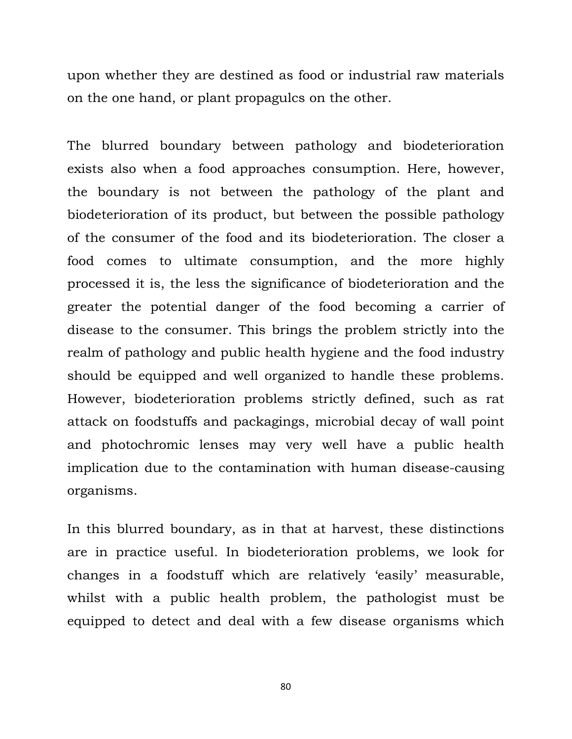upon whether they are destined as food or industrial raw materials on the one hand, or plant propagulcs on the other.

The blurred boundary between pathology and biodeterioration exists also when a food approaches consumption. Here, however, the boundary is not between the pathology of the plant and biodeterioration of its product, but between the possible pathology of the consumer of the food and its biodeterioration. The closer a food comes to ultimate consumption, and the more highly processed it is, the less the significance of biodeterioration and the greater the potential danger of the food becoming a carrier of disease to the consumer. This brings the problem strictly into the realm of pathology and public health hygiene and the food industry should be equipped and well organized to handle these problems. However, biodeterioration problems strictly defined, such as rat attack on foodstuffs and packagings, microbial decay of wall point and photochromic lenses may very well have a public health implication due to the contamination with human disease-causing organisms.

In this blurred boundary, as in that at harvest, these distinctions are in practice useful. In biodeterioration problems, we look for changes in a foodstuff which are relatively 'easily' measurable, whilst with a public health problem, the pathologist must be equipped to detect and deal with a few disease organisms which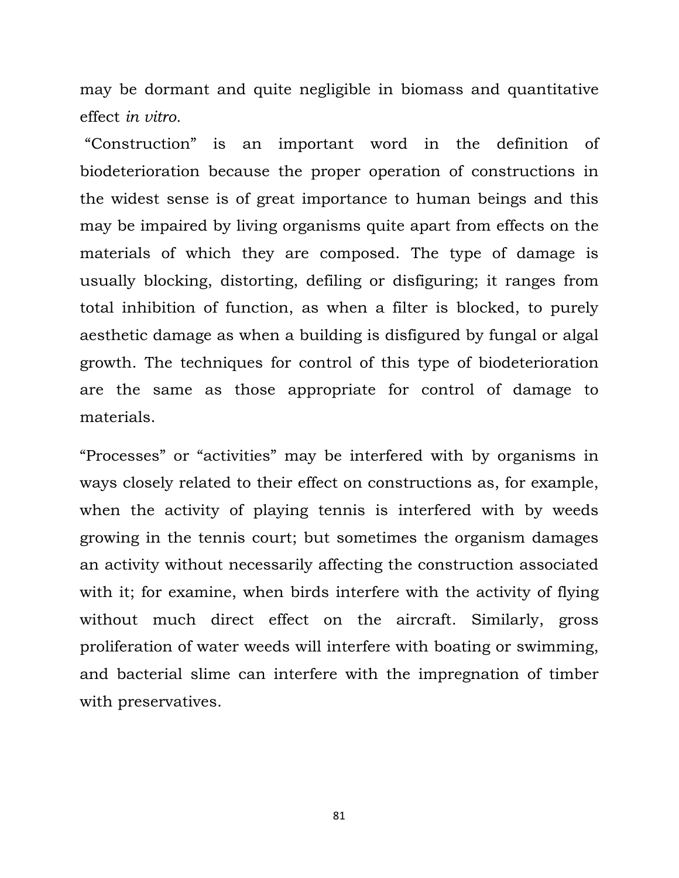may be dormant and quite negligible in biomass and quantitative effect *in vitro.*

"Construction" is an important word in the definition of biodeterioration because the proper operation of constructions in the widest sense is of great importance to human beings and this may be impaired by living organisms quite apart from effects on the materials of which they are composed. The type of damage is usually blocking, distorting, defiling or disfiguring; it ranges from total inhibition of function, as when a filter is blocked, to purely aesthetic damage as when a building is disfigured by fungal or algal growth. The techniques for control of this type of biodeterioration are the same as those appropriate for control of damage to materials.

"Processes" or "activities" may be interfered with by organisms in ways closely related to their effect on constructions as, for example, when the activity of playing tennis is interfered with by weeds growing in the tennis court; but sometimes the organism damages an activity without necessarily affecting the construction associated with it; for examine, when birds interfere with the activity of flying without much direct effect on the aircraft. Similarly, gross proliferation of water weeds will interfere with boating or swimming, and bacterial slime can interfere with the impregnation of timber with preservatives.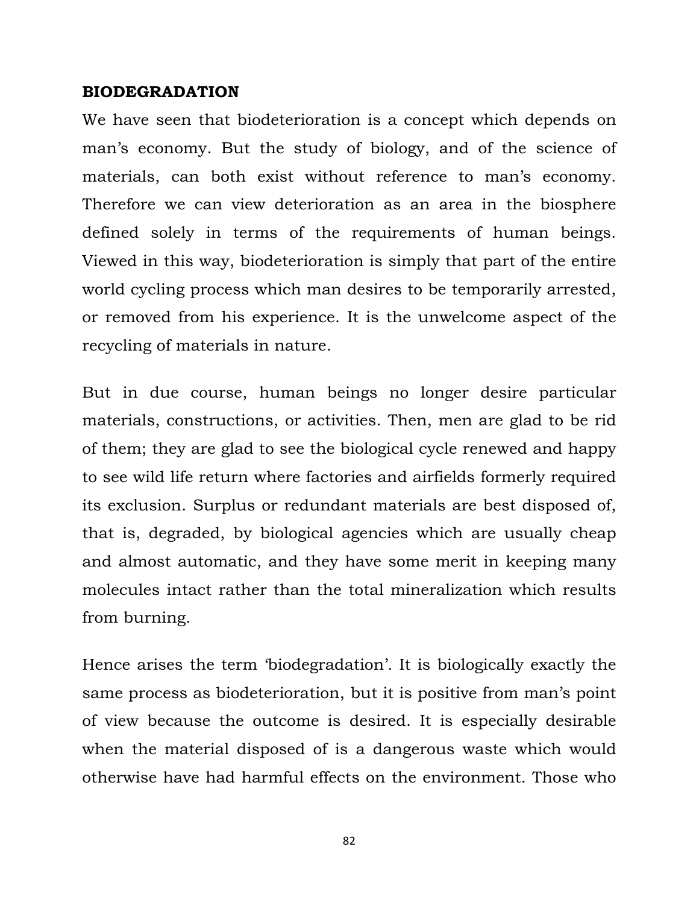**BIODEGRADATION**

We have seen that biodeterioration is a concept which depends on man's economy. But the study of biology, and of the science of materials, can both exist without reference to man's economy. Therefore we can view deterioration as an area in the biosphere defined solely in terms of the requirements of human beings. Viewed in this way, biodeterioration is simply that part of the entire world cycling process which man desires to be temporarily arrested, or removed from his experience. It is the unwelcome aspect of the recycling of materials in nature.

But in due course, human beings no longer desire particular materials, constructions, or activities. Then, men are glad to be rid of them; they are glad to see the biological cycle renewed and happy to see wild life return where factories and airfields formerly required its exclusion. Surplus or redundant materials are best disposed of, that is, degraded, by biological agencies which are usually cheap and almost automatic, and they have some merit in keeping many molecules intact rather than the total mineralization which results from burning.

Hence arises the term 'biodegradation'. It is biologically exactly the same process as biodeterioration, but it is positive from man's point of view because the outcome is desired. It is especially desirable when the material disposed of is a dangerous waste which would otherwise have had harmful effects on the environment. Those who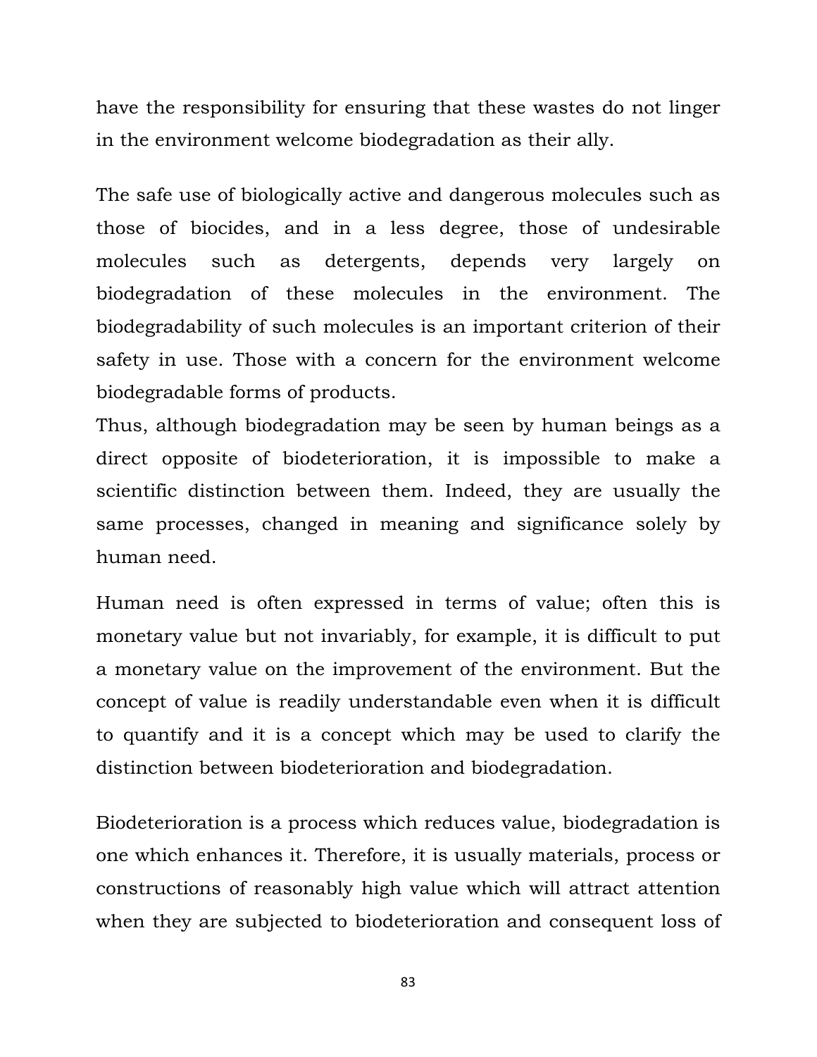have the responsibility for ensuring that these wastes do not linger in the environment welcome biodegradation as their ally.

The safe use of biologically active and dangerous molecules such as those of biocides, and in a less degree, those of undesirable molecules such as detergents, depends very largely on biodegradation of these molecules in the environment. The biodegradability of such molecules is an important criterion of their safety in use. Those with a concern for the environment welcome biodegradable forms of products.

Thus, although biodegradation may be seen by human beings as a direct opposite of biodeterioration, it is impossible to make a scientific distinction between them. Indeed, they are usually the same processes, changed in meaning and significance solely by human need.

Human need is often expressed in terms of value; often this is monetary value but not invariably, for example, it is difficult to put a monetary value on the improvement of the environment. But the concept of value is readily understandable even when it is difficult to quantify and it is a concept which may be used to clarify the distinction between biodeterioration and biodegradation.

Biodeterioration is a process which reduces value, biodegradation is one which enhances it. Therefore, it is usually materials, process or constructions of reasonably high value which will attract attention when they are subjected to biodeterioration and consequent loss of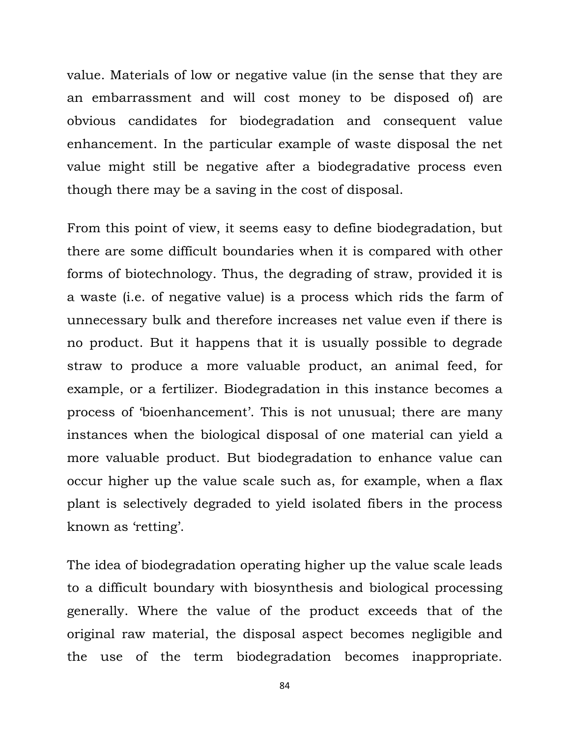value. Materials of low or negative value (in the sense that they are an embarrassment and will cost money to be disposed of) are obvious candidates for biodegradation and consequent value enhancement. In the particular example of waste disposal the net value might still be negative after a biodegradative process even though there may be a saving in the cost of disposal.

From this point of view, it seems easy to define biodegradation, but there are some difficult boundaries when it is compared with other forms of biotechnology. Thus, the degrading of straw, provided it is a waste (i.e. of negative value) is a process which rids the farm of unnecessary bulk and therefore increases net value even if there is no product. But it happens that it is usually possible to degrade straw to produce a more valuable product, an animal feed, for example, or a fertilizer. Biodegradation in this instance becomes a process of 'bioenhancement'. This is not unusual; there are many instances when the biological disposal of one material can yield a more valuable product. But biodegradation to enhance value can occur higher up the value scale such as, for example, when a flax plant is selectively degraded to yield isolated fibers in the process known as 'retting'.

The idea of biodegradation operating higher up the value scale leads to a difficult boundary with biosynthesis and biological processing generally. Where the value of the product exceeds that of the original raw material, the disposal aspect becomes negligible and the use of the term biodegradation becomes inappropriate.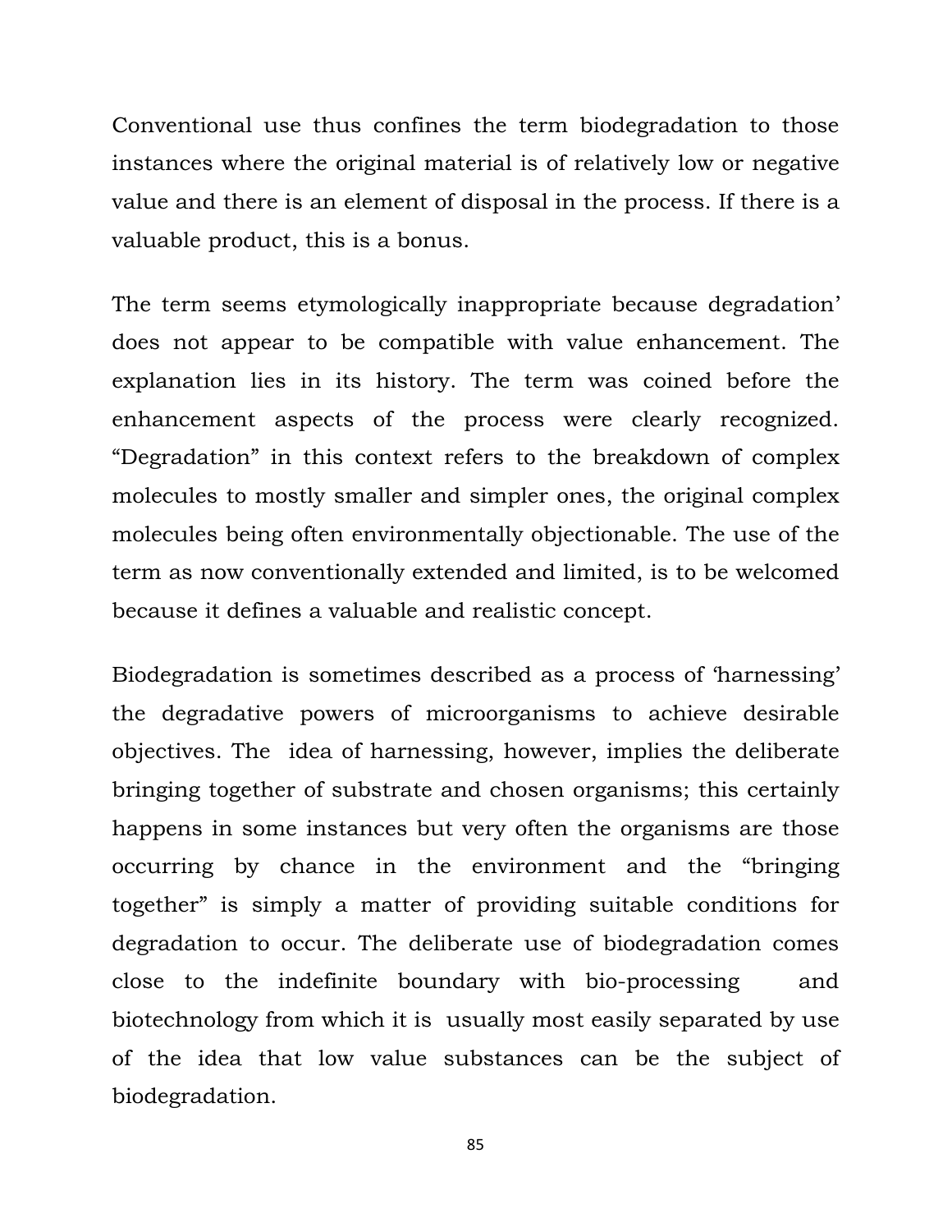Conventional use thus confines the term biodegradation to those instances where the original material is of relatively low or negative value and there is an element of disposal in the process. If there is a valuable product, this is a bonus.

The term seems etymologically inappropriate because degradation' does not appear to be compatible with value enhancement. The explanation lies in its history. The term was coined before the enhancement aspects of the process were clearly recognized. "Degradation" in this context refers to the breakdown of complex molecules to mostly smaller and simpler ones, the original complex molecules being often environmentally objectionable. The use of the term as now conventionally extended and limited, is to be welcomed because it defines a valuable and realistic concept.

Biodegradation is sometimes described as a process of 'harnessing' the degradative powers of microorganisms to achieve desirable objectives. The idea of harnessing, however, implies the deliberate bringing together of substrate and chosen organisms; this certainly happens in some instances but very often the organisms are those occurring by chance in the environment and the "bringing together" is simply a matter of providing suitable conditions for degradation to occur. The deliberate use of biodegradation comes close to the indefinite boundary with bio-processing and biotechnology from which it is usually most easily separated by use of the idea that low value substances can be the subject of biodegradation.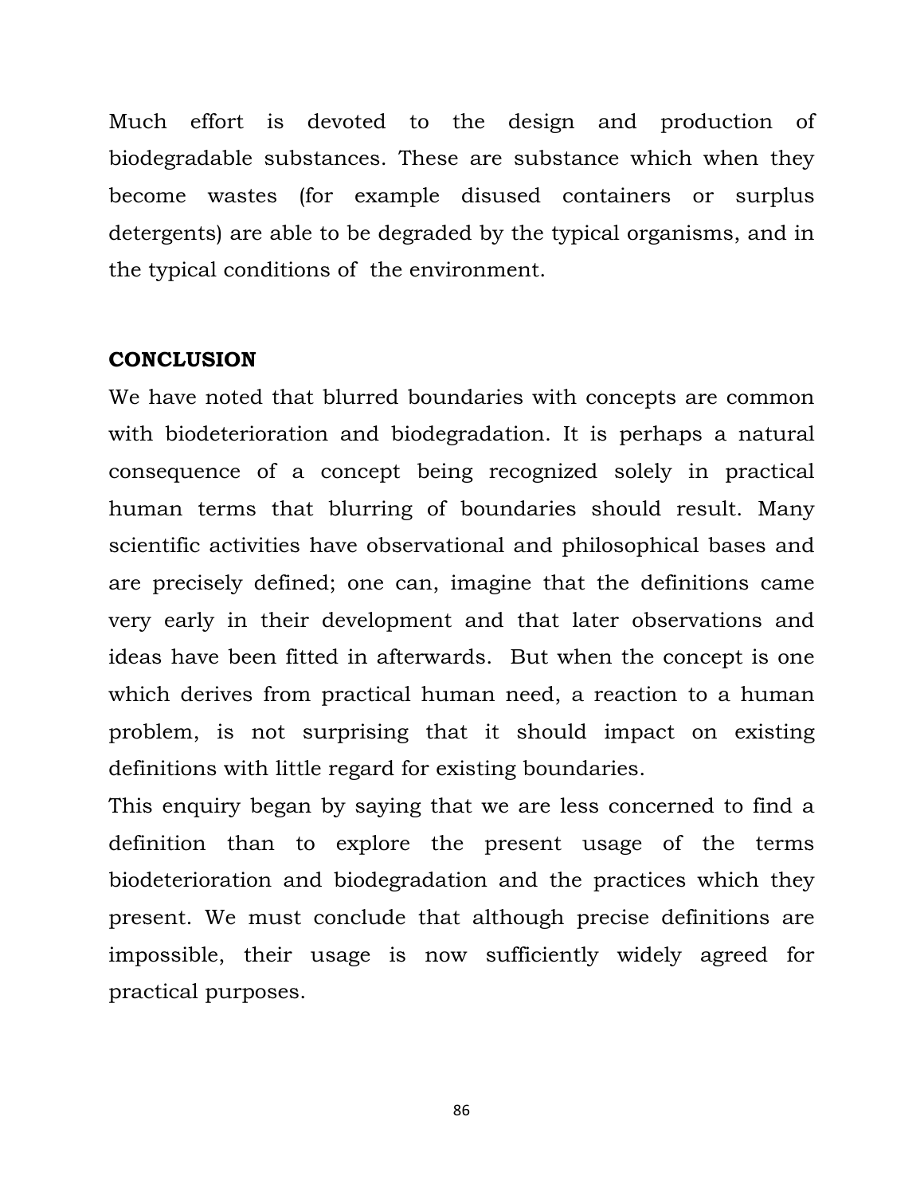Much effort is devoted to the design and production of biodegradable substances. These are substance which when they become wastes (for example disused containers or surplus detergents) are able to be degraded by the typical organisms, and in the typical conditions of the environment.

## CONCLUSION

We have noted that blurred boundaries with concepts are common with biodeterioration and biodegradation. It is perhaps a natural consequence of a concept being recognized solely in practical human terms that blurring of boundaries should result. Many scientific activities have observational and philosophical bases and are precisely defined; one can, imagine that the definitions came very early in their development and that later observations and ideas have been fitted in afterwards. But when the concept is one which derives from practical human need, a reaction to a human problem, is not surprising that it should impact on existing definitions with little regard for existing boundaries.

This enquiry began by saying that we are less concerned to find a definition than to explore the present usage of the terms biodeterioration and biodegradation and the practices which they present. We must conclude that although precise definitions are impossible, their usage is now sufficiently widely agreed for practical purposes.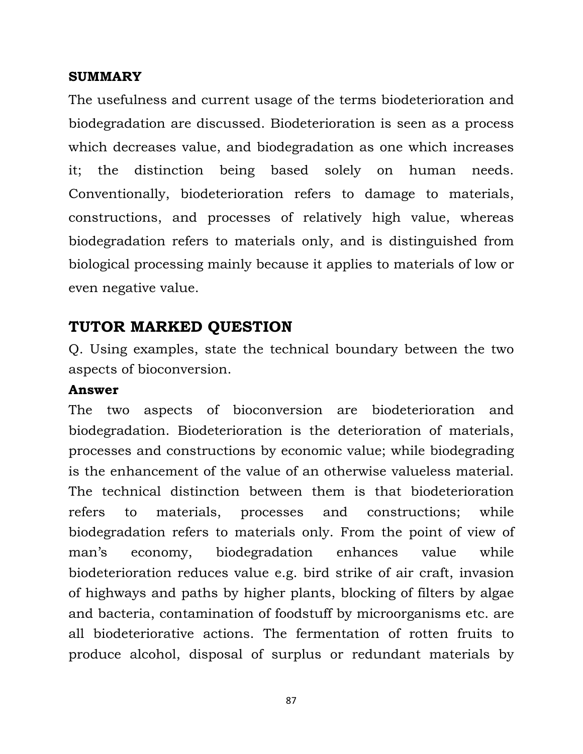**SUMMARY**

The usefulness and current usage of the terms biodeterioration and biodegradation are discussed. Biodeterioration is seen as a process which decreases value, and biodegradation as one which increases it; the distinction being based solely on human needs. Conventionally, biodeterioration refers to damage to materials, constructions, and processes of relatively high value, whereas biodegradation refers to materials only, and is distinguished from biological processing mainly because it applies to materials of low or even negative value.

## TUTOR MARKED QUESTION

Q. Using examples, state the technical boundary between the two aspects of bioconversion.

**Answer**

The two aspects of bioconversion are biodeterioration and biodegradation. Biodeterioration is the deterioration of materials, processes and constructions by economic value; while biodegrading is the enhancement of the value of an otherwise valueless material. The technical distinction between them is that biodeterioration refers to materials, processes and constructions; while biodegradation refers to materials only. From the point of view of man's economy, biodegradation enhances value while biodeterioration reduces value e.g. bird strike of air craft, invasion of highways and paths by higher plants, blocking of filters by algae and bacteria, contamination of foodstuff by microorganisms etc. are all biodeteriorative actions. The fermentation of rotten fruits to produce alcohol, disposal of surplus or redundant materials by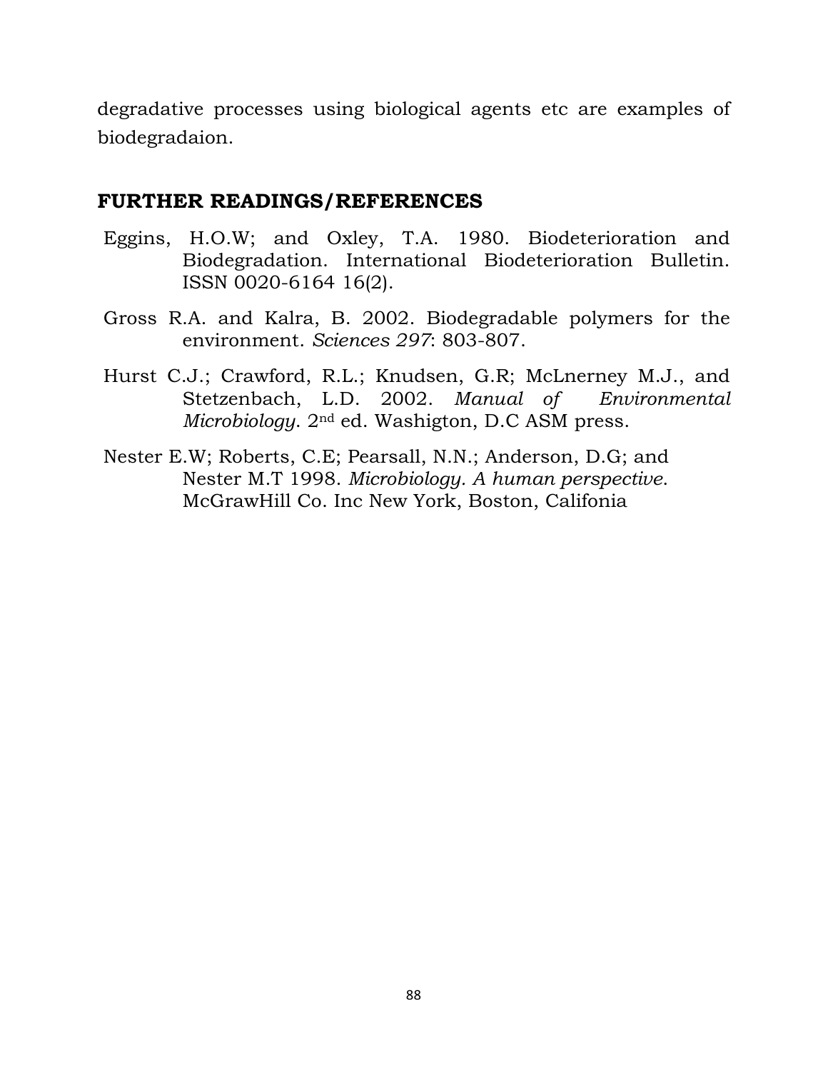degradative processes using biological agents etc are examples of biodegradaion.

## FURTHER READINGS/REFERENCES

Eggins, H.O.W; and Oxley, T.A. 1980. Biodeterioration and Biodegradation. International Biodeterioration Bulletin. ISSN 0020-6164 16(2).

Gross R.A. and Kalra, B. 2002. Biodegradable polymers for the environment. *Sciences 297*: 803-807.

Hurst C.J.; Crawford, R.L.; Knudsen, G.R; McLnerney M.J., and Stetzenbach, L.D. 2002. *Manual of Environmental Microbiology*. 2nd ed. Washigton, D.C ASM press.

Nester E.W; Roberts, C.E; Pearsall, N.N.; Anderson, D.G; and Nester M.T 1998. *Microbiology. A human perspective*. McGrawHill Co. Inc New York, Boston, Califonia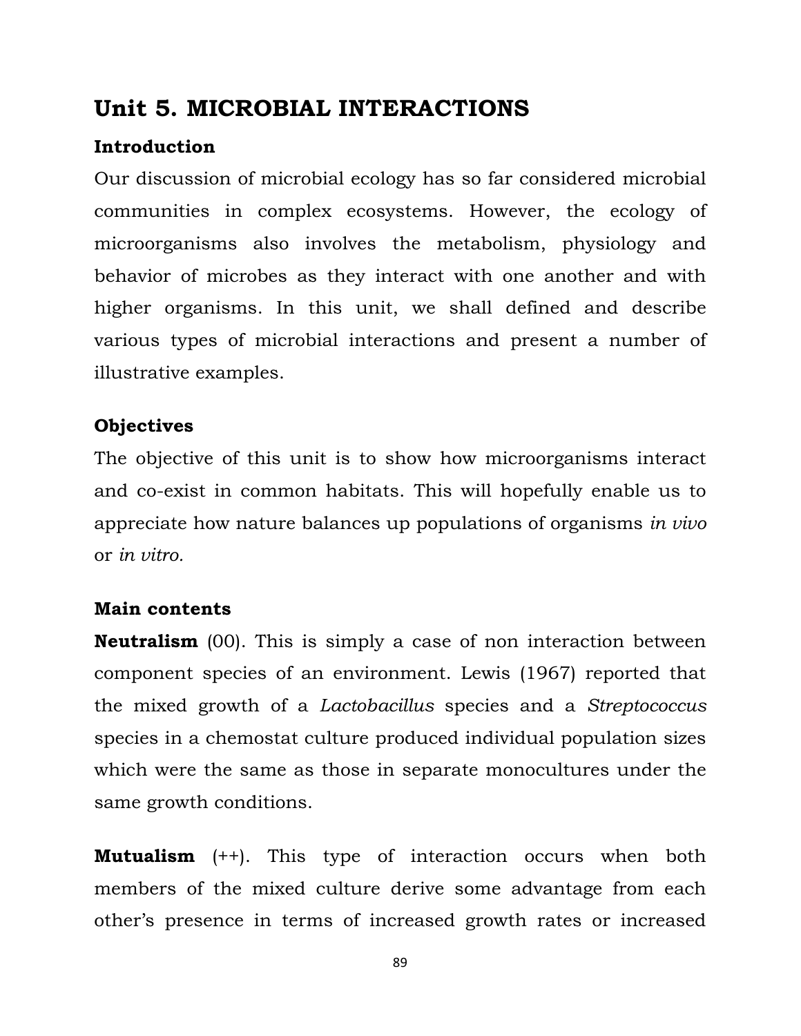# Unit 5. MICROBIAL INTERACTIONS

## Introduction

Our discussion of microbial ecology has so far considered microbial communities in complex ecosystems. However, the ecology of microorganisms also involves the metabolism, physiology and behavior of microbes as they interact with one another and with higher organisms. In this unit, we shall defined and describe various types of microbial interactions and present a number of illustrative examples.

## Objectives

The objective of this unit is to show how microorganisms interact and co-exist in common habitats. This will hopefully enable us to appreciate how nature balances up populations of organisms *in vivo* or *in vitro.*

## Main contents

**Neutralism** (00). This is simply a case of non interaction between component species of an environment. Lewis (1967) reported that the mixed growth of a *Lactobacillus* species and a *Streptococcus* species in a chemostat culture produced individual population sizes which were the same as those in separate monocultures under the same growth conditions.

**Mutualism** (++). This type of interaction occurs when both members of the mixed culture derive some advantage from each other's presence in terms of increased growth rates or increased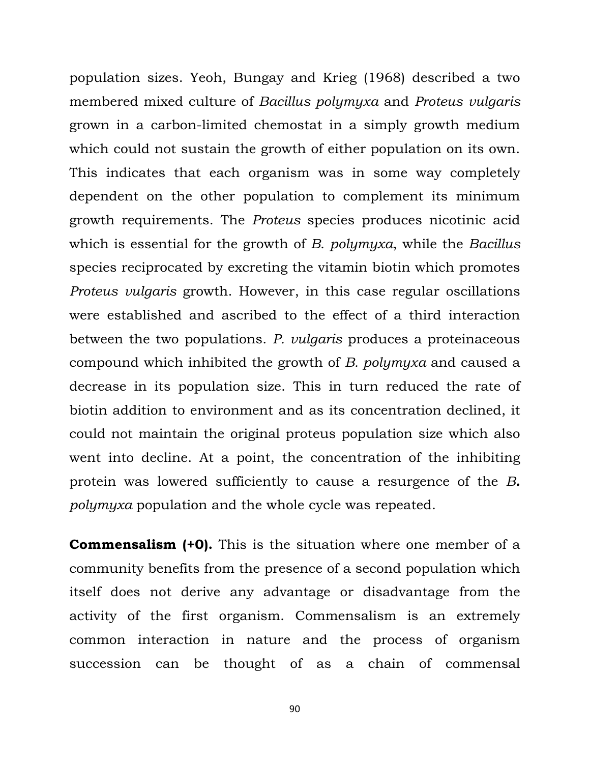population sizes. Yeoh, Bungay and Krieg (1968) described a two membered mixed culture of *Bacillus polymyxa* and *Proteus vulgaris* grown in a carbon-limited chemostat in a simply growth medium which could not sustain the growth of either population on its own. This indicates that each organism was in some way completely dependent on the other population to complement its minimum growth requirements. The *Proteus* species produces nicotinic acid which is essential for the growth of *B. polymyxa*, while the *Bacillus* species reciprocated by excreting the vitamin biotin which promotes *Proteus vulgaris* growth. However, in this case regular oscillations were established and ascribed to the effect of a third interaction between the two populations. *P. vulgaris* produces a proteinaceous compound which inhibited the growth of *B. polymyxa* and caused a decrease in its population size. This in turn reduced the rate of biotin addition to environment and as its concentration declined, it could not maintain the original proteus population size which also went into decline. At a point, the concentration of the inhibiting protein was lowered sufficiently to cause a resurgence of the ***B.*** *polymyxa* population and the whole cycle was repeated.

**Commensalism (+0).** This is the situation where one member of a community benefits from the presence of a second population which itself does not derive any advantage or disadvantage from the activity of the first organism. Commensalism is an extremely common interaction in nature and the process of organism succession can be thought of as a chain of commensal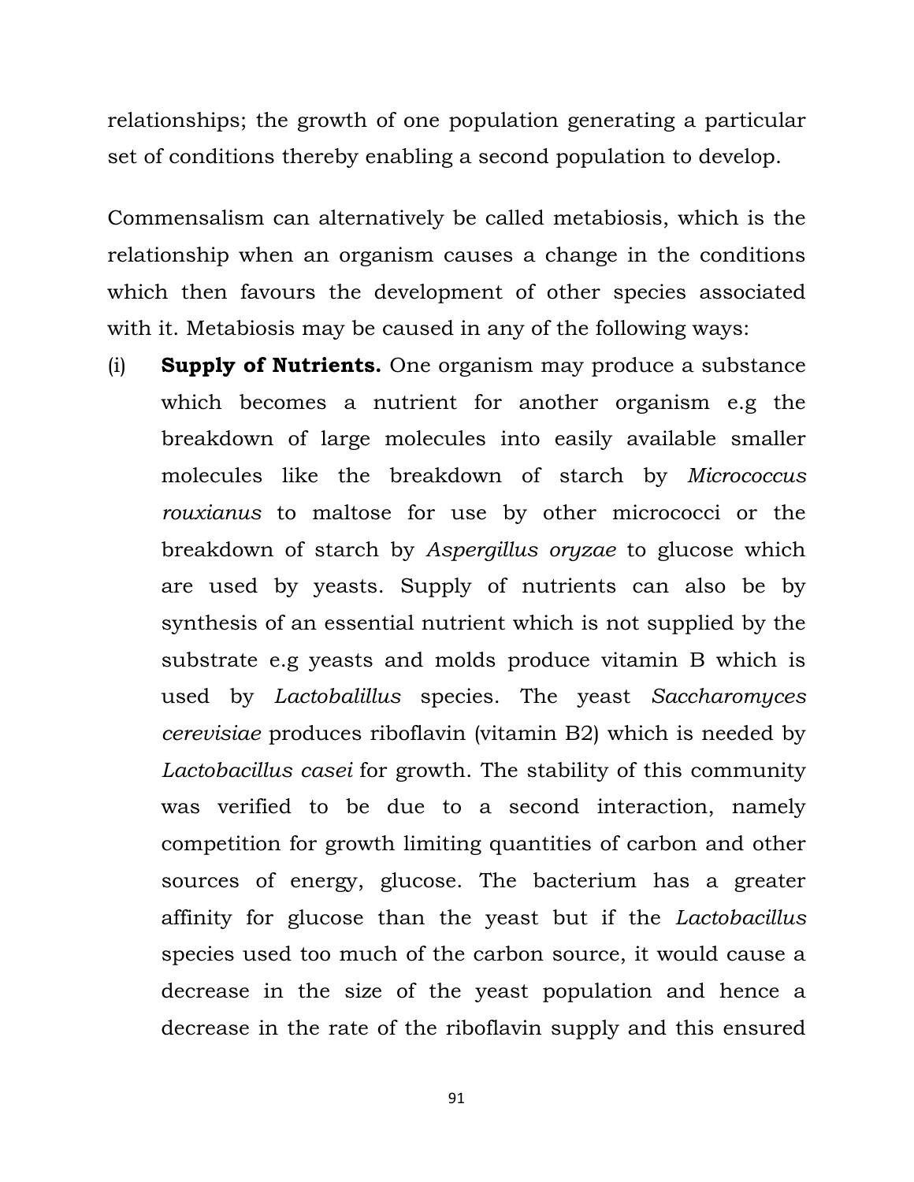relationships; the growth of one population generating a particular set of conditions thereby enabling a second population to develop.

Commensalism can alternatively be called metabiosis, which is the relationship when an organism causes a change in the conditions which then favours the development of other species associated with it. Metabiosis may be caused in any of the following ways:

(i) **Supply of Nutrients.** One organism may produce a substance which becomes a nutrient for another organism e.g the breakdown of large molecules into easily available smaller molecules like the breakdown of starch by *Micrococcus rouxianus* to maltose for use by other micrococci or the breakdown of starch by *Aspergillus oryzae* to glucose which are used by yeasts. Supply of nutrients can also be by synthesis of an essential nutrient which is not supplied by the substrate e.g yeasts and molds produce vitamin B which is used by *Lactobalillus* species. The yeast *Saccharomyces cerevisiae* produces riboflavin (vitamin B2) which is needed by *Lactobacillus casei* for growth. The stability of this community was verified to be due to a second interaction, namely competition for growth limiting quantities of carbon and other sources of energy, glucose. The bacterium has a greater affinity for glucose than the yeast but if the *Lactobacillus* species used too much of the carbon source, it would cause a decrease in the size of the yeast population and hence a decrease in the rate of the riboflavin supply and this ensured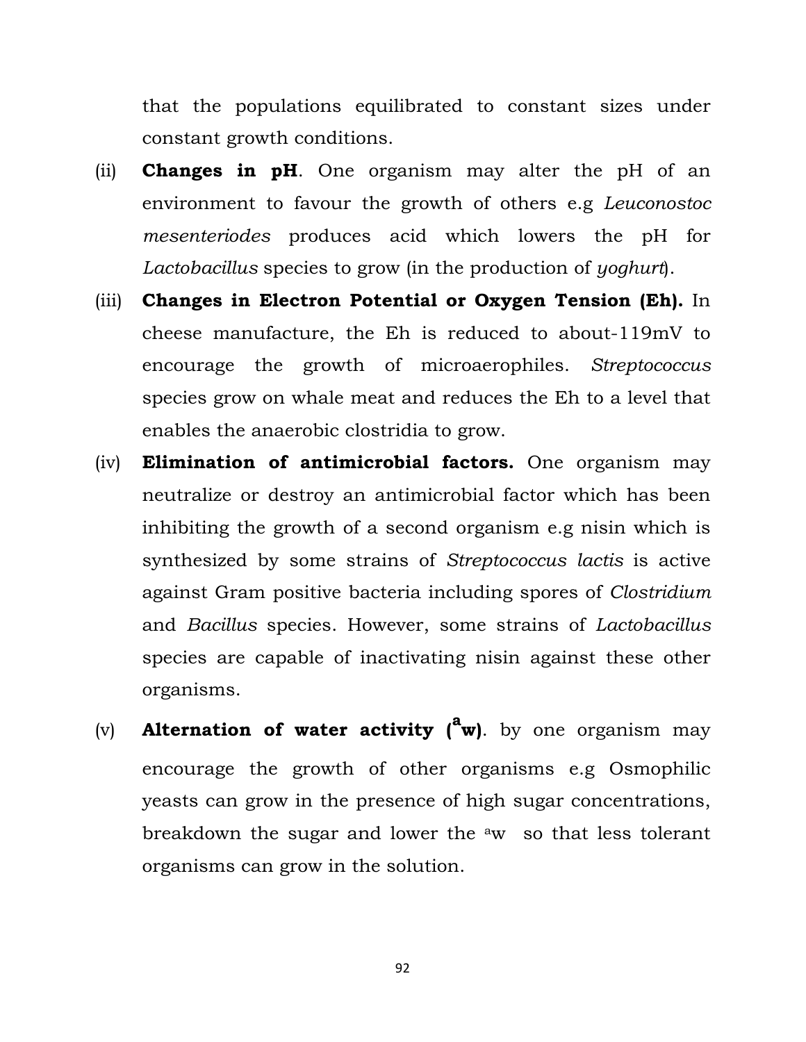that the populations equilibrated to constant sizes under constant growth conditions.

(ii) **Changes in pH**. One organism may alter the pH of an environment to favour the growth of others e.g *Leuconostoc mesenteriodes* produces acid which lowers the pH for *Lactobacillus* species to grow (in the production of *yoghurt*).

(iii) **Changes in Electron Potential or Oxygen Tension (Eh).** In cheese manufacture, the Eh is reduced to about-119mV to encourage the growth of microaerophiles. *Streptococcus* species grow on whale meat and reduces the Eh to a level that enables the anaerobic clostridia to grow.

(iv) **Elimination of antimicrobial factors.** One organism may neutralize or destroy an antimicrobial factor which has been inhibiting the growth of a second organism e.g nisin which is synthesized by some strains of *Streptococcus lactis* is active against Gram positive bacteria including spores of *Clostridium* and *Bacillus* species. However, some strains of *Lactobacillus* species are capable of inactivating nisin against these other organisms.

(v) **Alternation of water activity ($^{a}$w)**. by one organism may encourage the growth of other organisms e.g Osmophilic yeasts can grow in the presence of high sugar concentrations, breakdown the sugar and lower the $^{a}$w so that less tolerant organisms can grow in the solution.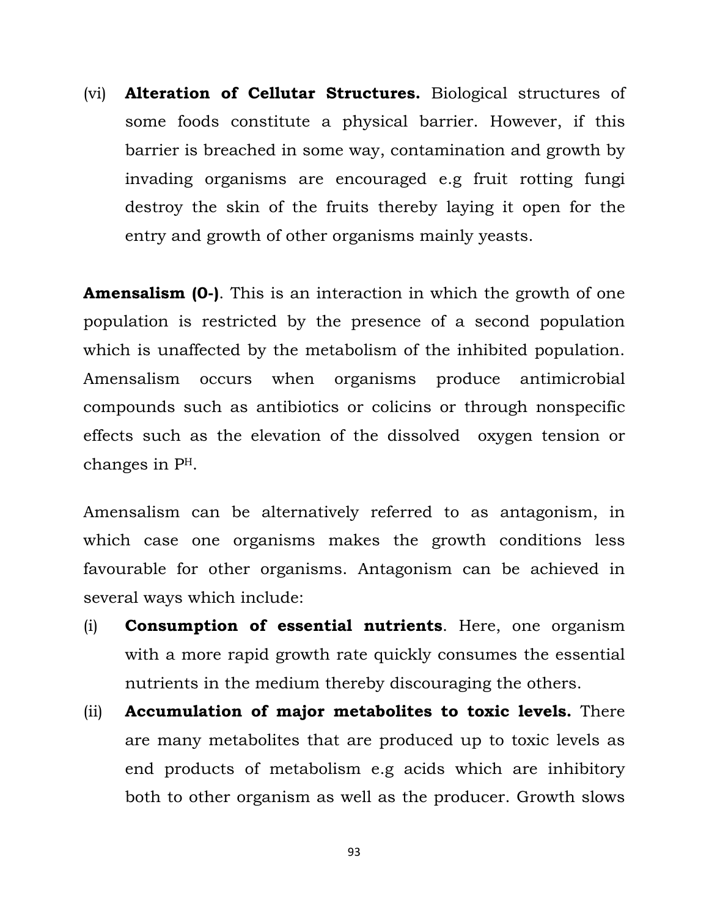(vi) **Alteration of Cellutar Structures.** Biological structures of some foods constitute a physical barrier. However, if this barrier is breached in some way, contamination and growth by invading organisms are encouraged e.g fruit rotting fungi destroy the skin of the fruits thereby laying it open for the entry and growth of other organisms mainly yeasts.

**Amensalism (0-)**. This is an interaction in which the growth of one population is restricted by the presence of a second population which is unaffected by the metabolism of the inhibited population. Amensalism occurs when organisms produce antimicrobial compounds such as antibiotics or colicins or through nonspecific effects such as the elevation of the dissolved oxygen tension or changes in $P^H$.

Amensalism can be alternatively referred to as antagonism, in which case one organisms makes the growth conditions less favourable for other organisms. Antagonism can be achieved in several ways which include:

(i) **Consumption of essential nutrients**. Here, one organism with a more rapid growth rate quickly consumes the essential nutrients in the medium thereby discouraging the others.

(ii) **Accumulation of major metabolites to toxic levels.** There are many metabolites that are produced up to toxic levels as end products of metabolism e.g acids which are inhibitory both to other organism as well as the producer. Growth slows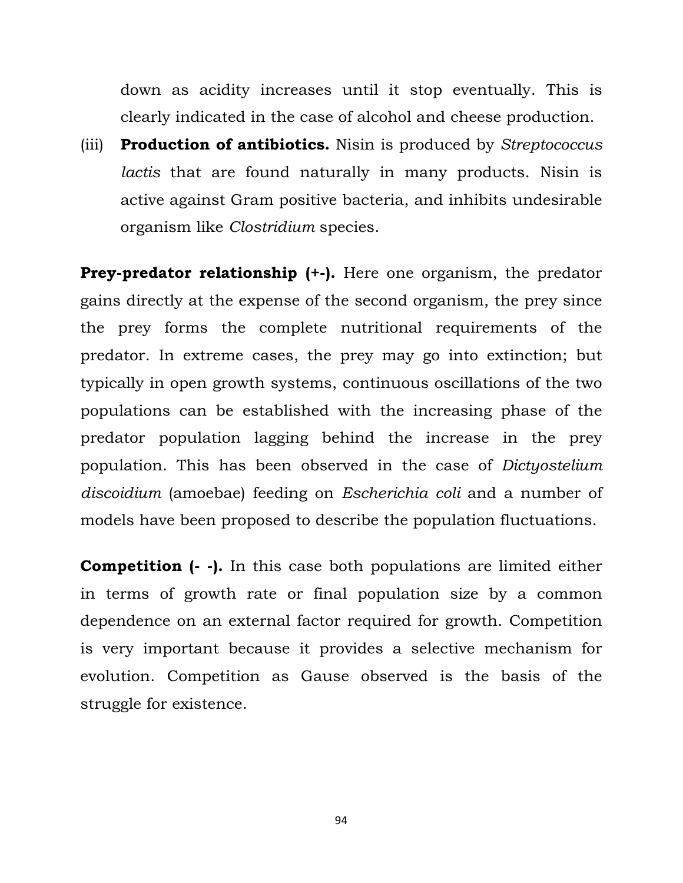down as acidity increases until it stop eventually. This is clearly indicated in the case of alcohol and cheese production.

(iii) **Production of antibiotics.** Nisin is produced by *Streptococcus lactis* that are found naturally in many products. Nisin is active against Gram positive bacteria, and inhibits undesirable organism like *Clostridium* species.

**Prey-predator relationship (+-).** Here one organism, the predator gains directly at the expense of the second organism, the prey since the prey forms the complete nutritional requirements of the predator. In extreme cases, the prey may go into extinction; but typically in open growth systems, continuous oscillations of the two populations can be established with the increasing phase of the predator population lagging behind the increase in the prey population. This has been observed in the case of *Dictyostelium discoidium* (amoebae) feeding on *Escherichia coli* and a number of models have been proposed to describe the population fluctuations.

**Competition (- -).** In this case both populations are limited either in terms of growth rate or final population size by a common dependence on an external factor required for growth. Competition is very important because it provides a selective mechanism for evolution. Competition as Gause observed is the basis of the struggle for existence.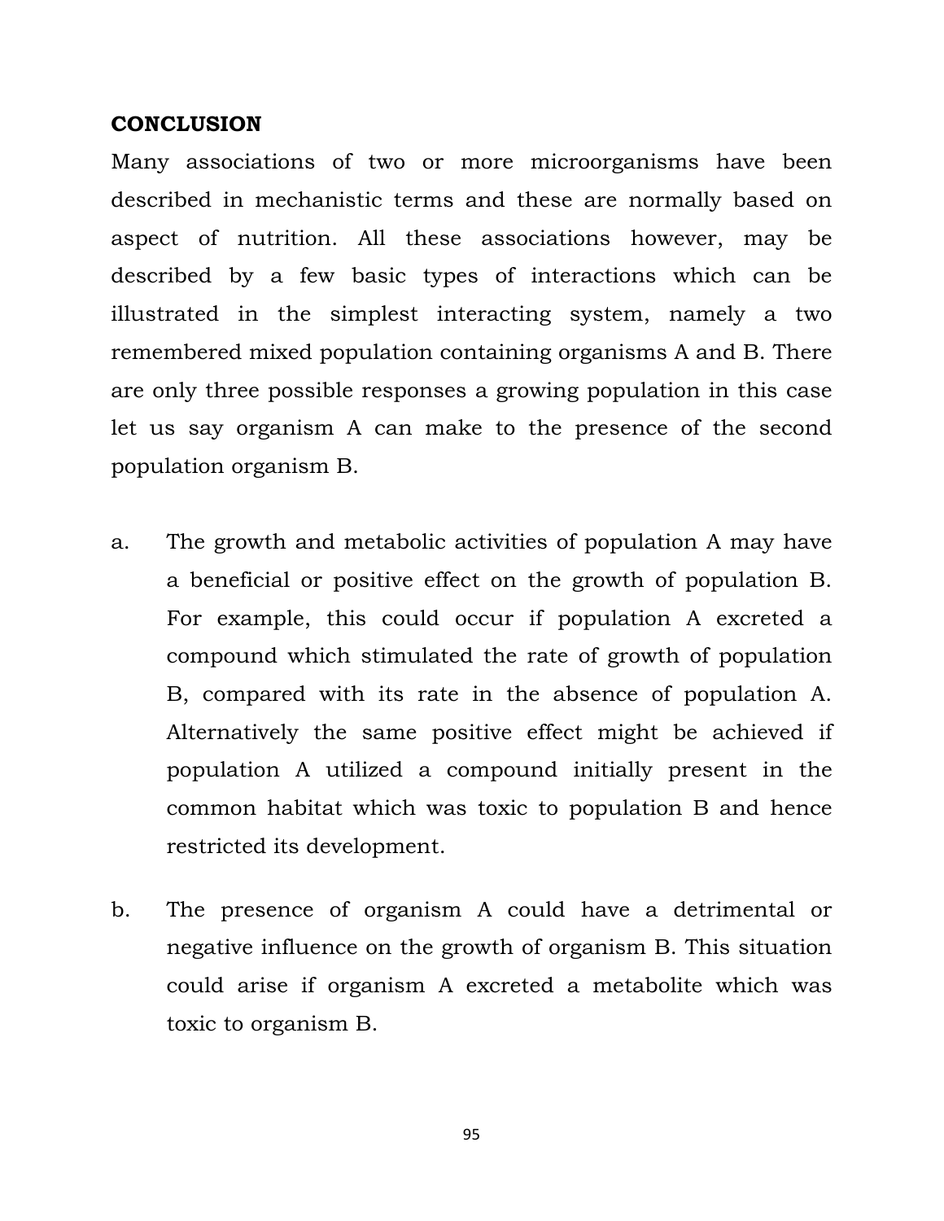**CONCLUSION**

Many associations of two or more microorganisms have been described in mechanistic terms and these are normally based on aspect of nutrition. All these associations however, may be described by a few basic types of interactions which can be illustrated in the simplest interacting system, namely a two remembered mixed population containing organisms A and B. There are only three possible responses a growing population in this case let us say organism A can make to the presence of the second population organism B.

a. The growth and metabolic activities of population A may have a beneficial or positive effect on the growth of population B. For example, this could occur if population A excreted a compound which stimulated the rate of growth of population B, compared with its rate in the absence of population A. Alternatively the same positive effect might be achieved if population A utilized a compound initially present in the common habitat which was toxic to population B and hence restricted its development.

b. The presence of organism A could have a detrimental or negative influence on the growth of organism B. This situation could arise if organism A excreted a metabolite which was toxic to organism B.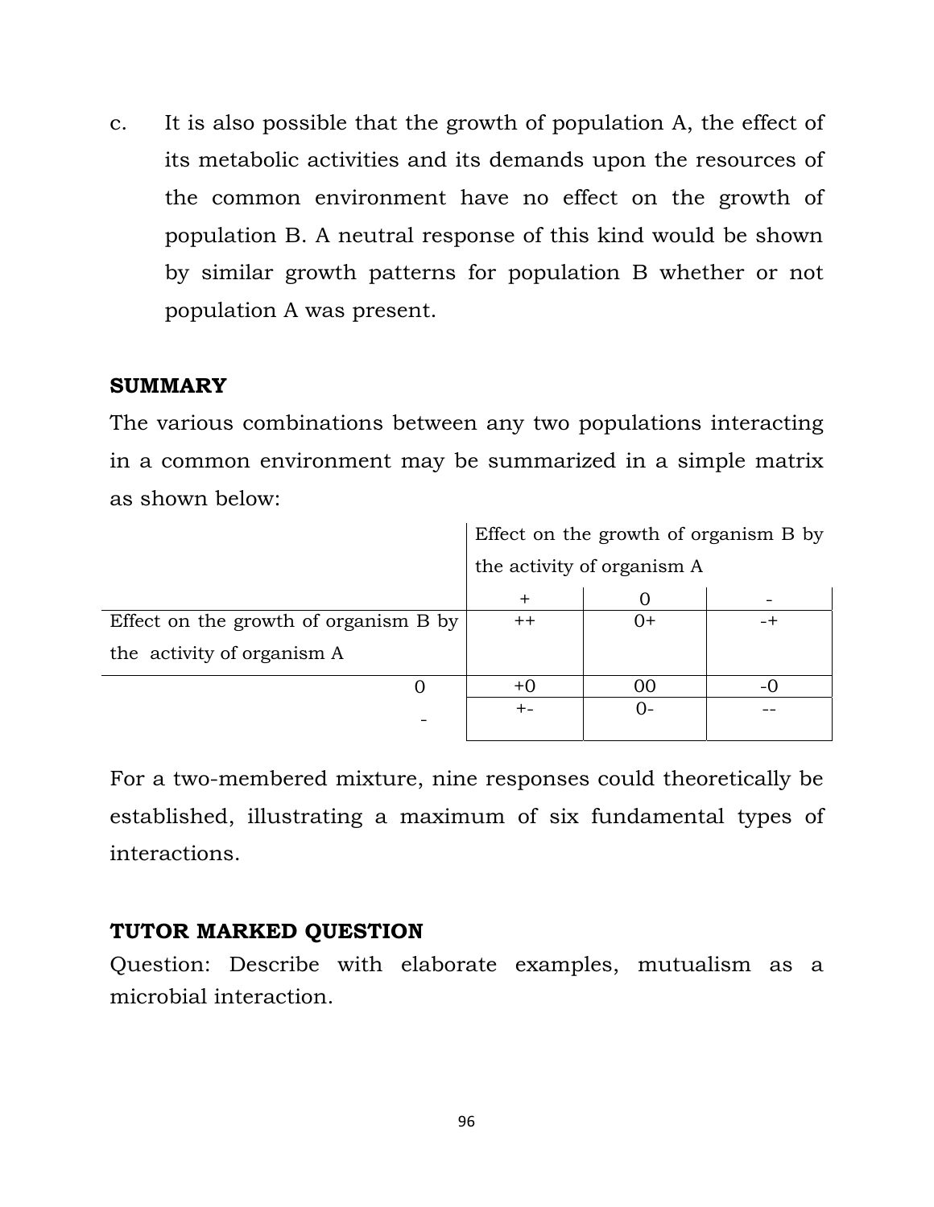c. It is also possible that the growth of population A, the effect of its metabolic activities and its demands upon the resources of the common environment have no effect on the growth of population B. A neutral response of this kind would be shown by similar growth patterns for population B whether or not population A was present.

**SUMMARY**

The various combinations between any two populations interacting in a common environment may be summarized in a simple matrix as shown below:

| | Effect on the growth of organism B by the activity of organism A | | |
|---|---|---|---|
| | + | 0 | - |
| Effect on the growth of organism B by the activity of organism A | ++ | 0+ | -+ |
| 0 | +0 | 00 | -0 |
| - | +- | 0- | -- |

For a two-membered mixture, nine responses could theoretically be established, illustrating a maximum of six fundamental types of interactions.

**TUTOR MARKED QUESTION**

Question: Describe with elaborate examples, mutualism as a microbial interaction.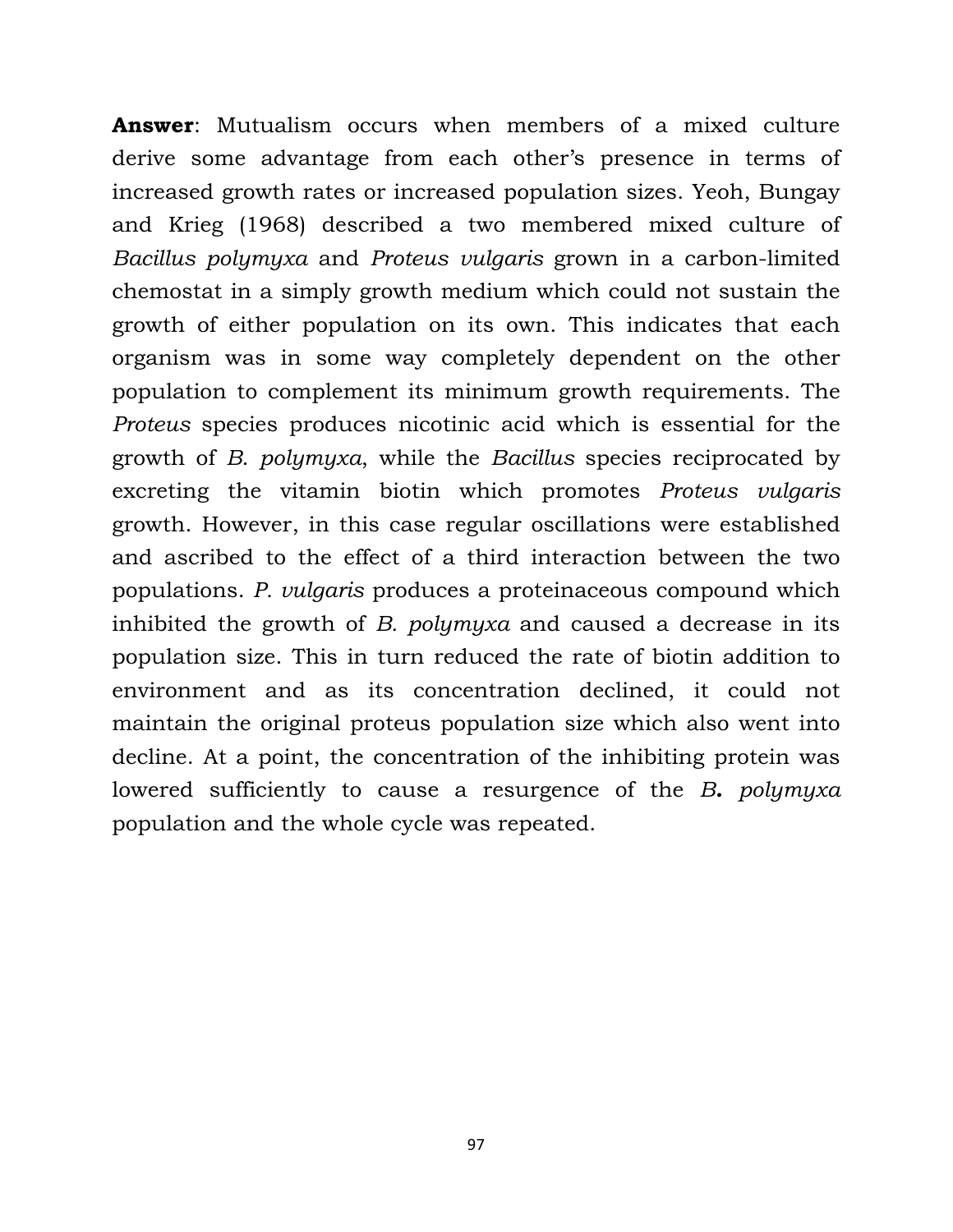**Answer**: Mutualism occurs when members of a mixed culture derive some advantage from each other's presence in terms of increased growth rates or increased population sizes. Yeoh, Bungay and Krieg (1968) described a two membered mixed culture of *Bacillus polymyxa* and *Proteus vulgaris* grown in a carbon-limited chemostat in a simply growth medium which could not sustain the growth of either population on its own. This indicates that each organism was in some way completely dependent on the other population to complement its minimum growth requirements. The *Proteus* species produces nicotinic acid which is essential for the growth of *B. polymyxa*, while the *Bacillus* species reciprocated by excreting the vitamin biotin which promotes *Proteus vulgaris* growth. However, in this case regular oscillations were established and ascribed to the effect of a third interaction between the two populations. *P. vulgaris* produces a proteinaceous compound which inhibited the growth of *B. polymyxa* and caused a decrease in its population size. This in turn reduced the rate of biotin addition to environment and as its concentration declined, it could not maintain the original proteus population size which also went into decline. At a point, the concentration of the inhibiting protein was lowered sufficiently to cause a resurgence of the *B. polymyxa* population and the whole cycle was repeated.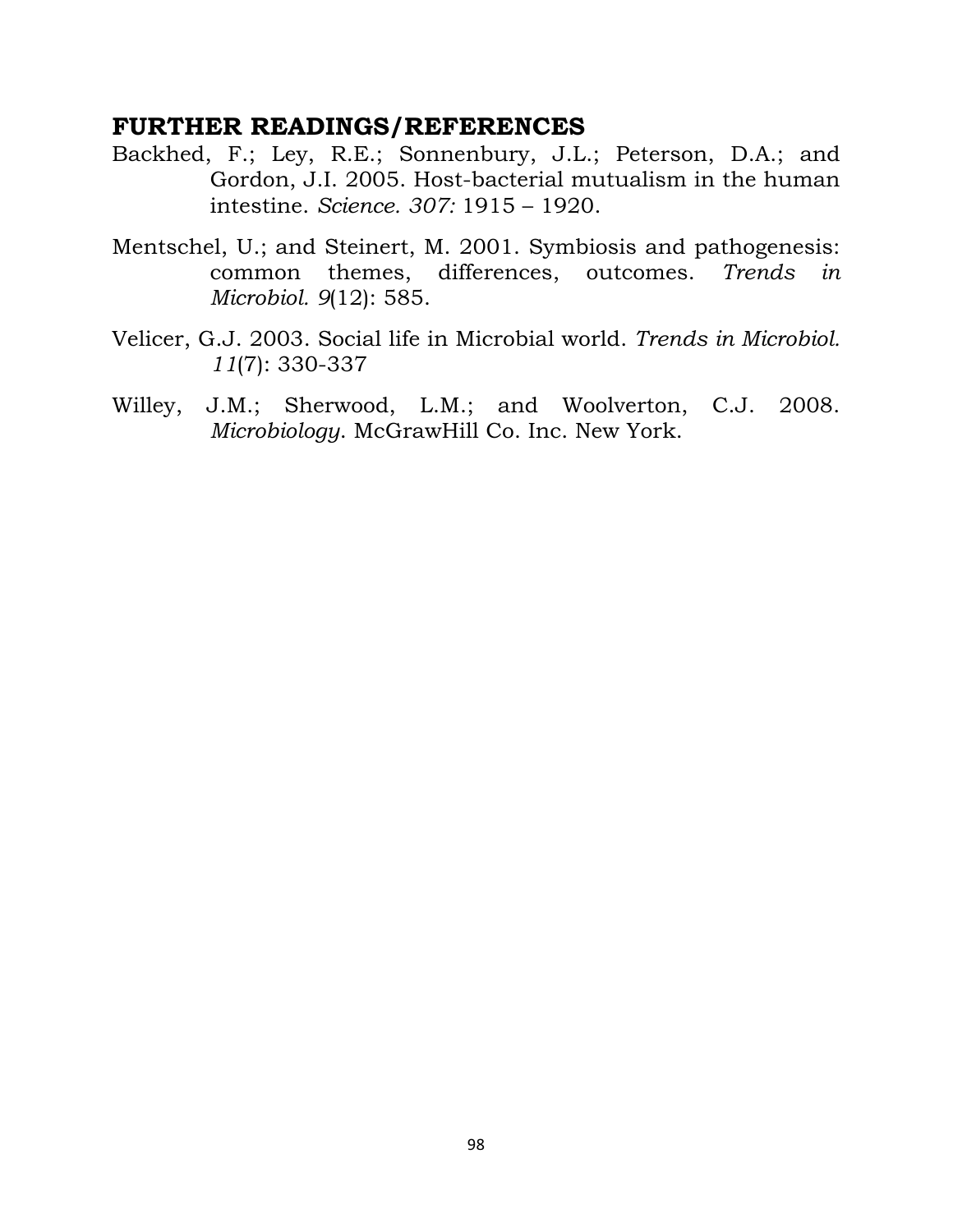## FURTHER READINGS/REFERENCES

Backhed, F.; Ley, R.E.; Sonnenbury, J.L.; Peterson, D.A.; and Gordon, J.I. 2005. Host-bacterial mutualism in the human intestine. *Science. 307:* 1915 – 1920.

Mentschel, U.; and Steinert, M. 2001. Symbiosis and pathogenesis: common themes, differences, outcomes. *Trends in Microbiol. 9*(12): 585.

Velicer, G.J. 2003. Social life in Microbial world. *Trends in Microbiol. 11*(7): 330-337

Willey, J.M.; Sherwood, L.M.; and Woolverton, C.J. 2008. *Microbiology*. McGrawHill Co. Inc. New York.